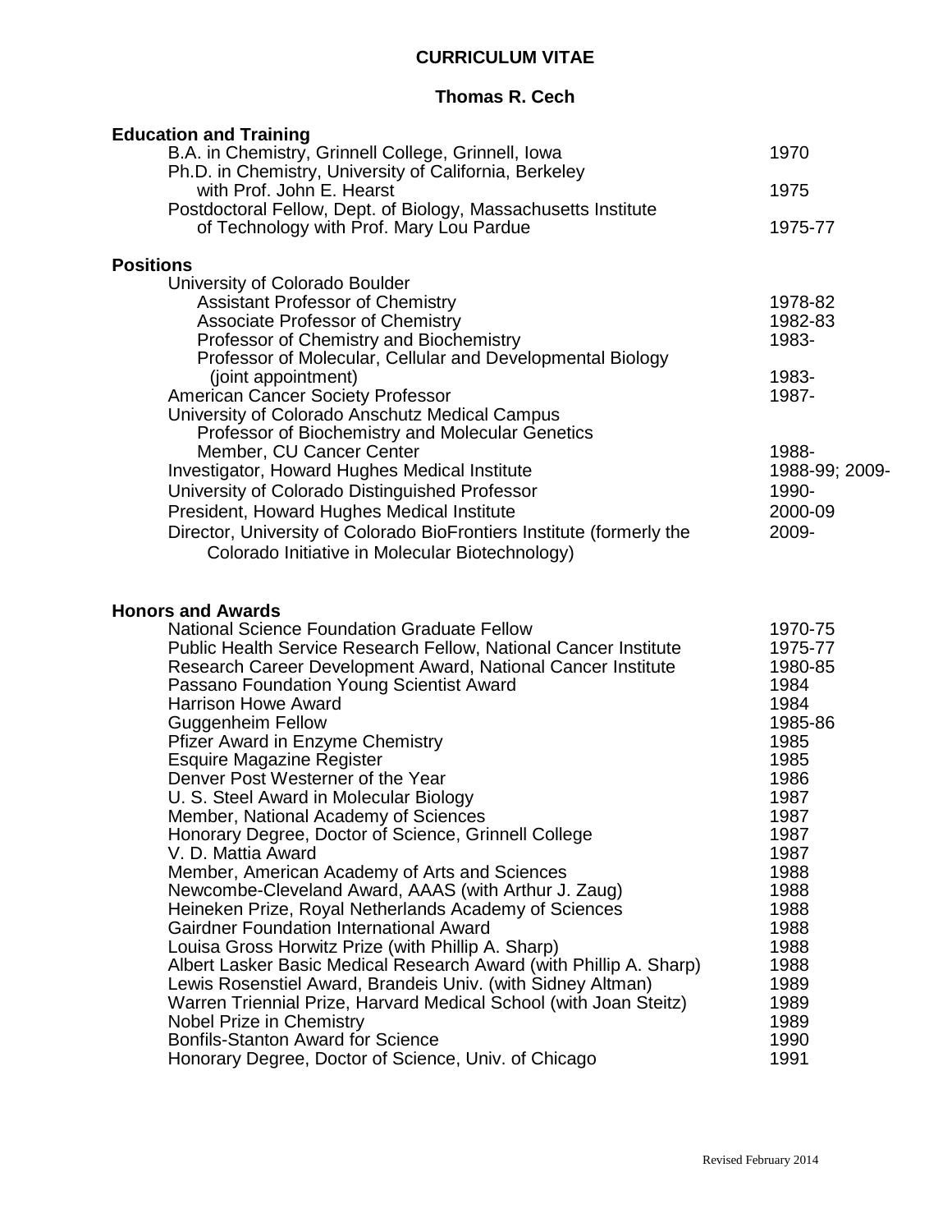# CURRICULUM VITAE

## Thomas R. Cech

### Education and Training

| | |
|---|---|
| B.A. in Chemistry, Grinnell College, Grinnell, Iowa | 1970 |
| Ph.D. in Chemistry, University of California, Berkeley with Prof. John E. Hearst | 1975 |
| Postdoctoral Fellow, Dept. of Biology, Massachusetts Institute of Technology with Prof. Mary Lou Pardue | 1975-77 |

### Positions

| | |
|---|---|
| University of Colorado Boulder | |
| Assistant Professor of Chemistry | 1978-82 |
| Associate Professor of Chemistry | 1982-83 |
| Professor of Chemistry and Biochemistry | 1983- |
| Professor of Molecular, Cellular and Developmental Biology (joint appointment) | 1983- |
| American Cancer Society Professor | 1987- |
| University of Colorado Anschutz Medical Campus | |
| Professor of Biochemistry and Molecular Genetics | |
| Member, CU Cancer Center | 1988- |
| Investigator, Howard Hughes Medical Institute | 1988-99; 2009- |
| University of Colorado Distinguished Professor | 1990- |
| President, Howard Hughes Medical Institute | 2000-09 |
| Director, University of Colorado BioFrontiers Institute (formerly the Colorado Initiative in Molecular Biotechnology) | 2009- |

### Honors and Awards

| | |
|---|---|
| National Science Foundation Graduate Fellow | 1970-75 |
| Public Health Service Research Fellow, National Cancer Institute | 1975-77 |
| Research Career Development Award, National Cancer Institute | 1980-85 |
| Passano Foundation Young Scientist Award | 1984 |
| Harrison Howe Award | 1984 |
| Guggenheim Fellow | 1985-86 |
| Pfizer Award in Enzyme Chemistry | 1985 |
| Esquire Magazine Register | 1985 |
| Denver Post Westerner of the Year | 1986 |
| U. S. Steel Award in Molecular Biology | 1987 |
| Member, National Academy of Sciences | 1987 |
| Honorary Degree, Doctor of Science, Grinnell College | 1987 |
| V. D. Mattia Award | 1987 |
| Member, American Academy of Arts and Sciences | 1988 |
| Newcombe-Cleveland Award, AAAS (with Arthur J. Zaug) | 1988 |
| Heineken Prize, Royal Netherlands Academy of Sciences | 1988 |
| Gairdner Foundation International Award | 1988 |
| Louisa Gross Horwitz Prize (with Phillip A. Sharp) | 1988 |
| Albert Lasker Basic Medical Research Award (with Phillip A. Sharp) | 1988 |
| Lewis Rosenstiel Award, Brandeis Univ. (with Sidney Altman) | 1989 |
| Warren Triennial Prize, Harvard Medical School (with Joan Steitz) | 1989 |
| Nobel Prize in Chemistry | 1989 |
| Bonfils-Stanton Award for Science | 1990 |
| Honorary Degree, Doctor of Science, Univ. of Chicago | 1991 |

Revised February 2014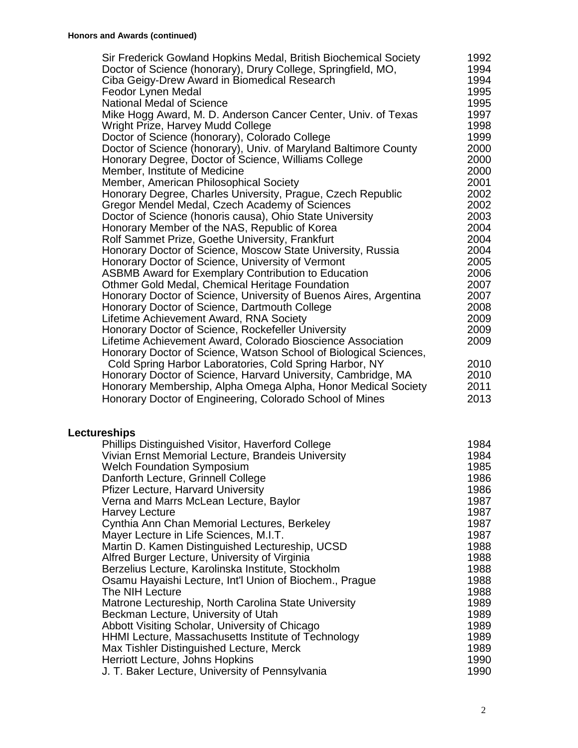**Honors and Awards (continued)**

| | |
|---|---|
| Sir Frederick Gowland Hopkins Medal, British Biochemical Society | 1992 |
| Doctor of Science (honorary), Drury College, Springfield, MO, | 1994 |
| Ciba Geigy-Drew Award in Biomedical Research | 1994 |
| Feodor Lynen Medal | 1995 |
| National Medal of Science | 1995 |
| Mike Hogg Award, M. D. Anderson Cancer Center, Univ. of Texas | 1997 |
| Wright Prize, Harvey Mudd College | 1998 |
| Doctor of Science (honorary), Colorado College | 1999 |
| Doctor of Science (honorary), Univ. of Maryland Baltimore County | 2000 |
| Honorary Degree, Doctor of Science, Williams College | 2000 |
| Member, Institute of Medicine | 2000 |
| Member, American Philosophical Society | 2001 |
| Honorary Degree, Charles University, Prague, Czech Republic | 2002 |
| Gregor Mendel Medal, Czech Academy of Sciences | 2002 |
| Doctor of Science (honoris causa), Ohio State University | 2003 |
| Honorary Member of the NAS, Republic of Korea | 2004 |
| Rolf Sammet Prize, Goethe University, Frankfurt | 2004 |
| Honorary Doctor of Science, Moscow State University, Russia | 2004 |
| Honorary Doctor of Science, University of Vermont | 2005 |
| ASBMB Award for Exemplary Contribution to Education | 2006 |
| Othmer Gold Medal, Chemical Heritage Foundation | 2007 |
| Honorary Doctor of Science, University of Buenos Aires, Argentina | 2007 |
| Honorary Doctor of Science, Dartmouth College | 2008 |
| Lifetime Achievement Award, RNA Society | 2009 |
| Honorary Doctor of Science, Rockefeller University | 2009 |
| Lifetime Achievement Award, Colorado Bioscience Association | 2009 |
| Honorary Doctor of Science, Watson School of Biological Sciences, Cold Spring Harbor Laboratories, Cold Spring Harbor, NY | 2010 |
| Honorary Doctor of Science, Harvard University, Cambridge, MA | 2010 |
| Honorary Membership, Alpha Omega Alpha, Honor Medical Society | 2011 |
| Honorary Doctor of Engineering, Colorado School of Mines | 2013 |

## Lectureships

| | |
|---|---|
| Phillips Distinguished Visitor, Haverford College | 1984 |
| Vivian Ernst Memorial Lecture, Brandeis University | 1984 |
| Welch Foundation Symposium | 1985 |
| Danforth Lecture, Grinnell College | 1986 |
| Pfizer Lecture, Harvard University | 1986 |
| Verna and Marrs McLean Lecture, Baylor | 1987 |
| Harvey Lecture | 1987 |
| Cynthia Ann Chan Memorial Lectures, Berkeley | 1987 |
| Mayer Lecture in Life Sciences, M.I.T. | 1987 |
| Martin D. Kamen Distinguished Lectureship, UCSD | 1988 |
| Alfred Burger Lecture, University of Virginia | 1988 |
| Berzelius Lecture, Karolinska Institute, Stockholm | 1988 |
| Osamu Hayaishi Lecture, Int'l Union of Biochem., Prague | 1988 |
| The NIH Lecture | 1988 |
| Matrone Lectureship, North Carolina State University | 1989 |
| Beckman Lecture, University of Utah | 1989 |
| Abbott Visiting Scholar, University of Chicago | 1989 |
| HHMI Lecture, Massachusetts Institute of Technology | 1989 |
| Max Tishler Distinguished Lecture, Merck | 1989 |
| Herriott Lecture, Johns Hopkins | 1990 |
| J. T. Baker Lecture, University of Pennsylvania | 1990 |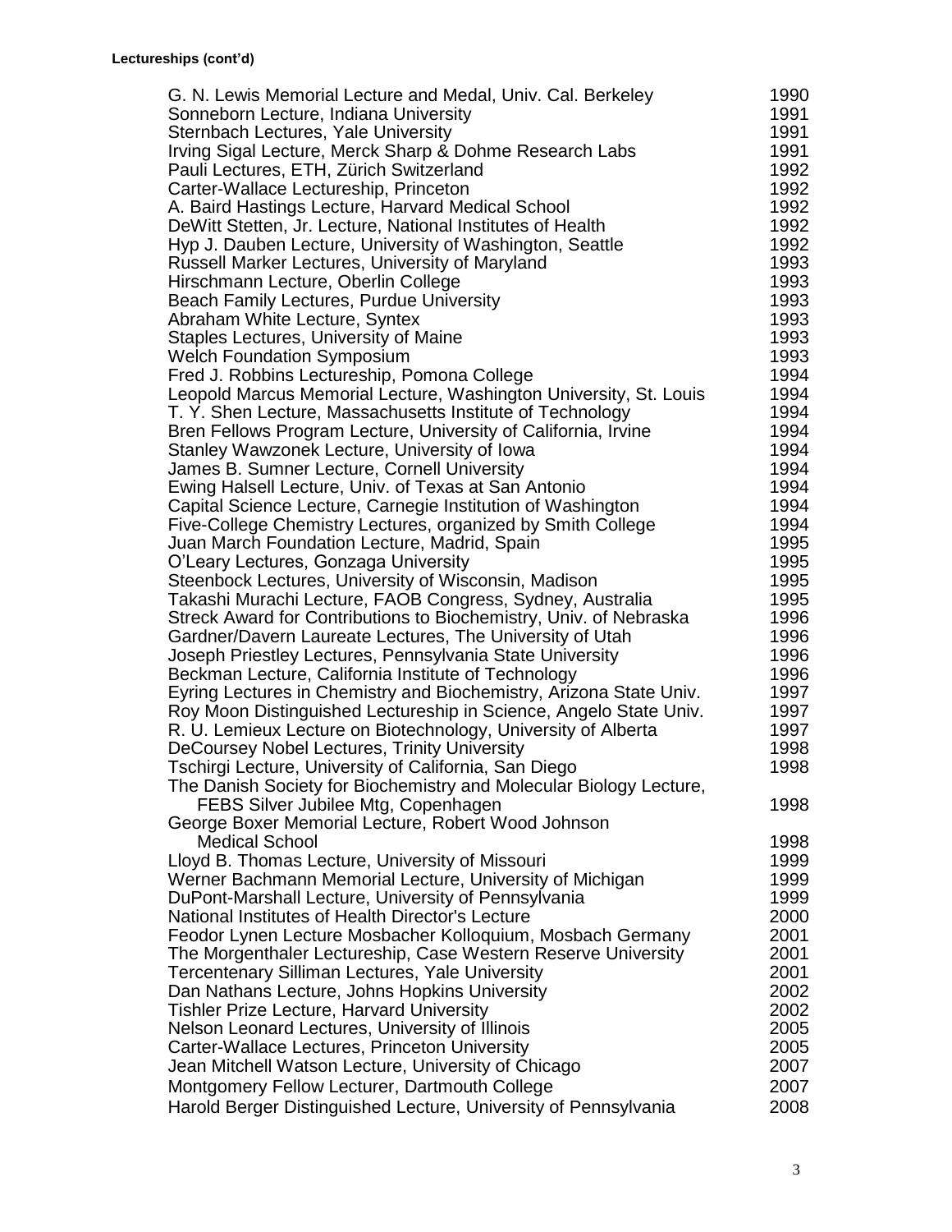**Lectureships (cont'd)**

| | |
|---|---|
| G. N. Lewis Memorial Lecture and Medal, Univ. Cal. Berkeley | 1990 |
| Sonneborn Lecture, Indiana University | 1991 |
| Sternbach Lectures, Yale University | 1991 |
| Irving Sigal Lecture, Merck Sharp & Dohme Research Labs | 1991 |
| Pauli Lectures, ETH, Zürich Switzerland | 1992 |
| Carter-Wallace Lectureship, Princeton | 1992 |
| A. Baird Hastings Lecture, Harvard Medical School | 1992 |
| DeWitt Stetten, Jr. Lecture, National Institutes of Health | 1992 |
| Hyp J. Dauben Lecture, University of Washington, Seattle | 1992 |
| Russell Marker Lectures, University of Maryland | 1993 |
| Hirschmann Lecture, Oberlin College | 1993 |
| Beach Family Lectures, Purdue University | 1993 |
| Abraham White Lecture, Syntex | 1993 |
| Staples Lectures, University of Maine | 1993 |
| Welch Foundation Symposium | 1993 |
| Fred J. Robbins Lectureship, Pomona College | 1994 |
| Leopold Marcus Memorial Lecture, Washington University, St. Louis | 1994 |
| T. Y. Shen Lecture, Massachusetts Institute of Technology | 1994 |
| Bren Fellows Program Lecture, University of California, Irvine | 1994 |
| Stanley Wawzonek Lecture, University of Iowa | 1994 |
| James B. Sumner Lecture, Cornell University | 1994 |
| Ewing Halsell Lecture, Univ. of Texas at San Antonio | 1994 |
| Capital Science Lecture, Carnegie Institution of Washington | 1994 |
| Five-College Chemistry Lectures, organized by Smith College | 1994 |
| Juan March Foundation Lecture, Madrid, Spain | 1995 |
| O'Leary Lectures, Gonzaga University | 1995 |
| Steenbock Lectures, University of Wisconsin, Madison | 1995 |
| Takashi Murachi Lecture, FAOB Congress, Sydney, Australia | 1995 |
| Streck Award for Contributions to Biochemistry, Univ. of Nebraska | 1996 |
| Gardner/Davern Laureate Lectures, The University of Utah | 1996 |
| Joseph Priestley Lectures, Pennsylvania State University | 1996 |
| Beckman Lecture, California Institute of Technology | 1996 |
| Eyring Lectures in Chemistry and Biochemistry, Arizona State Univ. | 1997 |
| Roy Moon Distinguished Lectureship in Science, Angelo State Univ. | 1997 |
| R. U. Lemieux Lecture on Biotechnology, University of Alberta | 1997 |
| DeCoursey Nobel Lectures, Trinity University | 1998 |
| Tschirgi Lecture, University of California, San Diego | 1998 |
| The Danish Society for Biochemistry and Molecular Biology Lecture, FEBS Silver Jubilee Mtg, Copenhagen | 1998 |
| George Boxer Memorial Lecture, Robert Wood Johnson Medical School | 1998 |
| Lloyd B. Thomas Lecture, University of Missouri | 1999 |
| Werner Bachmann Memorial Lecture, University of Michigan | 1999 |
| DuPont-Marshall Lecture, University of Pennsylvania | 1999 |
| National Institutes of Health Director's Lecture | 2000 |
| Feodor Lynen Lecture Mosbacher Kolloquium, Mosbach Germany | 2001 |
| The Morgenthaler Lectureship, Case Western Reserve University | 2001 |
| Tercentenary Silliman Lectures, Yale University | 2001 |
| Dan Nathans Lecture, Johns Hopkins University | 2002 |
| Tishler Prize Lecture, Harvard University | 2002 |
| Nelson Leonard Lectures, University of Illinois | 2005 |
| Carter-Wallace Lectures, Princeton University | 2005 |
| Jean Mitchell Watson Lecture, University of Chicago | 2007 |
| Montgomery Fellow Lecturer, Dartmouth College | 2007 |
| Harold Berger Distinguished Lecture, University of Pennsylvania | 2008 |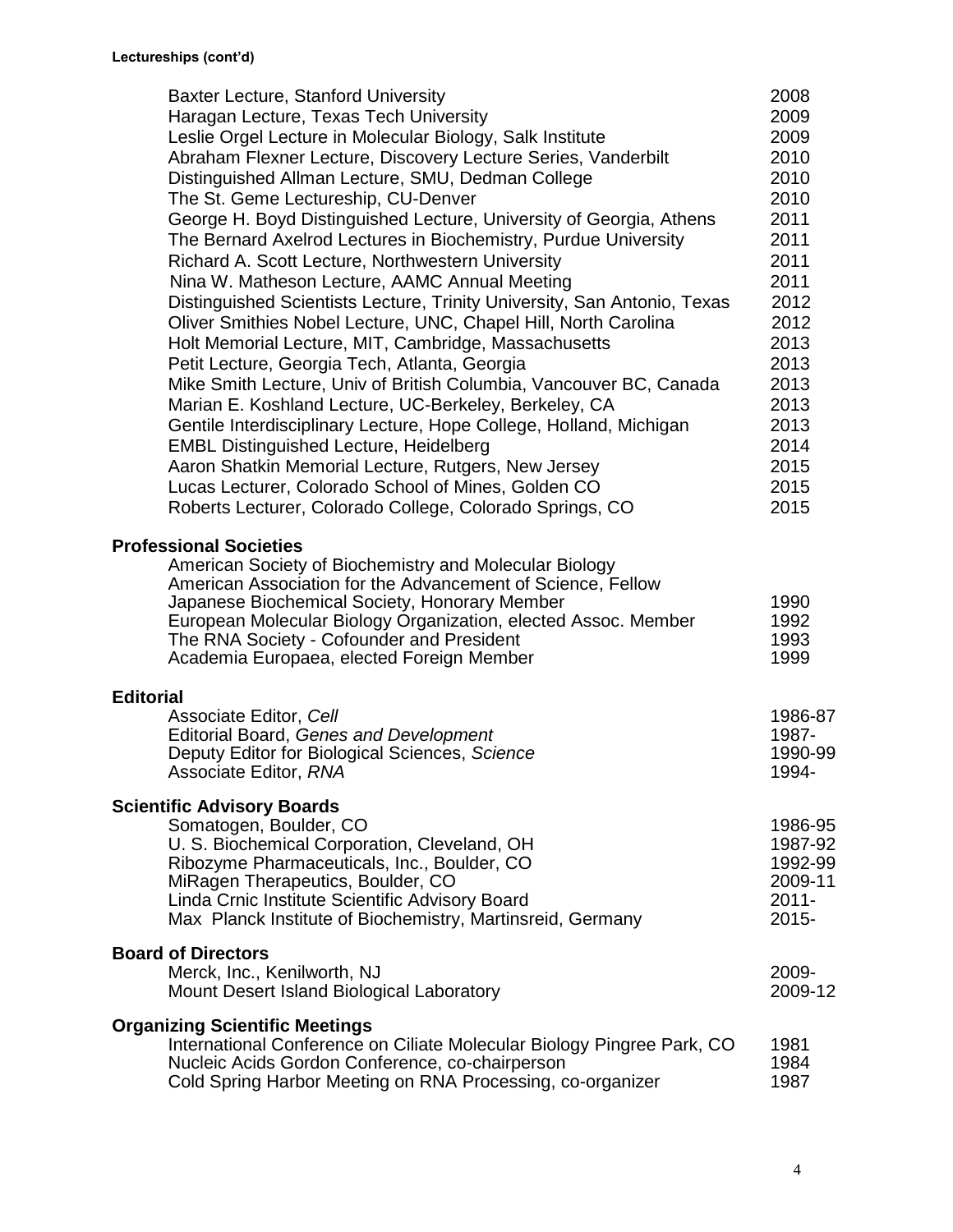**Lectureships (cont'd)**

| | |
|---|---|
| Baxter Lecture, Stanford University | 2008 |
| Haragan Lecture, Texas Tech University | 2009 |
| Leslie Orgel Lecture in Molecular Biology, Salk Institute | 2009 |
| Abraham Flexner Lecture, Discovery Lecture Series, Vanderbilt | 2010 |
| Distinguished Allman Lecture, SMU, Dedman College | 2010 |
| The St. Geme Lectureship, CU-Denver | 2010 |
| George H. Boyd Distinguished Lecture, University of Georgia, Athens | 2011 |
| The Bernard Axelrod Lectures in Biochemistry, Purdue University | 2011 |
| Richard A. Scott Lecture, Northwestern University | 2011 |
| Nina W. Matheson Lecture, AAMC Annual Meeting | 2011 |
| Distinguished Scientists Lecture, Trinity University, San Antonio, Texas | 2012 |
| Oliver Smithies Nobel Lecture, UNC, Chapel Hill, North Carolina | 2012 |
| Holt Memorial Lecture, MIT, Cambridge, Massachusetts | 2013 |
| Petit Lecture, Georgia Tech, Atlanta, Georgia | 2013 |
| Mike Smith Lecture, Univ of British Columbia, Vancouver BC, Canada | 2013 |
| Marian E. Koshland Lecture, UC-Berkeley, Berkeley, CA | 2013 |
| Gentile Interdisciplinary Lecture, Hope College, Holland, Michigan | 2013 |
| EMBL Distinguished Lecture, Heidelberg | 2014 |
| Aaron Shatkin Memorial Lecture, Rutgers, New Jersey | 2015 |
| Lucas Lecturer, Colorado School of Mines, Golden CO | 2015 |
| Roberts Lecturer, Colorado College, Colorado Springs, CO | 2015 |

**Professional Societies**

| | |
|---|---|
| American Society of Biochemistry and Molecular Biology | |
| American Association for the Advancement of Science, Fellow | |
| Japanese Biochemical Society, Honorary Member | 1990 |
| European Molecular Biology Organization, elected Assoc. Member | 1992 |
| The RNA Society - Cofounder and President | 1993 |
| Academia Europaea, elected Foreign Member | 1999 |

**Editorial**

| | |
|---|---|
| Associate Editor, *Cell* | 1986-87 |
| Editorial Board, *Genes and Development* | 1987- |
| Deputy Editor for Biological Sciences, *Science* | 1990-99 |
| Associate Editor, *RNA* | 1994- |

**Scientific Advisory Boards**

| | |
|---|---|
| Somatogen, Boulder, CO | 1986-95 |
| U. S. Biochemical Corporation, Cleveland, OH | 1987-92 |
| Ribozyme Pharmaceuticals, Inc., Boulder, CO | 1992-99 |
| MiRagen Therapeutics, Boulder, CO | 2009-11 |
| Linda Crnic Institute Scientific Advisory Board | 2011- |
| Max Planck Institute of Biochemistry, Martinsreid, Germany | 2015- |

**Board of Directors**

| | |
|---|---|
| Merck, Inc., Kenilworth, NJ | 2009- |
| Mount Desert Island Biological Laboratory | 2009-12 |

**Organizing Scientific Meetings**

| | |
|---|---|
| International Conference on Ciliate Molecular Biology Pingree Park, CO | 1981 |
| Nucleic Acids Gordon Conference, co-chairperson | 1984 |
| Cold Spring Harbor Meeting on RNA Processing, co-organizer | 1987 |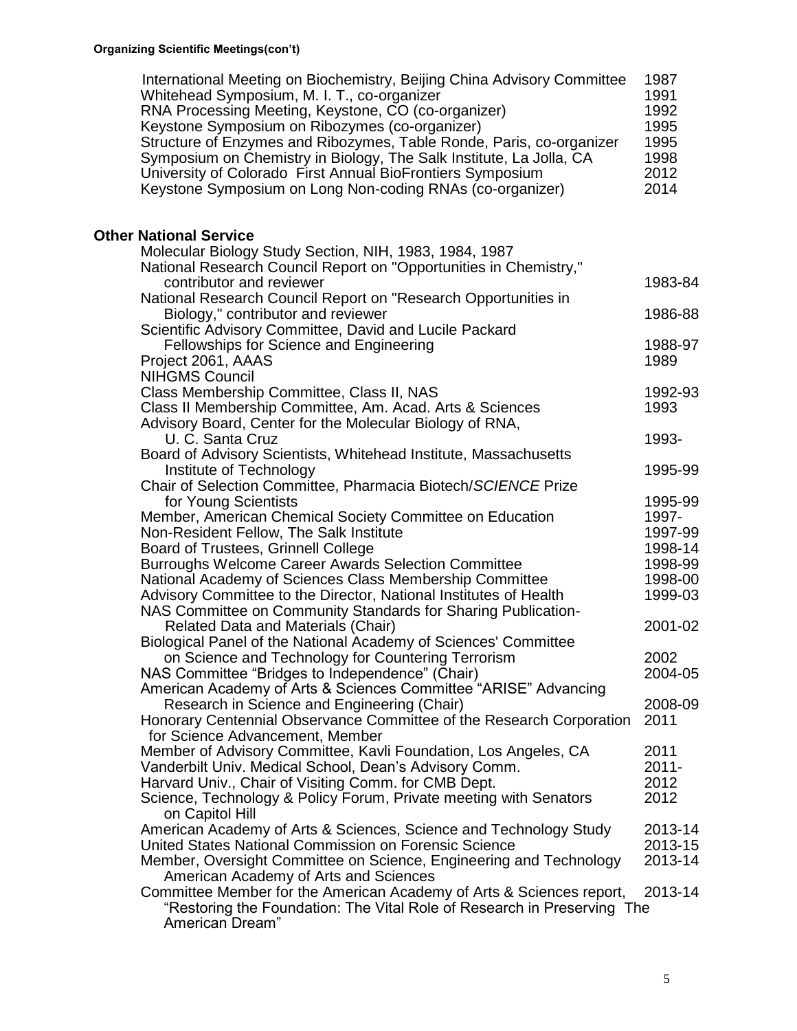**Organizing Scientific Meetings(con't)**

| | |
|---|---|
| International Meeting on Biochemistry, Beijing China Advisory Committee | 1987 |
| Whitehead Symposium, M. I. T., co-organizer | 1991 |
| RNA Processing Meeting, Keystone, CO (co-organizer) | 1992 |
| Keystone Symposium on Ribozymes (co-organizer) | 1995 |
| Structure of Enzymes and Ribozymes, Table Ronde, Paris, co-organizer | 1995 |
| Symposium on Chemistry in Biology, The Salk Institute, La Jolla, CA | 1998 |
| University of Colorado First Annual BioFrontiers Symposium | 2012 |
| Keystone Symposium on Long Non-coding RNAs (co-organizer) | 2014 |

## Other National Service

| | |
|---|---|
| Molecular Biology Study Section, NIH, 1983, 1984, 1987 | |
| National Research Council Report on "Opportunities in Chemistry," contributor and reviewer | 1983-84 |
| National Research Council Report on "Research Opportunities in Biology," contributor and reviewer | 1986-88 |
| Scientific Advisory Committee, David and Lucile Packard Fellowships for Science and Engineering | 1988-97 |
| Project 2061, AAAS | 1989 |
| NIHGMS Council | |
| Class Membership Committee, Class II, NAS | 1992-93 |
| Class II Membership Committee, Am. Acad. Arts & Sciences | 1993 |
| Advisory Board, Center for the Molecular Biology of RNA, U. C. Santa Cruz | 1993- |
| Board of Advisory Scientists, Whitehead Institute, Massachusetts Institute of Technology | 1995-99 |
| Chair of Selection Committee, Pharmacia Biotech/*SCIENCE* Prize for Young Scientists | 1995-99 |
| Member, American Chemical Society Committee on Education | 1997- |
| Non-Resident Fellow, The Salk Institute | 1997-99 |
| Board of Trustees, Grinnell College | 1998-14 |
| Burroughs Welcome Career Awards Selection Committee | 1998-99 |
| National Academy of Sciences Class Membership Committee | 1998-00 |
| Advisory Committee to the Director, National Institutes of Health | 1999-03 |
| NAS Committee on Community Standards for Sharing Publication-Related Data and Materials (Chair) | 2001-02 |
| Biological Panel of the National Academy of Sciences' Committee on Science and Technology for Countering Terrorism | 2002 |
| NAS Committee "Bridges to Independence" (Chair) | 2004-05 |
| American Academy of Arts & Sciences Committee "ARISE" Advancing Research in Science and Engineering (Chair) | 2008-09 |
| Honorary Centennial Observance Committee of the Research Corporation for Science Advancement, Member | 2011 |
| Member of Advisory Committee, Kavli Foundation, Los Angeles, CA | 2011 |
| Vanderbilt Univ. Medical School, Dean's Advisory Comm. | 2011- |
| Harvard Univ., Chair of Visiting Comm. for CMB Dept. | 2012 |
| Science, Technology & Policy Forum, Private meeting with Senators on Capitol Hill | 2012 |
| American Academy of Arts & Sciences, Science and Technology Study | 2013-14 |
| United States National Commission on Forensic Science | 2013-15 |
| Member, Oversight Committee on Science, Engineering and Technology American Academy of Arts and Sciences | 2013-14 |
| Committee Member for the American Academy of Arts & Sciences report, "Restoring the Foundation: The Vital Role of Research in Preserving The American Dream" | 2013-14 |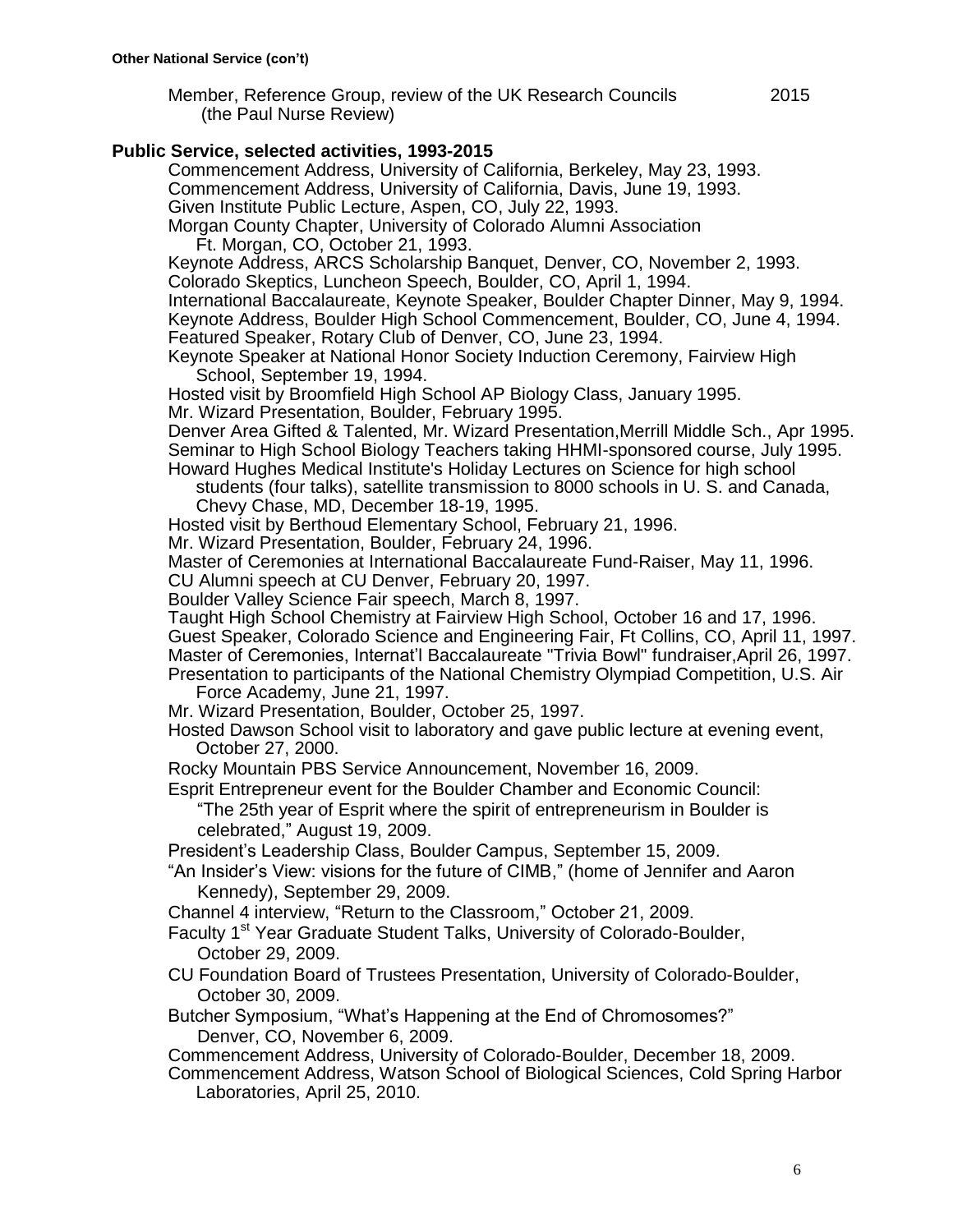**Other National Service (con't)**

Member, Reference Group, review of the UK Research Councils (the Paul Nurse Review) 2015

**Public Service, selected activities, 1993-2015**

Commencement Address, University of California, Berkeley, May 23, 1993.
Commencement Address, University of California, Davis, June 19, 1993.
Given Institute Public Lecture, Aspen, CO, July 22, 1993.
Morgan County Chapter, University of Colorado Alumni Association Ft. Morgan, CO, October 21, 1993.
Keynote Address, ARCS Scholarship Banquet, Denver, CO, November 2, 1993.
Colorado Skeptics, Luncheon Speech, Boulder, CO, April 1, 1994.
International Baccalaureate, Keynote Speaker, Boulder Chapter Dinner, May 9, 1994.
Keynote Address, Boulder High School Commencement, Boulder, CO, June 4, 1994.
Featured Speaker, Rotary Club of Denver, CO, June 23, 1994.
Keynote Speaker at National Honor Society Induction Ceremony, Fairview High School, September 19, 1994.
Hosted visit by Broomfield High School AP Biology Class, January 1995.
Mr. Wizard Presentation, Boulder, February 1995.
Denver Area Gifted & Talented, Mr. Wizard Presentation,Merrill Middle Sch., Apr 1995.
Seminar to High School Biology Teachers taking HHMI-sponsored course, July 1995.
Howard Hughes Medical Institute's Holiday Lectures on Science for high school students (four talks), satellite transmission to 8000 schools in U. S. and Canada, Chevy Chase, MD, December 18-19, 1995.
Hosted visit by Berthoud Elementary School, February 21, 1996.
Mr. Wizard Presentation, Boulder, February 24, 1996.
Master of Ceremonies at International Baccalaureate Fund-Raiser, May 11, 1996.
CU Alumni speech at CU Denver, February 20, 1997.
Boulder Valley Science Fair speech, March 8, 1997.
Taught High School Chemistry at Fairview High School, October 16 and 17, 1996.
Guest Speaker, Colorado Science and Engineering Fair, Ft Collins, CO, April 11, 1997.
Master of Ceremonies, Internat'l Baccalaureate "Trivia Bowl" fundraiser,April 26, 1997.
Presentation to participants of the National Chemistry Olympiad Competition, U.S. Air Force Academy, June 21, 1997.
Mr. Wizard Presentation, Boulder, October 25, 1997.
Hosted Dawson School visit to laboratory and gave public lecture at evening event, October 27, 2000.
Rocky Mountain PBS Service Announcement, November 16, 2009.
Esprit Entrepreneur event for the Boulder Chamber and Economic Council: "The 25th year of Esprit where the spirit of entrepreneurism in Boulder is celebrated," August 19, 2009.
President's Leadership Class, Boulder Campus, September 15, 2009.
"An Insider's View: visions for the future of CIMB," (home of Jennifer and Aaron Kennedy), September 29, 2009.
Channel 4 interview, "Return to the Classroom," October 21, 2009.
Faculty 1st Year Graduate Student Talks, University of Colorado-Boulder, October 29, 2009.
CU Foundation Board of Trustees Presentation, University of Colorado-Boulder, October 30, 2009.
Butcher Symposium, "What's Happening at the End of Chromosomes?" Denver, CO, November 6, 2009.
Commencement Address, University of Colorado-Boulder, December 18, 2009.
Commencement Address, Watson School of Biological Sciences, Cold Spring Harbor Laboratories, April 25, 2010.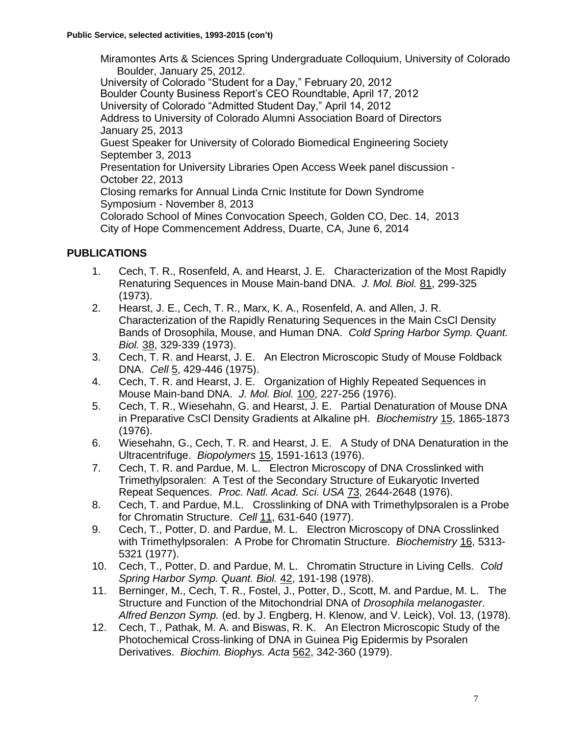**Public Service, selected activities, 1993-2015 (con't)**

Miramontes Arts & Sciences Spring Undergraduate Colloquium, University of Colorado Boulder, January 25, 2012.
University of Colorado "Student for a Day," February 20, 2012
Boulder County Business Report's CEO Roundtable, April 17, 2012
University of Colorado "Admitted Student Day," April 14, 2012
Address to University of Colorado Alumni Association Board of Directors January 25, 2013
Guest Speaker for University of Colorado Biomedical Engineering Society September 3, 2013
Presentation for University Libraries Open Access Week panel discussion - October 22, 2013
Closing remarks for Annual Linda Crnic Institute for Down Syndrome Symposium - November 8, 2013
Colorado School of Mines Convocation Speech, Golden CO, Dec. 14, 2013
City of Hope Commencement Address, Duarte, CA, June 6, 2014

## PUBLICATIONS

1. Cech, T. R., Rosenfeld, A. and Hearst, J. E. Characterization of the Most Rapidly Renaturing Sequences in Mouse Main-band DNA. *J. Mol. Biol.* 81, 299-325 (1973).
2. Hearst, J. E., Cech, T. R., Marx, K. A., Rosenfeld, A. and Allen, J. R. Characterization of the Rapidly Renaturing Sequences in the Main CsCl Density Bands of Drosophila, Mouse, and Human DNA. *Cold Spring Harbor Symp. Quant. Biol.* 38, 329-339 (1973).
3. Cech, T. R. and Hearst, J. E. An Electron Microscopic Study of Mouse Foldback DNA. *Cell* 5, 429-446 (1975).
4. Cech, T. R. and Hearst, J. E. Organization of Highly Repeated Sequences in Mouse Main-band DNA. *J. Mol. Biol.* 100, 227-256 (1976).
5. Cech, T. R., Wiesehahn, G. and Hearst, J. E. Partial Denaturation of Mouse DNA in Preparative CsCl Density Gradients at Alkaline pH. *Biochemistry* 15, 1865-1873 (1976).
6. Wiesehahn, G., Cech, T. R. and Hearst, J. E. A Study of DNA Denaturation in the Ultracentrifuge. *Biopolymers* 15, 1591-1613 (1976).
7. Cech, T. R. and Pardue, M. L. Electron Microscopy of DNA Crosslinked with Trimethylpsoralen: A Test of the Secondary Structure of Eukaryotic Inverted Repeat Sequences. *Proc. Natl. Acad. Sci. USA* 73, 2644-2648 (1976).
8. Cech, T. and Pardue, M.L. Crosslinking of DNA with Trimethylpsoralen is a Probe for Chromatin Structure. *Cell* 11, 631-640 (1977).
9. Cech, T., Potter, D. and Pardue, M. L. Electron Microscopy of DNA Crosslinked with Trimethylpsoralen: A Probe for Chromatin Structure. *Biochemistry* 16, 5313-5321 (1977).
10. Cech, T., Potter, D. and Pardue, M. L. Chromatin Structure in Living Cells. *Cold Spring Harbor Symp. Quant. Biol.* 42, 191-198 (1978).
11. Berninger, M., Cech, T. R., Fostel, J., Potter, D., Scott, M. and Pardue, M. L. The Structure and Function of the Mitochondrial DNA of *Drosophila melanogaster*. *Alfred Benzon Symp.* (ed. by J. Engberg, H. Klenow, and V. Leick), Vol. 13, (1978).
12. Cech, T., Pathak, M. A. and Biswas, R. K. An Electron Microscopic Study of the Photochemical Cross-linking of DNA in Guinea Pig Epidermis by Psoralen Derivatives. *Biochim. Biophys. Acta* 562, 342-360 (1979).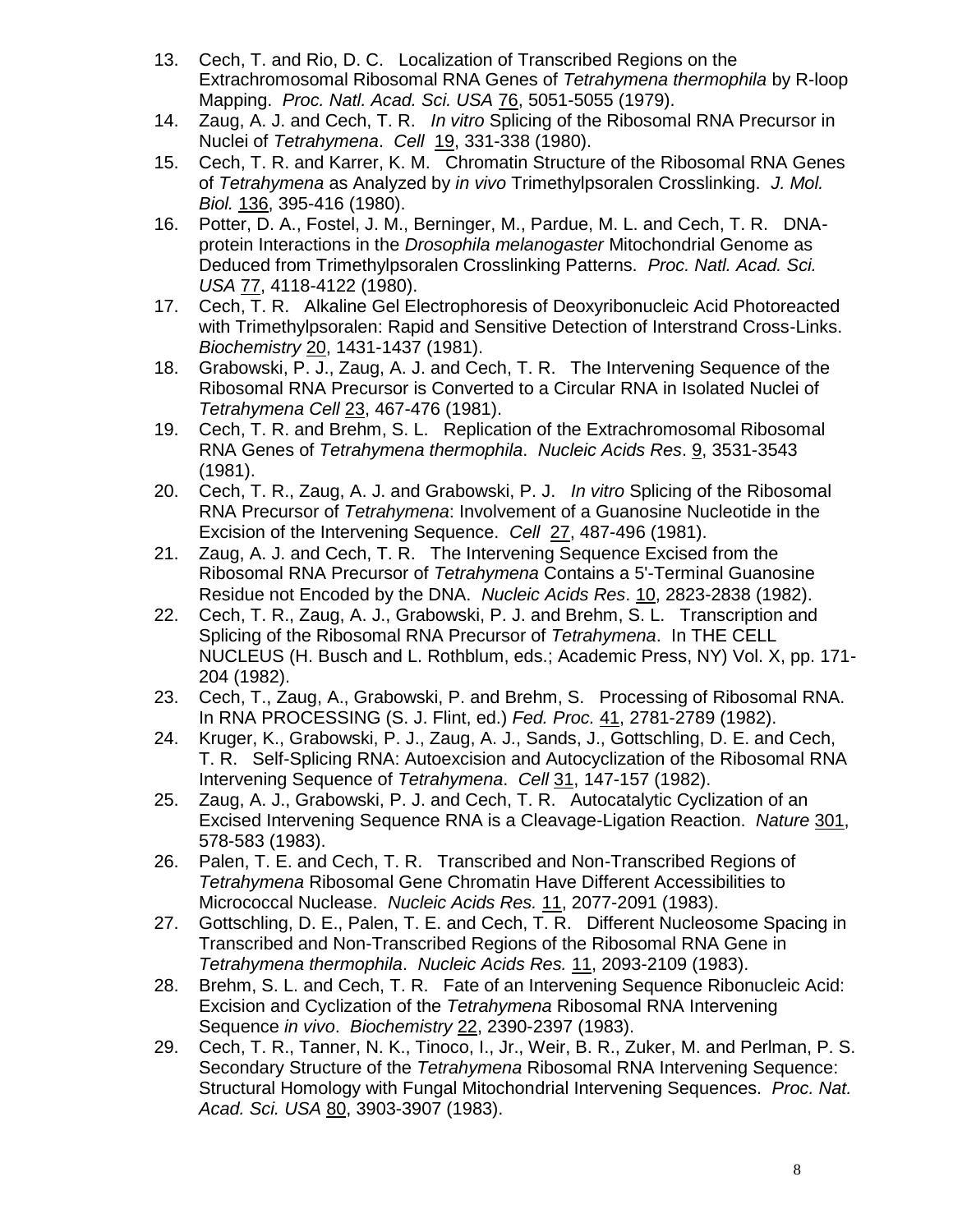13. Cech, T. and Rio, D. C. Localization of Transcribed Regions on the Extrachromosomal Ribosomal RNA Genes of *Tetrahymena thermophila* by R-loop Mapping. *Proc. Natl. Acad. Sci. USA* 76, 5051-5055 (1979).
14. Zaug, A. J. and Cech, T. R. *In vitro* Splicing of the Ribosomal RNA Precursor in Nuclei of *Tetrahymena*. *Cell* 19, 331-338 (1980).
15. Cech, T. R. and Karrer, K. M. Chromatin Structure of the Ribosomal RNA Genes of *Tetrahymena* as Analyzed by *in vivo* Trimethylpsoralen Crosslinking. *J. Mol. Biol.* 136, 395-416 (1980).
16. Potter, D. A., Fostel, J. M., Berninger, M., Pardue, M. L. and Cech, T. R. DNA-protein Interactions in the *Drosophila melanogaster* Mitochondrial Genome as Deduced from Trimethylpsoralen Crosslinking Patterns. *Proc. Natl. Acad. Sci. USA* 77, 4118-4122 (1980).
17. Cech, T. R. Alkaline Gel Electrophoresis of Deoxyribonucleic Acid Photoreacted with Trimethylpsoralen: Rapid and Sensitive Detection of Interstrand Cross-Links. *Biochemistry* 20, 1431-1437 (1981).
18. Grabowski, P. J., Zaug, A. J. and Cech, T. R. The Intervening Sequence of the Ribosomal RNA Precursor is Converted to a Circular RNA in Isolated Nuclei of *Tetrahymena Cell* 23, 467-476 (1981).
19. Cech, T. R. and Brehm, S. L. Replication of the Extrachromosomal Ribosomal RNA Genes of *Tetrahymena thermophila*. *Nucleic Acids Res*. 9, 3531-3543 (1981).
20. Cech, T. R., Zaug, A. J. and Grabowski, P. J. *In vitro* Splicing of the Ribosomal RNA Precursor of *Tetrahymena*: Involvement of a Guanosine Nucleotide in the Excision of the Intervening Sequence. *Cell* 27, 487-496 (1981).
21. Zaug, A. J. and Cech, T. R. The Intervening Sequence Excised from the Ribosomal RNA Precursor of *Tetrahymena* Contains a 5'-Terminal Guanosine Residue not Encoded by the DNA. *Nucleic Acids Res*. 10, 2823-2838 (1982).
22. Cech, T. R., Zaug, A. J., Grabowski, P. J. and Brehm, S. L. Transcription and Splicing of the Ribosomal RNA Precursor of *Tetrahymena*. In THE CELL NUCLEUS (H. Busch and L. Rothblum, eds.; Academic Press, NY) Vol. X, pp. 171-204 (1982).
23. Cech, T., Zaug, A., Grabowski, P. and Brehm, S. Processing of Ribosomal RNA. In RNA PROCESSING (S. J. Flint, ed.) *Fed. Proc.* 41, 2781-2789 (1982).
24. Kruger, K., Grabowski, P. J., Zaug, A. J., Sands, J., Gottschling, D. E. and Cech, T. R. Self-Splicing RNA: Autoexcision and Autocyclization of the Ribosomal RNA Intervening Sequence of *Tetrahymena*. *Cell* 31, 147-157 (1982).
25. Zaug, A. J., Grabowski, P. J. and Cech, T. R. Autocatalytic Cyclization of an Excised Intervening Sequence RNA is a Cleavage-Ligation Reaction. *Nature* 301, 578-583 (1983).
26. Palen, T. E. and Cech, T. R. Transcribed and Non-Transcribed Regions of *Tetrahymena* Ribosomal Gene Chromatin Have Different Accessibilities to Micrococcal Nuclease. *Nucleic Acids Res.* 11, 2077-2091 (1983).
27. Gottschling, D. E., Palen, T. E. and Cech, T. R. Different Nucleosome Spacing in Transcribed and Non-Transcribed Regions of the Ribosomal RNA Gene in *Tetrahymena thermophila*. *Nucleic Acids Res.* 11, 2093-2109 (1983).
28. Brehm, S. L. and Cech, T. R. Fate of an Intervening Sequence Ribonucleic Acid: Excision and Cyclization of the *Tetrahymena* Ribosomal RNA Intervening Sequence *in vivo*. *Biochemistry* 22, 2390-2397 (1983).
29. Cech, T. R., Tanner, N. K., Tinoco, I., Jr., Weir, B. R., Zuker, M. and Perlman, P. S. Secondary Structure of the *Tetrahymena* Ribosomal RNA Intervening Sequence: Structural Homology with Fungal Mitochondrial Intervening Sequences. *Proc. Nat. Acad. Sci. USA* 80, 3903-3907 (1983).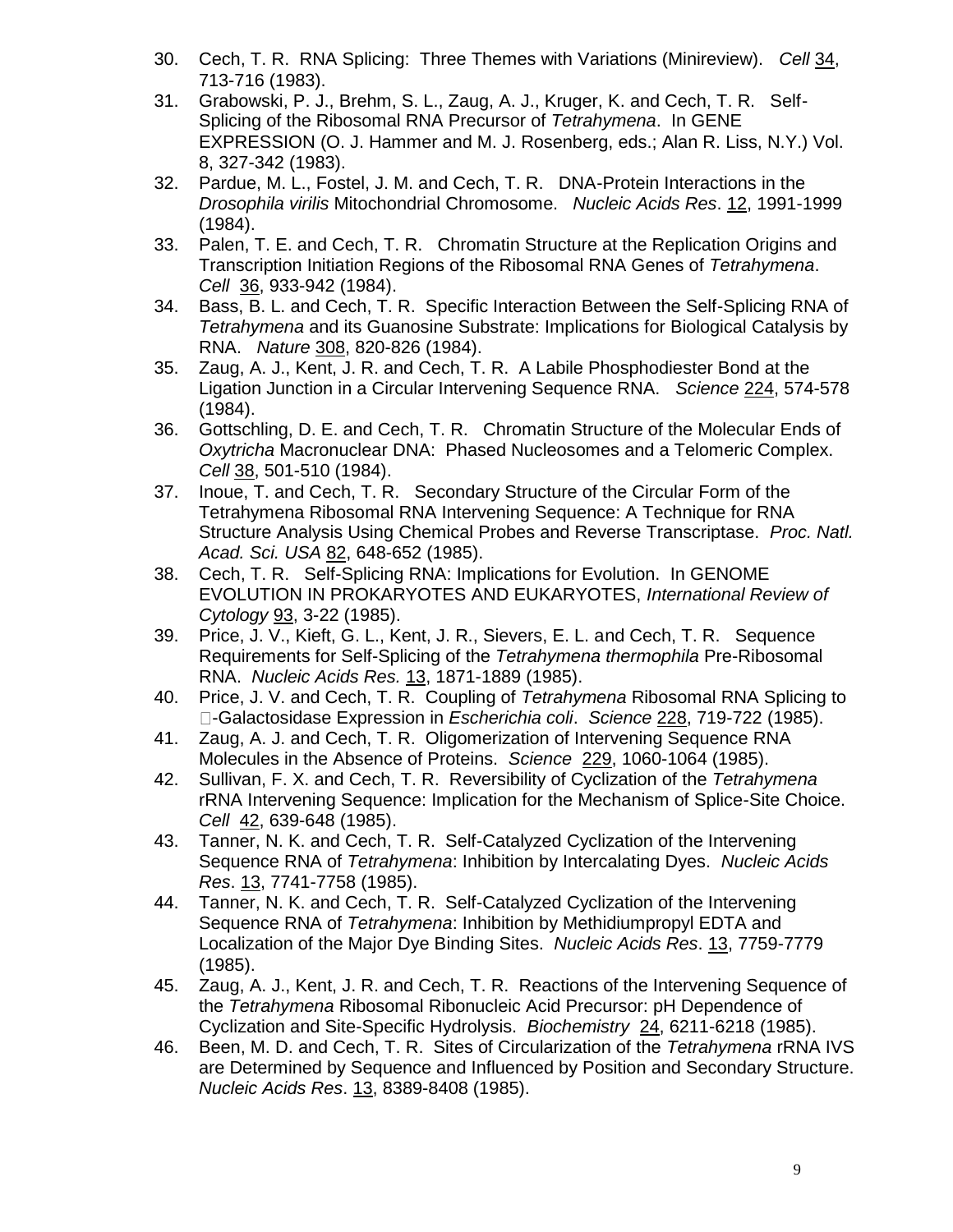30. Cech, T. R. RNA Splicing: Three Themes with Variations (Minireview). *Cell* 34, 713-716 (1983).
31. Grabowski, P. J., Brehm, S. L., Zaug, A. J., Kruger, K. and Cech, T. R. Self-Splicing of the Ribosomal RNA Precursor of *Tetrahymena*. In GENE EXPRESSION (O. J. Hammer and M. J. Rosenberg, eds.; Alan R. Liss, N.Y.) Vol. 8, 327-342 (1983).
32. Pardue, M. L., Fostel, J. M. and Cech, T. R. DNA-Protein Interactions in the *Drosophila virilis* Mitochondrial Chromosome. *Nucleic Acids Res*. 12, 1991-1999 (1984).
33. Palen, T. E. and Cech, T. R. Chromatin Structure at the Replication Origins and Transcription Initiation Regions of the Ribosomal RNA Genes of *Tetrahymena*. *Cell* 36, 933-942 (1984).
34. Bass, B. L. and Cech, T. R. Specific Interaction Between the Self-Splicing RNA of *Tetrahymena* and its Guanosine Substrate: Implications for Biological Catalysis by RNA. *Nature* 308, 820-826 (1984).
35. Zaug, A. J., Kent, J. R. and Cech, T. R. A Labile Phosphodiester Bond at the Ligation Junction in a Circular Intervening Sequence RNA. *Science* 224, 574-578 (1984).
36. Gottschling, D. E. and Cech, T. R. Chromatin Structure of the Molecular Ends of *Oxytricha* Macronuclear DNA: Phased Nucleosomes and a Telomeric Complex. *Cell* 38, 501-510 (1984).
37. Inoue, T. and Cech, T. R. Secondary Structure of the Circular Form of the Tetrahymena Ribosomal RNA Intervening Sequence: A Technique for RNA Structure Analysis Using Chemical Probes and Reverse Transcriptase. *Proc. Natl. Acad. Sci. USA* 82, 648-652 (1985).
38. Cech, T. R. Self-Splicing RNA: Implications for Evolution. In GENOME EVOLUTION IN PROKARYOTES AND EUKARYOTES, *International Review of Cytology* 93, 3-22 (1985).
39. Price, J. V., Kieft, G. L., Kent, J. R., Sievers, E. L. and Cech, T. R. Sequence Requirements for Self-Splicing of the *Tetrahymena thermophila* Pre-Ribosomal RNA. *Nucleic Acids Res.* 13, 1871-1889 (1985).
40. Price, J. V. and Cech, T. R. Coupling of *Tetrahymena* Ribosomal RNA Splicing to β-Galactosidase Expression in *Escherichia coli*. *Science* 228, 719-722 (1985).
41. Zaug, A. J. and Cech, T. R. Oligomerization of Intervening Sequence RNA Molecules in the Absence of Proteins. *Science* 229, 1060-1064 (1985).
42. Sullivan, F. X. and Cech, T. R. Reversibility of Cyclization of the *Tetrahymena* rRNA Intervening Sequence: Implication for the Mechanism of Splice-Site Choice. *Cell* 42, 639-648 (1985).
43. Tanner, N. K. and Cech, T. R. Self-Catalyzed Cyclization of the Intervening Sequence RNA of *Tetrahymena*: Inhibition by Intercalating Dyes. *Nucleic Acids Res*. 13, 7741-7758 (1985).
44. Tanner, N. K. and Cech, T. R. Self-Catalyzed Cyclization of the Intervening Sequence RNA of *Tetrahymena*: Inhibition by Methidiumpropyl EDTA and Localization of the Major Dye Binding Sites. *Nucleic Acids Res*. 13, 7759-7779 (1985).
45. Zaug, A. J., Kent, J. R. and Cech, T. R. Reactions of the Intervening Sequence of the *Tetrahymena* Ribosomal Ribonucleic Acid Precursor: pH Dependence of Cyclization and Site-Specific Hydrolysis. *Biochemistry* 24, 6211-6218 (1985).
46. Been, M. D. and Cech, T. R. Sites of Circularization of the *Tetrahymena* rRNA IVS are Determined by Sequence and Influenced by Position and Secondary Structure. *Nucleic Acids Res*. 13, 8389-8408 (1985).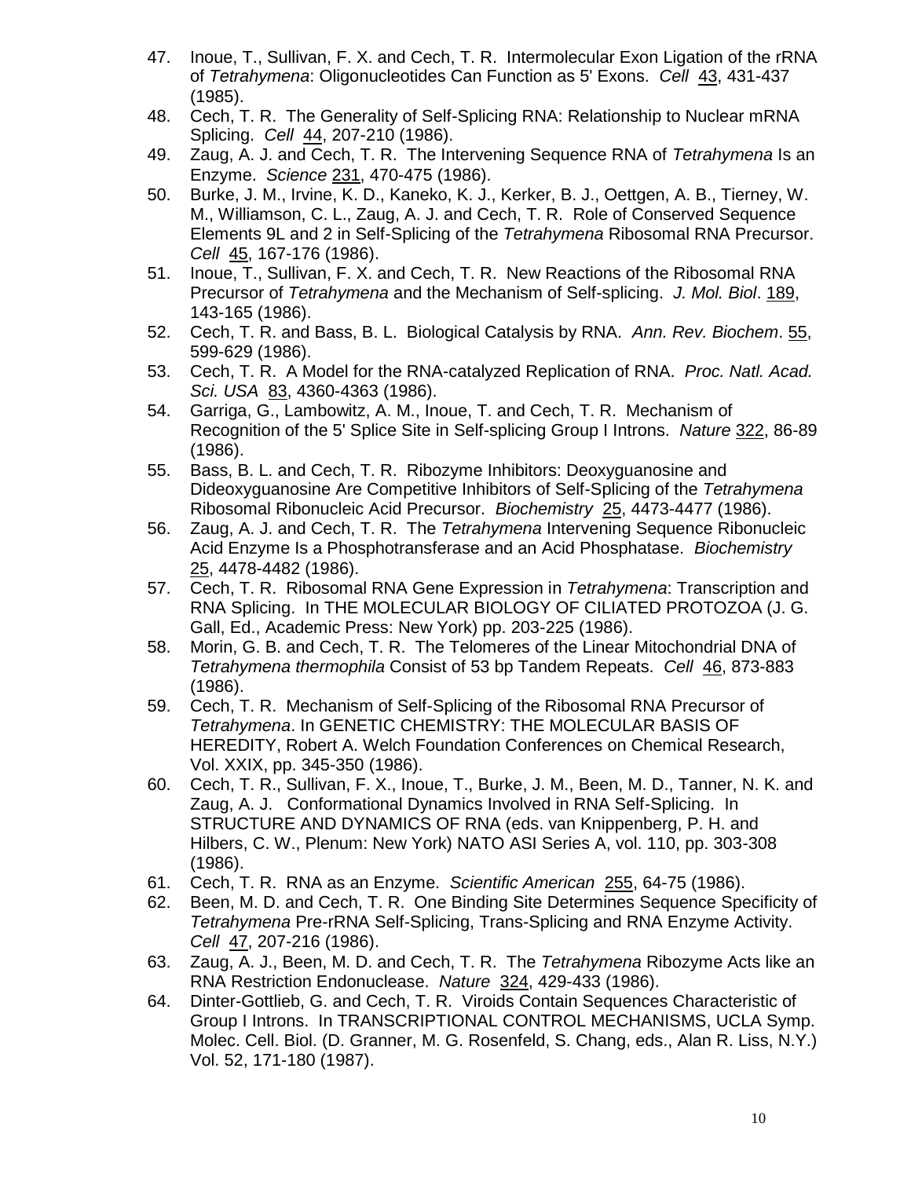47. Inoue, T., Sullivan, F. X. and Cech, T. R. Intermolecular Exon Ligation of the rRNA of *Tetrahymena*: Oligonucleotides Can Function as 5' Exons. *Cell* 43, 431-437 (1985).
48. Cech, T. R. The Generality of Self-Splicing RNA: Relationship to Nuclear mRNA Splicing. *Cell* 44, 207-210 (1986).
49. Zaug, A. J. and Cech, T. R. The Intervening Sequence RNA of *Tetrahymena* Is an Enzyme. *Science* 231, 470-475 (1986).
50. Burke, J. M., Irvine, K. D., Kaneko, K. J., Kerker, B. J., Oettgen, A. B., Tierney, W. M., Williamson, C. L., Zaug, A. J. and Cech, T. R. Role of Conserved Sequence Elements 9L and 2 in Self-Splicing of the *Tetrahymena* Ribosomal RNA Precursor. *Cell* 45, 167-176 (1986).
51. Inoue, T., Sullivan, F. X. and Cech, T. R. New Reactions of the Ribosomal RNA Precursor of *Tetrahymena* and the Mechanism of Self-splicing. *J. Mol. Biol*. 189, 143-165 (1986).
52. Cech, T. R. and Bass, B. L. Biological Catalysis by RNA. *Ann. Rev. Biochem*. 55, 599-629 (1986).
53. Cech, T. R. A Model for the RNA-catalyzed Replication of RNA. *Proc. Natl. Acad. Sci. USA* 83, 4360-4363 (1986).
54. Garriga, G., Lambowitz, A. M., Inoue, T. and Cech, T. R. Mechanism of Recognition of the 5' Splice Site in Self-splicing Group I Introns. *Nature* 322, 86-89 (1986).
55. Bass, B. L. and Cech, T. R. Ribozyme Inhibitors: Deoxyguanosine and Dideoxyguanosine Are Competitive Inhibitors of Self-Splicing of the *Tetrahymena* Ribosomal Ribonucleic Acid Precursor. *Biochemistry* 25, 4473-4477 (1986).
56. Zaug, A. J. and Cech, T. R. The *Tetrahymena* Intervening Sequence Ribonucleic Acid Enzyme Is a Phosphotransferase and an Acid Phosphatase. *Biochemistry* 25, 4478-4482 (1986).
57. Cech, T. R. Ribosomal RNA Gene Expression in *Tetrahymena*: Transcription and RNA Splicing. In THE MOLECULAR BIOLOGY OF CILIATED PROTOZOA (J. G. Gall, Ed., Academic Press: New York) pp. 203-225 (1986).
58. Morin, G. B. and Cech, T. R. The Telomeres of the Linear Mitochondrial DNA of *Tetrahymena thermophila* Consist of 53 bp Tandem Repeats. *Cell* 46, 873-883 (1986).
59. Cech, T. R. Mechanism of Self-Splicing of the Ribosomal RNA Precursor of *Tetrahymena*. In GENETIC CHEMISTRY: THE MOLECULAR BASIS OF HEREDITY, Robert A. Welch Foundation Conferences on Chemical Research, Vol. XXIX, pp. 345-350 (1986).
60. Cech, T. R., Sullivan, F. X., Inoue, T., Burke, J. M., Been, M. D., Tanner, N. K. and Zaug, A. J. Conformational Dynamics Involved in RNA Self-Splicing. In STRUCTURE AND DYNAMICS OF RNA (eds. van Knippenberg, P. H. and Hilbers, C. W., Plenum: New York) NATO ASI Series A, vol. 110, pp. 303-308 (1986).
61. Cech, T. R. RNA as an Enzyme. *Scientific American* 255, 64-75 (1986).
62. Been, M. D. and Cech, T. R. One Binding Site Determines Sequence Specificity of *Tetrahymena* Pre-rRNA Self-Splicing, Trans-Splicing and RNA Enzyme Activity. *Cell* 47, 207-216 (1986).
63. Zaug, A. J., Been, M. D. and Cech, T. R. The *Tetrahymena* Ribozyme Acts like an RNA Restriction Endonuclease. *Nature* 324, 429-433 (1986).
64. Dinter-Gottlieb, G. and Cech, T. R. Viroids Contain Sequences Characteristic of Group I Introns. In TRANSCRIPTIONAL CONTROL MECHANISMS, UCLA Symp. Molec. Cell. Biol. (D. Granner, M. G. Rosenfeld, S. Chang, eds., Alan R. Liss, N.Y.) Vol. 52, 171-180 (1987).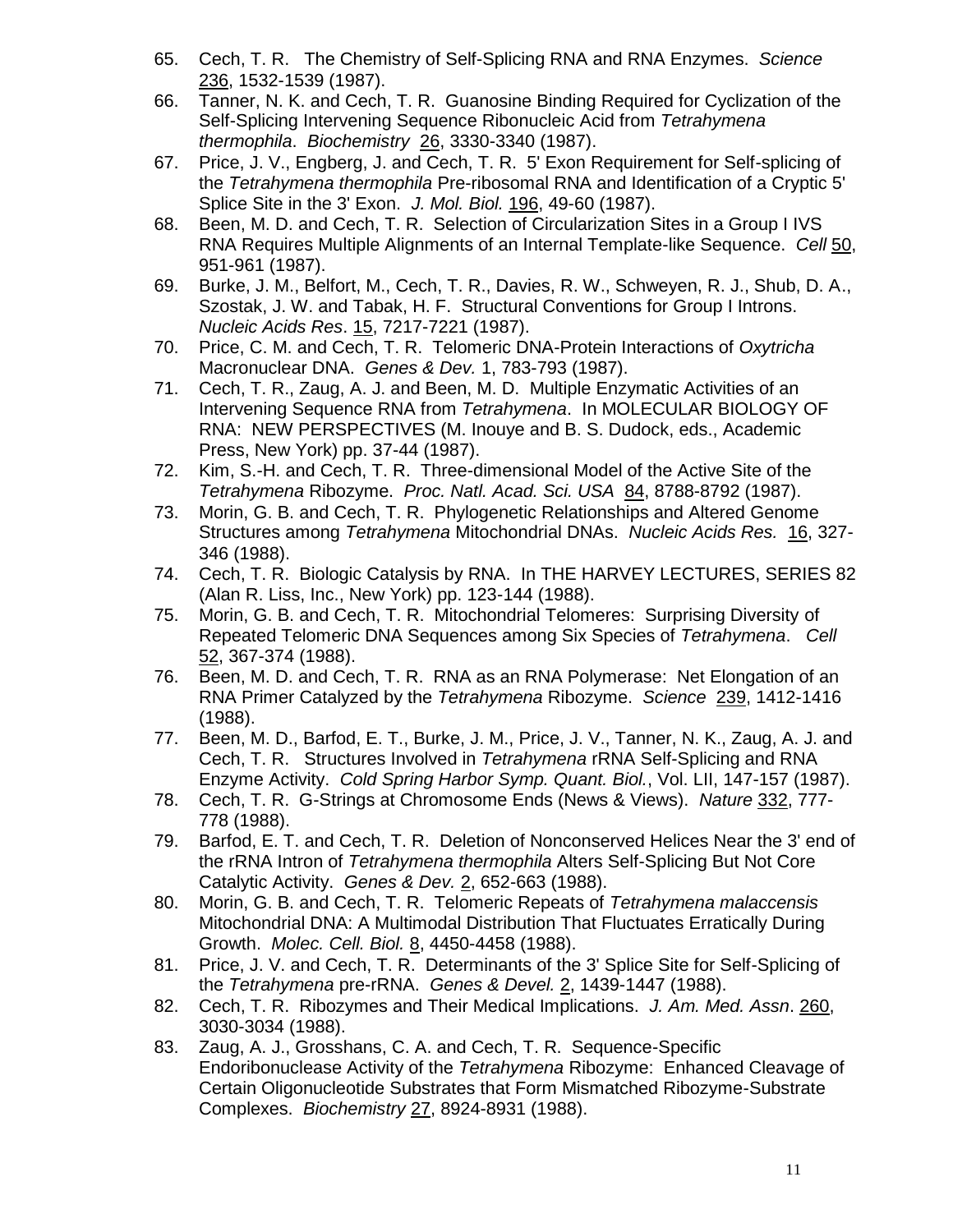65. Cech, T. R. The Chemistry of Self-Splicing RNA and RNA Enzymes. *Science* 236, 1532-1539 (1987).
66. Tanner, N. K. and Cech, T. R. Guanosine Binding Required for Cyclization of the Self-Splicing Intervening Sequence Ribonucleic Acid from *Tetrahymena thermophila*. *Biochemistry* 26, 3330-3340 (1987).
67. Price, J. V., Engberg, J. and Cech, T. R. 5' Exon Requirement for Self-splicing of the *Tetrahymena thermophila* Pre-ribosomal RNA and Identification of a Cryptic 5' Splice Site in the 3' Exon. *J. Mol. Biol.* 196, 49-60 (1987).
68. Been, M. D. and Cech, T. R. Selection of Circularization Sites in a Group I IVS RNA Requires Multiple Alignments of an Internal Template-like Sequence. *Cell* 50, 951-961 (1987).
69. Burke, J. M., Belfort, M., Cech, T. R., Davies, R. W., Schweyen, R. J., Shub, D. A., Szostak, J. W. and Tabak, H. F. Structural Conventions for Group I Introns. *Nucleic Acids Res*. 15, 7217-7221 (1987).
70. Price, C. M. and Cech, T. R. Telomeric DNA-Protein Interactions of *Oxytricha* Macronuclear DNA. *Genes & Dev.* 1, 783-793 (1987).
71. Cech, T. R., Zaug, A. J. and Been, M. D. Multiple Enzymatic Activities of an Intervening Sequence RNA from *Tetrahymena*. In MOLECULAR BIOLOGY OF RNA: NEW PERSPECTIVES (M. Inouye and B. S. Dudock, eds., Academic Press, New York) pp. 37-44 (1987).
72. Kim, S.-H. and Cech, T. R. Three-dimensional Model of the Active Site of the *Tetrahymena* Ribozyme. *Proc. Natl. Acad. Sci. USA* 84, 8788-8792 (1987).
73. Morin, G. B. and Cech, T. R. Phylogenetic Relationships and Altered Genome Structures among *Tetrahymena* Mitochondrial DNAs. *Nucleic Acids Res.* 16, 327-346 (1988).
74. Cech, T. R. Biologic Catalysis by RNA. In THE HARVEY LECTURES, SERIES 82 (Alan R. Liss, Inc., New York) pp. 123-144 (1988).
75. Morin, G. B. and Cech, T. R. Mitochondrial Telomeres: Surprising Diversity of Repeated Telomeric DNA Sequences among Six Species of *Tetrahymena*. *Cell* 52, 367-374 (1988).
76. Been, M. D. and Cech, T. R. RNA as an RNA Polymerase: Net Elongation of an RNA Primer Catalyzed by the *Tetrahymena* Ribozyme. *Science* 239, 1412-1416 (1988).
77. Been, M. D., Barfod, E. T., Burke, J. M., Price, J. V., Tanner, N. K., Zaug, A. J. and Cech, T. R. Structures Involved in *Tetrahymena* rRNA Self-Splicing and RNA Enzyme Activity. *Cold Spring Harbor Symp. Quant. Biol.*, Vol. LII, 147-157 (1987).
78. Cech, T. R. G-Strings at Chromosome Ends (News & Views). *Nature* 332, 777-778 (1988).
79. Barfod, E. T. and Cech, T. R. Deletion of Nonconserved Helices Near the 3' end of the rRNA Intron of *Tetrahymena thermophila* Alters Self-Splicing But Not Core Catalytic Activity. *Genes & Dev.* 2, 652-663 (1988).
80. Morin, G. B. and Cech, T. R. Telomeric Repeats of *Tetrahymena malaccensis* Mitochondrial DNA: A Multimodal Distribution That Fluctuates Erratically During Growth. *Molec. Cell. Biol.* 8, 4450-4458 (1988).
81. Price, J. V. and Cech, T. R. Determinants of the 3' Splice Site for Self-Splicing of the *Tetrahymena* pre-rRNA. *Genes & Devel.* 2, 1439-1447 (1988).
82. Cech, T. R. Ribozymes and Their Medical Implications. *J. Am. Med. Assn*. 260, 3030-3034 (1988).
83. Zaug, A. J., Grosshans, C. A. and Cech, T. R. Sequence-Specific Endoribonuclease Activity of the *Tetrahymena* Ribozyme: Enhanced Cleavage of Certain Oligonucleotide Substrates that Form Mismatched Ribozyme-Substrate Complexes. *Biochemistry* 27, 8924-8931 (1988).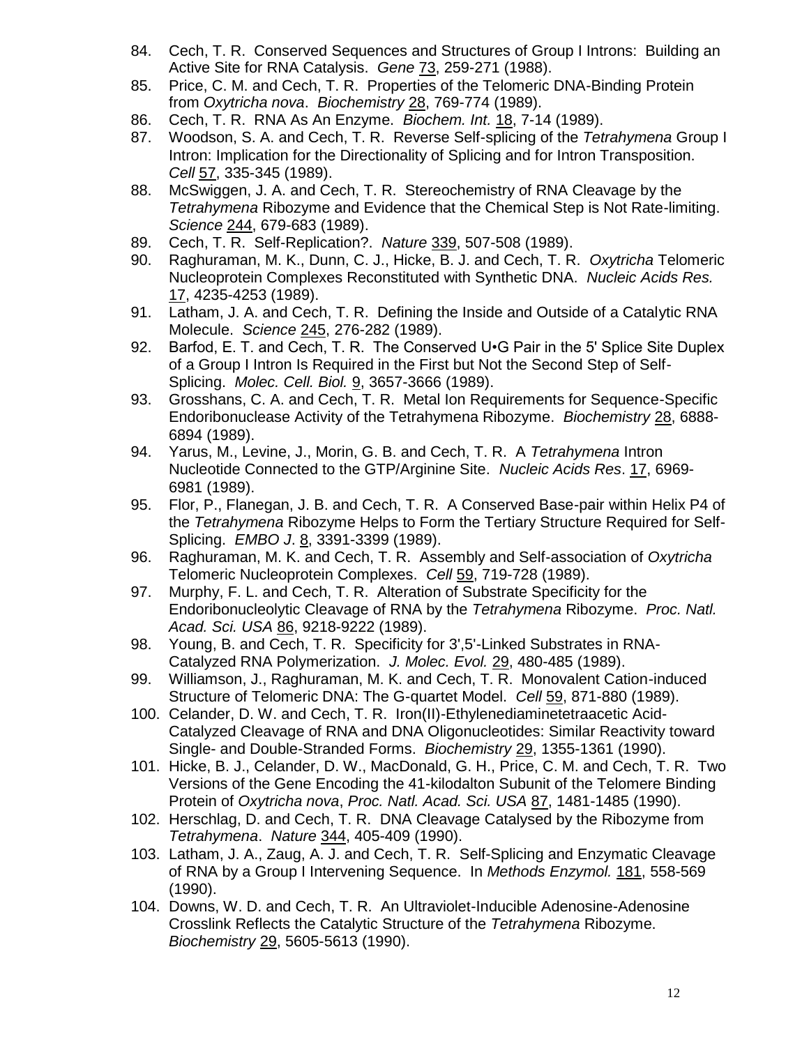84. Cech, T. R. Conserved Sequences and Structures of Group I Introns: Building an Active Site for RNA Catalysis. *Gene* 73, 259-271 (1988).
85. Price, C. M. and Cech, T. R. Properties of the Telomeric DNA-Binding Protein from *Oxytricha nova*. *Biochemistry* 28, 769-774 (1989).
86. Cech, T. R. RNA As An Enzyme. *Biochem. Int.* 18, 7-14 (1989).
87. Woodson, S. A. and Cech, T. R. Reverse Self-splicing of the *Tetrahymena* Group I Intron: Implication for the Directionality of Splicing and for Intron Transposition. *Cell* 57, 335-345 (1989).
88. McSwiggen, J. A. and Cech, T. R. Stereochemistry of RNA Cleavage by the *Tetrahymena* Ribozyme and Evidence that the Chemical Step is Not Rate-limiting. *Science* 244, 679-683 (1989).
89. Cech, T. R. Self-Replication?. *Nature* 339, 507-508 (1989).
90. Raghuraman, M. K., Dunn, C. J., Hicke, B. J. and Cech, T. R. *Oxytricha* Telomeric Nucleoprotein Complexes Reconstituted with Synthetic DNA. *Nucleic Acids Res.* 17, 4235-4253 (1989).
91. Latham, J. A. and Cech, T. R. Defining the Inside and Outside of a Catalytic RNA Molecule. *Science* 245, 276-282 (1989).
92. Barfod, E. T. and Cech, T. R. The Conserved U•G Pair in the 5' Splice Site Duplex of a Group I Intron Is Required in the First but Not the Second Step of Self-Splicing. *Molec. Cell. Biol.* 9, 3657-3666 (1989).
93. Grosshans, C. A. and Cech, T. R. Metal Ion Requirements for Sequence-Specific Endoribonuclease Activity of the Tetrahymena Ribozyme. *Biochemistry* 28, 6888-6894 (1989).
94. Yarus, M., Levine, J., Morin, G. B. and Cech, T. R. A *Tetrahymena* Intron Nucleotide Connected to the GTP/Arginine Site. *Nucleic Acids Res*. 17, 6969-6981 (1989).
95. Flor, P., Flanegan, J. B. and Cech, T. R. A Conserved Base-pair within Helix P4 of the *Tetrahymena* Ribozyme Helps to Form the Tertiary Structure Required for Self-Splicing. *EMBO J*. 8, 3391-3399 (1989).
96. Raghuraman, M. K. and Cech, T. R. Assembly and Self-association of *Oxytricha* Telomeric Nucleoprotein Complexes. *Cell* 59, 719-728 (1989).
97. Murphy, F. L. and Cech, T. R. Alteration of Substrate Specificity for the Endoribonucleolytic Cleavage of RNA by the *Tetrahymena* Ribozyme. *Proc. Natl. Acad. Sci. USA* 86, 9218-9222 (1989).
98. Young, B. and Cech, T. R. Specificity for 3',5'-Linked Substrates in RNA-Catalyzed RNA Polymerization. *J. Molec. Evol.* 29, 480-485 (1989).
99. Williamson, J., Raghuraman, M. K. and Cech, T. R. Monovalent Cation-induced Structure of Telomeric DNA: The G-quartet Model. *Cell* 59, 871-880 (1989).
100. Celander, D. W. and Cech, T. R. Iron(II)-Ethylenediaminetetraacetic Acid-Catalyzed Cleavage of RNA and DNA Oligonucleotides: Similar Reactivity toward Single- and Double-Stranded Forms. *Biochemistry* 29, 1355-1361 (1990).
101. Hicke, B. J., Celander, D. W., MacDonald, G. H., Price, C. M. and Cech, T. R. Two Versions of the Gene Encoding the 41-kilodalton Subunit of the Telomere Binding Protein of *Oxytricha nova*, *Proc. Natl. Acad. Sci. USA* 87, 1481-1485 (1990).
102. Herschlag, D. and Cech, T. R. DNA Cleavage Catalysed by the Ribozyme from *Tetrahymena*. *Nature* 344, 405-409 (1990).
103. Latham, J. A., Zaug, A. J. and Cech, T. R. Self-Splicing and Enzymatic Cleavage of RNA by a Group I Intervening Sequence. In *Methods Enzymol.* 181, 558-569 (1990).
104. Downs, W. D. and Cech, T. R. An Ultraviolet-Inducible Adenosine-Adenosine Crosslink Reflects the Catalytic Structure of the *Tetrahymena* Ribozyme. *Biochemistry* 29, 5605-5613 (1990).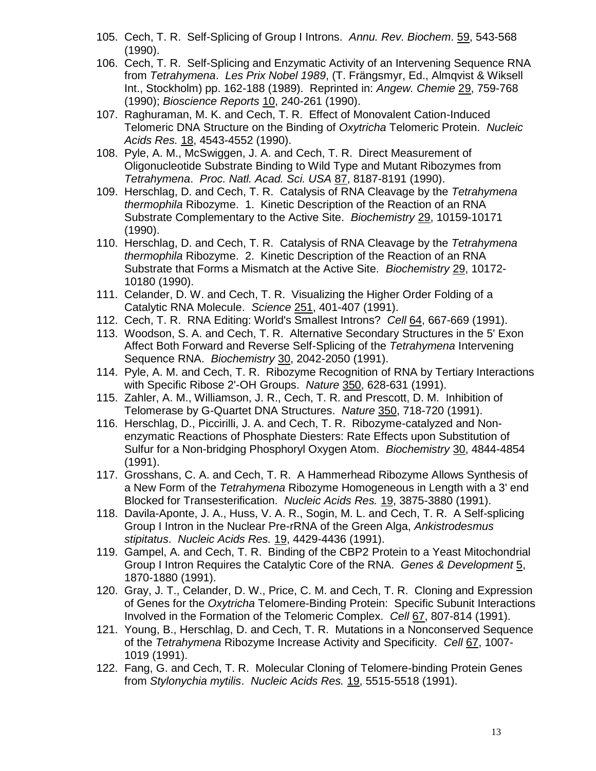105. Cech, T. R. Self-Splicing of Group I Introns. *Annu. Rev. Biochem*. 59, 543-568 (1990).
106. Cech, T. R. Self-Splicing and Enzymatic Activity of an Intervening Sequence RNA from *Tetrahymena*. *Les Prix Nobel 1989*, (T. Frängsmyr, Ed., Almqvist & Wiksell Int., Stockholm) pp. 162-188 (1989). Reprinted in: *Angew. Chemie* 29, 759-768 (1990); *Bioscience Reports* 10, 240-261 (1990).
107. Raghuraman, M. K. and Cech, T. R. Effect of Monovalent Cation-Induced Telomeric DNA Structure on the Binding of *Oxytricha* Telomeric Protein. *Nucleic Acids Res.* 18, 4543-4552 (1990).
108. Pyle, A. M., McSwiggen, J. A. and Cech, T. R. Direct Measurement of Oligonucleotide Substrate Binding to Wild Type and Mutant Ribozymes from *Tetrahymena*. *Proc. Natl. Acad. Sci. USA* 87, 8187-8191 (1990).
109. Herschlag, D. and Cech, T. R. Catalysis of RNA Cleavage by the *Tetrahymena thermophila* Ribozyme. 1. Kinetic Description of the Reaction of an RNA Substrate Complementary to the Active Site. *Biochemistry* 29, 10159-10171 (1990).
110. Herschlag, D. and Cech, T. R. Catalysis of RNA Cleavage by the *Tetrahymena thermophila* Ribozyme. 2. Kinetic Description of the Reaction of an RNA Substrate that Forms a Mismatch at the Active Site. *Biochemistry* 29, 10172-10180 (1990).
111. Celander, D. W. and Cech, T. R. Visualizing the Higher Order Folding of a Catalytic RNA Molecule. *Science* 251, 401-407 (1991).
112. Cech, T. R. RNA Editing: World's Smallest Introns? *Cell* 64, 667-669 (1991).
113. Woodson, S. A. and Cech, T. R. Alternative Secondary Structures in the 5' Exon Affect Both Forward and Reverse Self-Splicing of the *Tetrahymena* Intervening Sequence RNA. *Biochemistry* 30, 2042-2050 (1991).
114. Pyle, A. M. and Cech, T. R. Ribozyme Recognition of RNA by Tertiary Interactions with Specific Ribose 2'-OH Groups. *Nature* 350, 628-631 (1991).
115. Zahler, A. M., Williamson, J. R., Cech, T. R. and Prescott, D. M. Inhibition of Telomerase by G-Quartet DNA Structures. *Nature* 350, 718-720 (1991).
116. Herschlag, D., Piccirilli, J. A. and Cech, T. R. Ribozyme-catalyzed and Non-enzymatic Reactions of Phosphate Diesters: Rate Effects upon Substitution of Sulfur for a Non-bridging Phosphoryl Oxygen Atom. *Biochemistry* 30, 4844-4854 (1991).
117. Grosshans, C. A. and Cech, T. R. A Hammerhead Ribozyme Allows Synthesis of a New Form of the *Tetrahymena* Ribozyme Homogeneous in Length with a 3' end Blocked for Transesterification. *Nucleic Acids Res.* 19, 3875-3880 (1991).
118. Davila-Aponte, J. A., Huss, V. A. R., Sogin, M. L. and Cech, T. R. A Self-splicing Group I Intron in the Nuclear Pre-rRNA of the Green Alga, *Ankistrodesmus stipitatus*. *Nucleic Acids Res.* 19, 4429-4436 (1991).
119. Gampel, A. and Cech, T. R. Binding of the CBP2 Protein to a Yeast Mitochondrial Group I Intron Requires the Catalytic Core of the RNA. *Genes & Development* 5, 1870-1880 (1991).
120. Gray, J. T., Celander, D. W., Price, C. M. and Cech, T. R. Cloning and Expression of Genes for the *Oxytricha* Telomere-Binding Protein: Specific Subunit Interactions Involved in the Formation of the Telomeric Complex. *Cell* 67, 807-814 (1991).
121. Young, B., Herschlag, D. and Cech, T. R. Mutations in a Nonconserved Sequence of the *Tetrahymena* Ribozyme Increase Activity and Specificity. *Cell* 67, 1007-1019 (1991).
122. Fang, G. and Cech, T. R. Molecular Cloning of Telomere-binding Protein Genes from *Stylonychia mytilis*. *Nucleic Acids Res.* 19, 5515-5518 (1991).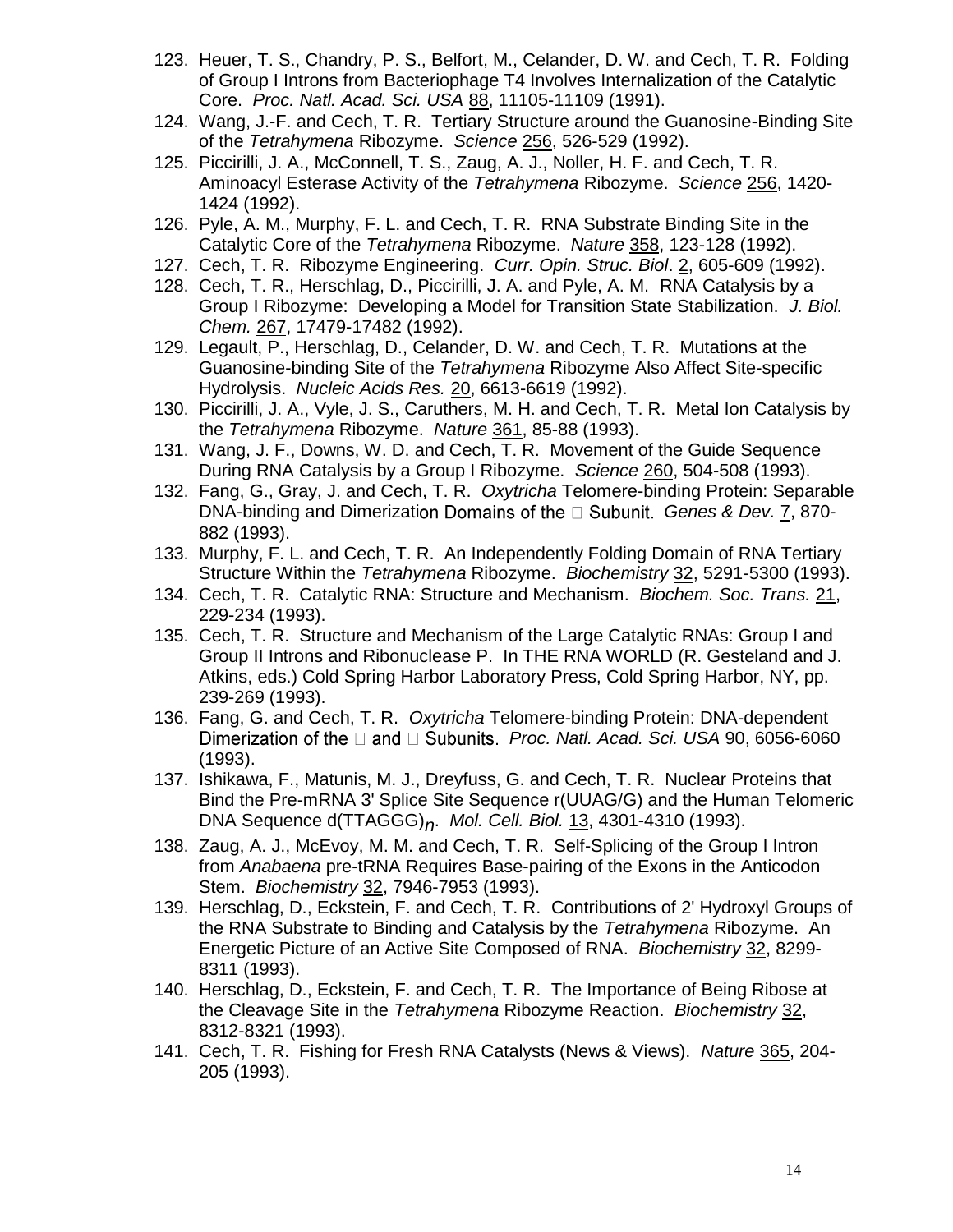123. Heuer, T. S., Chandry, P. S., Belfort, M., Celander, D. W. and Cech, T. R. Folding of Group I Introns from Bacteriophage T4 Involves Internalization of the Catalytic Core. *Proc. Natl. Acad. Sci. USA* 88, 11105-11109 (1991).
124. Wang, J.-F. and Cech, T. R. Tertiary Structure around the Guanosine-Binding Site of the *Tetrahymena* Ribozyme. *Science* 256, 526-529 (1992).
125. Piccirilli, J. A., McConnell, T. S., Zaug, A. J., Noller, H. F. and Cech, T. R. Aminoacyl Esterase Activity of the *Tetrahymena* Ribozyme. *Science* 256, 1420-1424 (1992).
126. Pyle, A. M., Murphy, F. L. and Cech, T. R. RNA Substrate Binding Site in the Catalytic Core of the *Tetrahymena* Ribozyme. *Nature* 358, 123-128 (1992).
127. Cech, T. R. Ribozyme Engineering. *Curr. Opin. Struc. Biol*. 2, 605-609 (1992).
128. Cech, T. R., Herschlag, D., Piccirilli, J. A. and Pyle, A. M. RNA Catalysis by a Group I Ribozyme: Developing a Model for Transition State Stabilization. *J. Biol. Chem.* 267, 17479-17482 (1992).
129. Legault, P., Herschlag, D., Celander, D. W. and Cech, T. R. Mutations at the Guanosine-binding Site of the *Tetrahymena* Ribozyme Also Affect Site-specific Hydrolysis. *Nucleic Acids Res.* 20, 6613-6619 (1992).
130. Piccirilli, J. A., Vyle, J. S., Caruthers, M. H. and Cech, T. R. Metal Ion Catalysis by the *Tetrahymena* Ribozyme. *Nature* 361, 85-88 (1993).
131. Wang, J. F., Downs, W. D. and Cech, T. R. Movement of the Guide Sequence During RNA Catalysis by a Group I Ribozyme. *Science* 260, 504-508 (1993).
132. Fang, G., Gray, J. and Cech, T. R. *Oxytricha* Telomere-binding Protein: Separable DNA-binding and Dimerization Domains of the □ Subunit. *Genes & Dev.* 7, 870-882 (1993).
133. Murphy, F. L. and Cech, T. R. An Independently Folding Domain of RNA Tertiary Structure Within the *Tetrahymena* Ribozyme. *Biochemistry* 32, 5291-5300 (1993).
134. Cech, T. R. Catalytic RNA: Structure and Mechanism. *Biochem. Soc. Trans.* 21, 229-234 (1993).
135. Cech, T. R. Structure and Mechanism of the Large Catalytic RNAs: Group I and Group II Introns and Ribonuclease P. In THE RNA WORLD (R. Gesteland and J. Atkins, eds.) Cold Spring Harbor Laboratory Press, Cold Spring Harbor, NY, pp. 239-269 (1993).
136. Fang, G. and Cech, T. R. *Oxytricha* Telomere-binding Protein: DNA-dependent Dimerization of the □ and □ Subunits. *Proc. Natl. Acad. Sci. USA* 90, 6056-6060 (1993).
137. Ishikawa, F., Matunis, M. J., Dreyfuss, G. and Cech, T. R. Nuclear Proteins that Bind the Pre-mRNA 3' Splice Site Sequence r(UUAG/G) and the Human Telomeric DNA Sequence d(TTAGGG)$_n$. *Mol. Cell. Biol.* 13, 4301-4310 (1993).
138. Zaug, A. J., McEvoy, M. M. and Cech, T. R. Self-Splicing of the Group I Intron from *Anabaena* pre-tRNA Requires Base-pairing of the Exons in the Anticodon Stem. *Biochemistry* 32, 7946-7953 (1993).
139. Herschlag, D., Eckstein, F. and Cech, T. R. Contributions of 2' Hydroxyl Groups of the RNA Substrate to Binding and Catalysis by the *Tetrahymena* Ribozyme. An Energetic Picture of an Active Site Composed of RNA. *Biochemistry* 32, 8299-8311 (1993).
140. Herschlag, D., Eckstein, F. and Cech, T. R. The Importance of Being Ribose at the Cleavage Site in the *Tetrahymena* Ribozyme Reaction. *Biochemistry* 32, 8312-8321 (1993).
141. Cech, T. R. Fishing for Fresh RNA Catalysts (News & Views). *Nature* 365, 204-205 (1993).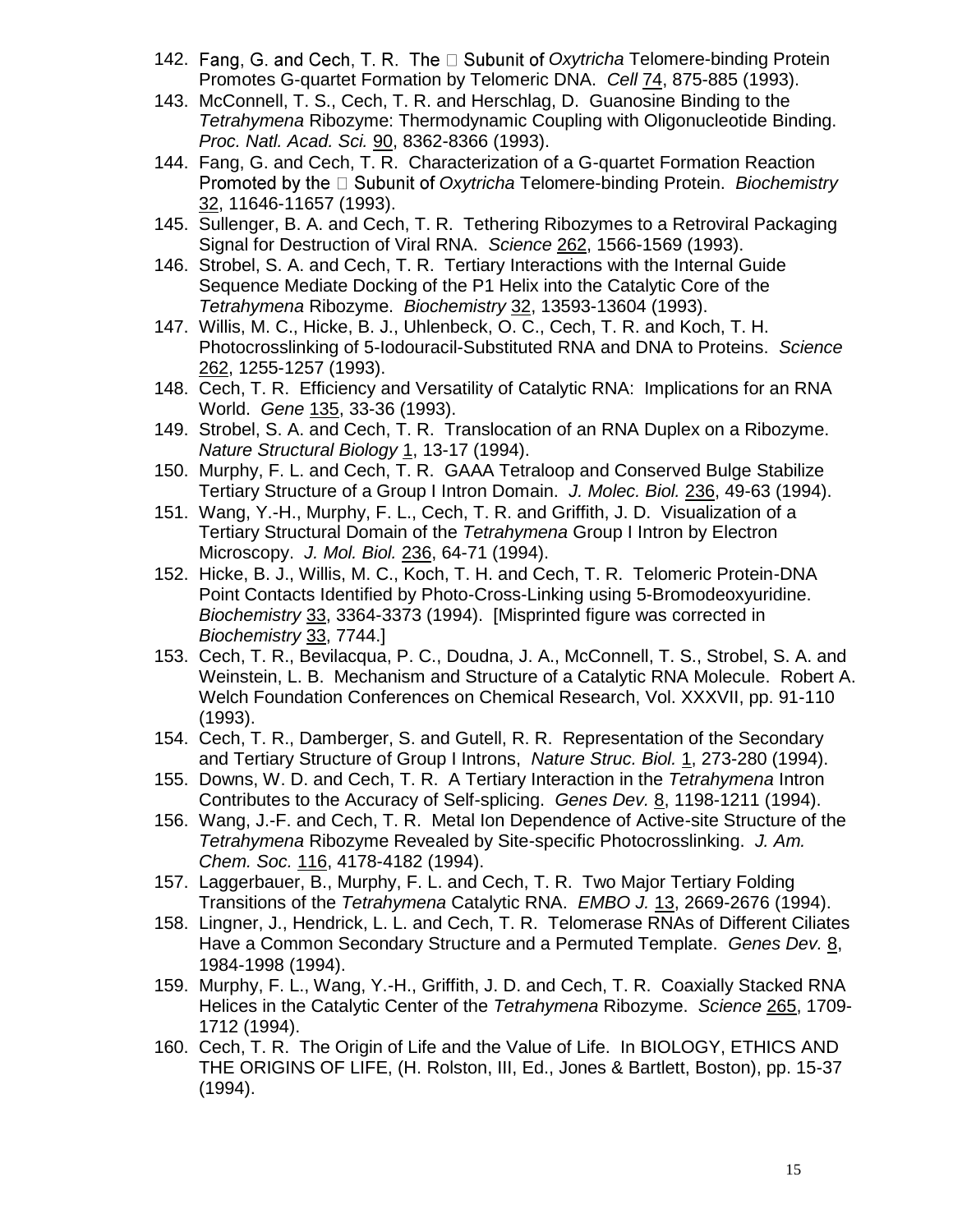142. Fang, G. and Cech, T. R. The □ Subunit of *Oxytricha* Telomere-binding Protein Promotes G-quartet Formation by Telomeric DNA. *Cell* 74, 875-885 (1993).
143. McConnell, T. S., Cech, T. R. and Herschlag, D. Guanosine Binding to the *Tetrahymena* Ribozyme: Thermodynamic Coupling with Oligonucleotide Binding. *Proc. Natl. Acad. Sci.* 90, 8362-8366 (1993).
144. Fang, G. and Cech, T. R. Characterization of a G-quartet Formation Reaction Promoted by the □ Subunit of *Oxytricha* Telomere-binding Protein. *Biochemistry* 32, 11646-11657 (1993).
145. Sullenger, B. A. and Cech, T. R. Tethering Ribozymes to a Retroviral Packaging Signal for Destruction of Viral RNA. *Science* 262, 1566-1569 (1993).
146. Strobel, S. A. and Cech, T. R. Tertiary Interactions with the Internal Guide Sequence Mediate Docking of the P1 Helix into the Catalytic Core of the *Tetrahymena* Ribozyme. *Biochemistry* 32, 13593-13604 (1993).
147. Willis, M. C., Hicke, B. J., Uhlenbeck, O. C., Cech, T. R. and Koch, T. H. Photocrosslinking of 5-Iodouracil-Substituted RNA and DNA to Proteins. *Science* 262, 1255-1257 (1993).
148. Cech, T. R. Efficiency and Versatility of Catalytic RNA: Implications for an RNA World. *Gene* 135, 33-36 (1993).
149. Strobel, S. A. and Cech, T. R. Translocation of an RNA Duplex on a Ribozyme. *Nature Structural Biology* 1, 13-17 (1994).
150. Murphy, F. L. and Cech, T. R. GAAA Tetraloop and Conserved Bulge Stabilize Tertiary Structure of a Group I Intron Domain. *J. Molec. Biol.* 236, 49-63 (1994).
151. Wang, Y.-H., Murphy, F. L., Cech, T. R. and Griffith, J. D. Visualization of a Tertiary Structural Domain of the *Tetrahymena* Group I Intron by Electron Microscopy. *J. Mol. Biol.* 236, 64-71 (1994).
152. Hicke, B. J., Willis, M. C., Koch, T. H. and Cech, T. R. Telomeric Protein-DNA Point Contacts Identified by Photo-Cross-Linking using 5-Bromodeoxyuridine. *Biochemistry* 33, 3364-3373 (1994). [Misprinted figure was corrected in *Biochemistry* 33, 7744.]
153. Cech, T. R., Bevilacqua, P. C., Doudna, J. A., McConnell, T. S., Strobel, S. A. and Weinstein, L. B. Mechanism and Structure of a Catalytic RNA Molecule. Robert A. Welch Foundation Conferences on Chemical Research, Vol. XXXVII, pp. 91-110 (1993).
154. Cech, T. R., Damberger, S. and Gutell, R. R. Representation of the Secondary and Tertiary Structure of Group I Introns, *Nature Struc. Biol.* 1, 273-280 (1994).
155. Downs, W. D. and Cech, T. R. A Tertiary Interaction in the *Tetrahymena* Intron Contributes to the Accuracy of Self-splicing. *Genes Dev.* 8, 1198-1211 (1994).
156. Wang, J.-F. and Cech, T. R. Metal Ion Dependence of Active-site Structure of the *Tetrahymena* Ribozyme Revealed by Site-specific Photocrosslinking. *J. Am. Chem. Soc.* 116, 4178-4182 (1994).
157. Laggerbauer, B., Murphy, F. L. and Cech, T. R. Two Major Tertiary Folding Transitions of the *Tetrahymena* Catalytic RNA. *EMBO J.* 13, 2669-2676 (1994).
158. Lingner, J., Hendrick, L. L. and Cech, T. R. Telomerase RNAs of Different Ciliates Have a Common Secondary Structure and a Permuted Template. *Genes Dev.* 8, 1984-1998 (1994).
159. Murphy, F. L., Wang, Y.-H., Griffith, J. D. and Cech, T. R. Coaxially Stacked RNA Helices in the Catalytic Center of the *Tetrahymena* Ribozyme. *Science* 265, 1709-1712 (1994).
160. Cech, T. R. The Origin of Life and the Value of Life. In BIOLOGY, ETHICS AND THE ORIGINS OF LIFE, (H. Rolston, III, Ed., Jones & Bartlett, Boston), pp. 15-37 (1994).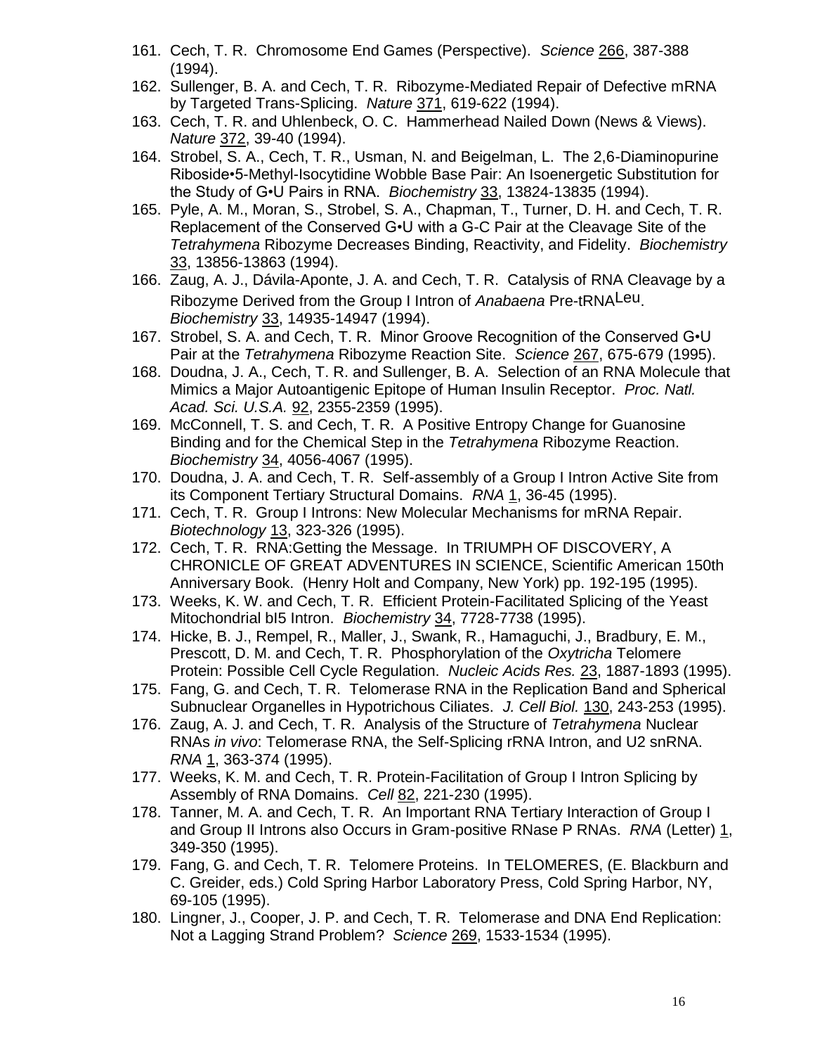161. Cech, T. R. Chromosome End Games (Perspective). *Science* 266, 387-388 (1994).
162. Sullenger, B. A. and Cech, T. R. Ribozyme-Mediated Repair of Defective mRNA by Targeted Trans-Splicing. *Nature* 371, 619-622 (1994).
163. Cech, T. R. and Uhlenbeck, O. C. Hammerhead Nailed Down (News & Views). *Nature* 372, 39-40 (1994).
164. Strobel, S. A., Cech, T. R., Usman, N. and Beigelman, L. The 2,6-Diaminopurine Riboside•5-Methyl-Isocytidine Wobble Base Pair: An Isoenergetic Substitution for the Study of G•U Pairs in RNA. *Biochemistry* 33, 13824-13835 (1994).
165. Pyle, A. M., Moran, S., Strobel, S. A., Chapman, T., Turner, D. H. and Cech, T. R. Replacement of the Conserved G•U with a G-C Pair at the Cleavage Site of the *Tetrahymena* Ribozyme Decreases Binding, Reactivity, and Fidelity. *Biochemistry* 33, 13856-13863 (1994).
166. Zaug, A. J., Dávila-Aponte, J. A. and Cech, T. R. Catalysis of RNA Cleavage by a Ribozyme Derived from the Group I Intron of *Anabaena* Pre-tRNA$^{Leu}$. *Biochemistry* 33, 14935-14947 (1994).
167. Strobel, S. A. and Cech, T. R. Minor Groove Recognition of the Conserved G•U Pair at the *Tetrahymena* Ribozyme Reaction Site. *Science* 267, 675-679 (1995).
168. Doudna, J. A., Cech, T. R. and Sullenger, B. A. Selection of an RNA Molecule that Mimics a Major Autoantigenic Epitope of Human Insulin Receptor. *Proc. Natl. Acad. Sci. U.S.A.* 92, 2355-2359 (1995).
169. McConnell, T. S. and Cech, T. R. A Positive Entropy Change for Guanosine Binding and for the Chemical Step in the *Tetrahymena* Ribozyme Reaction. *Biochemistry* 34, 4056-4067 (1995).
170. Doudna, J. A. and Cech, T. R. Self-assembly of a Group I Intron Active Site from its Component Tertiary Structural Domains. *RNA* 1, 36-45 (1995).
171. Cech, T. R. Group I Introns: New Molecular Mechanisms for mRNA Repair. *Biotechnology* 13, 323-326 (1995).
172. Cech, T. R. RNA:Getting the Message. In TRIUMPH OF DISCOVERY, A CHRONICLE OF GREAT ADVENTURES IN SCIENCE, Scientific American 150th Anniversary Book. (Henry Holt and Company, New York) pp. 192-195 (1995).
173. Weeks, K. W. and Cech, T. R. Efficient Protein-Facilitated Splicing of the Yeast Mitochondrial bI5 Intron. *Biochemistry* 34, 7728-7738 (1995).
174. Hicke, B. J., Rempel, R., Maller, J., Swank, R., Hamaguchi, J., Bradbury, E. M., Prescott, D. M. and Cech, T. R. Phosphorylation of the *Oxytricha* Telomere Protein: Possible Cell Cycle Regulation. *Nucleic Acids Res.* 23, 1887-1893 (1995).
175. Fang, G. and Cech, T. R. Telomerase RNA in the Replication Band and Spherical Subnuclear Organelles in Hypotrichous Ciliates. *J. Cell Biol.* 130, 243-253 (1995).
176. Zaug, A. J. and Cech, T. R. Analysis of the Structure of *Tetrahymena* Nuclear RNAs *in vivo*: Telomerase RNA, the Self-Splicing rRNA Intron, and U2 snRNA. *RNA* 1, 363-374 (1995).
177. Weeks, K. M. and Cech, T. R. Protein-Facilitation of Group I Intron Splicing by Assembly of RNA Domains. *Cell* 82, 221-230 (1995).
178. Tanner, M. A. and Cech, T. R. An Important RNA Tertiary Interaction of Group I and Group II Introns also Occurs in Gram-positive RNase P RNAs. *RNA* (Letter) 1, 349-350 (1995).
179. Fang, G. and Cech, T. R. Telomere Proteins. In TELOMERES, (E. Blackburn and C. Greider, eds.) Cold Spring Harbor Laboratory Press, Cold Spring Harbor, NY, 69-105 (1995).
180. Lingner, J., Cooper, J. P. and Cech, T. R. Telomerase and DNA End Replication: Not a Lagging Strand Problem? *Science* 269, 1533-1534 (1995).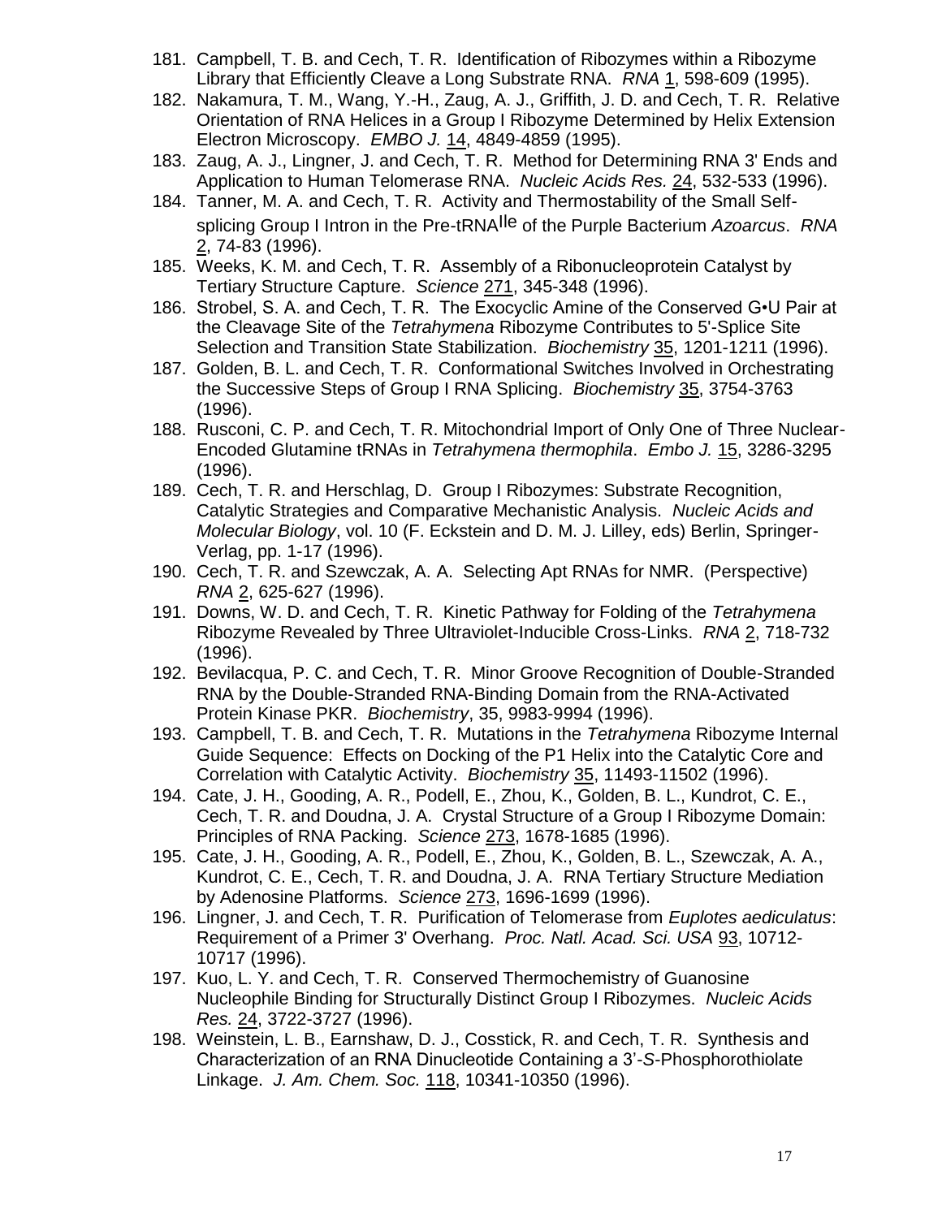181. Campbell, T. B. and Cech, T. R. Identification of Ribozymes within a Ribozyme Library that Efficiently Cleave a Long Substrate RNA. *RNA* 1, 598-609 (1995).
182. Nakamura, T. M., Wang, Y.-H., Zaug, A. J., Griffith, J. D. and Cech, T. R. Relative Orientation of RNA Helices in a Group I Ribozyme Determined by Helix Extension Electron Microscopy. *EMBO J.* 14, 4849-4859 (1995).
183. Zaug, A. J., Lingner, J. and Cech, T. R. Method for Determining RNA 3' Ends and Application to Human Telomerase RNA. *Nucleic Acids Res.* 24, 532-533 (1996).
184. Tanner, M. A. and Cech, T. R. Activity and Thermostability of the Small Self-splicing Group I Intron in the Pre-tRNA$^{Ile}$ of the Purple Bacterium *Azoarcus*. *RNA* 2, 74-83 (1996).
185. Weeks, K. M. and Cech, T. R. Assembly of a Ribonucleoprotein Catalyst by Tertiary Structure Capture. *Science* 271, 345-348 (1996).
186. Strobel, S. A. and Cech, T. R. The Exocyclic Amine of the Conserved G•U Pair at the Cleavage Site of the *Tetrahymena* Ribozyme Contributes to 5'-Splice Site Selection and Transition State Stabilization. *Biochemistry* 35, 1201-1211 (1996).
187. Golden, B. L. and Cech, T. R. Conformational Switches Involved in Orchestrating the Successive Steps of Group I RNA Splicing. *Biochemistry* 35, 3754-3763 (1996).
188. Rusconi, C. P. and Cech, T. R. Mitochondrial Import of Only One of Three Nuclear-Encoded Glutamine tRNAs in *Tetrahymena thermophila*. *Embo J.* 15, 3286-3295 (1996).
189. Cech, T. R. and Herschlag, D. Group I Ribozymes: Substrate Recognition, Catalytic Strategies and Comparative Mechanistic Analysis. *Nucleic Acids and Molecular Biology*, vol. 10 (F. Eckstein and D. M. J. Lilley, eds) Berlin, Springer-Verlag, pp. 1-17 (1996).
190. Cech, T. R. and Szewczak, A. A. Selecting Apt RNAs for NMR. (Perspective) *RNA* 2, 625-627 (1996).
191. Downs, W. D. and Cech, T. R. Kinetic Pathway for Folding of the *Tetrahymena* Ribozyme Revealed by Three Ultraviolet-Inducible Cross-Links. *RNA* 2, 718-732 (1996).
192. Bevilacqua, P. C. and Cech, T. R. Minor Groove Recognition of Double-Stranded RNA by the Double-Stranded RNA-Binding Domain from the RNA-Activated Protein Kinase PKR. *Biochemistry*, 35, 9983-9994 (1996).
193. Campbell, T. B. and Cech, T. R. Mutations in the *Tetrahymena* Ribozyme Internal Guide Sequence: Effects on Docking of the P1 Helix into the Catalytic Core and Correlation with Catalytic Activity. *Biochemistry* 35, 11493-11502 (1996).
194. Cate, J. H., Gooding, A. R., Podell, E., Zhou, K., Golden, B. L., Kundrot, C. E., Cech, T. R. and Doudna, J. A. Crystal Structure of a Group I Ribozyme Domain: Principles of RNA Packing. *Science* 273, 1678-1685 (1996).
195. Cate, J. H., Gooding, A. R., Podell, E., Zhou, K., Golden, B. L., Szewczak, A. A., Kundrot, C. E., Cech, T. R. and Doudna, J. A. RNA Tertiary Structure Mediation by Adenosine Platforms. *Science* 273, 1696-1699 (1996).
196. Lingner, J. and Cech, T. R. Purification of Telomerase from *Euplotes aediculatus*: Requirement of a Primer 3' Overhang. *Proc. Natl. Acad. Sci. USA* 93, 10712-10717 (1996).
197. Kuo, L. Y. and Cech, T. R. Conserved Thermochemistry of Guanosine Nucleophile Binding for Structurally Distinct Group I Ribozymes. *Nucleic Acids Res.* 24, 3722-3727 (1996).
198. Weinstein, L. B., Earnshaw, D. J., Cosstick, R. and Cech, T. R. Synthesis and Characterization of an RNA Dinucleotide Containing a 3'-*S*-Phosphorothiolate Linkage. *J. Am. Chem. Soc.* 118, 10341-10350 (1996).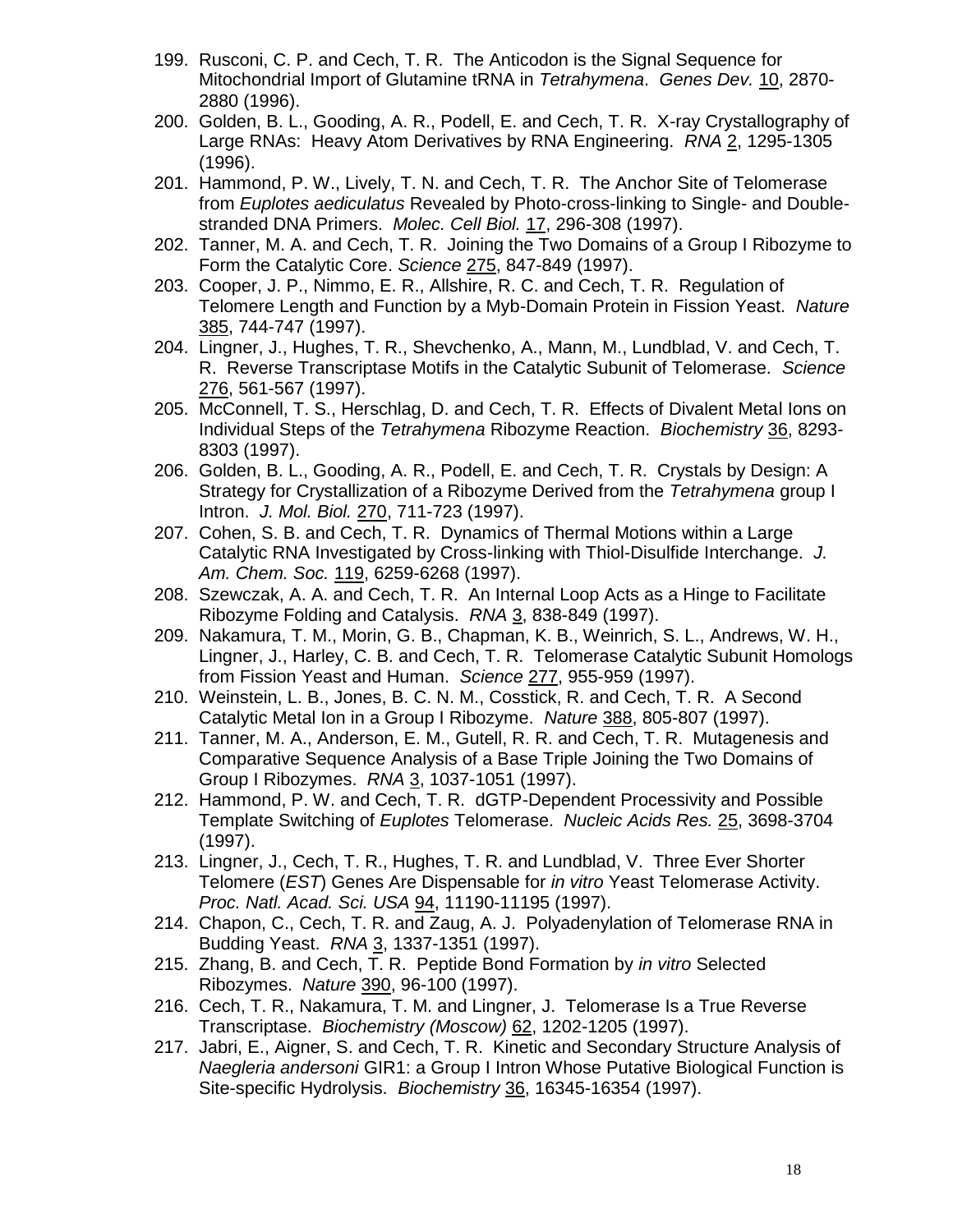199. Rusconi, C. P. and Cech, T. R. The Anticodon is the Signal Sequence for Mitochondrial Import of Glutamine tRNA in *Tetrahymena*. *Genes Dev.* 10, 2870-2880 (1996).
200. Golden, B. L., Gooding, A. R., Podell, E. and Cech, T. R. X-ray Crystallography of Large RNAs: Heavy Atom Derivatives by RNA Engineering. *RNA* 2, 1295-1305 (1996).
201. Hammond, P. W., Lively, T. N. and Cech, T. R. The Anchor Site of Telomerase from *Euplotes aediculatus* Revealed by Photo-cross-linking to Single- and Double-stranded DNA Primers. *Molec. Cell Biol.* 17, 296-308 (1997).
202. Tanner, M. A. and Cech, T. R. Joining the Two Domains of a Group I Ribozyme to Form the Catalytic Core. *Science* 275, 847-849 (1997).
203. Cooper, J. P., Nimmo, E. R., Allshire, R. C. and Cech, T. R. Regulation of Telomere Length and Function by a Myb-Domain Protein in Fission Yeast. *Nature* 385, 744-747 (1997).
204. Lingner, J., Hughes, T. R., Shevchenko, A., Mann, M., Lundblad, V. and Cech, T. R. Reverse Transcriptase Motifs in the Catalytic Subunit of Telomerase. *Science* 276, 561-567 (1997).
205. McConnell, T. S., Herschlag, D. and Cech, T. R. Effects of Divalent Metal Ions on Individual Steps of the *Tetrahymena* Ribozyme Reaction. *Biochemistry* 36, 8293-8303 (1997).
206. Golden, B. L., Gooding, A. R., Podell, E. and Cech, T. R. Crystals by Design: A Strategy for Crystallization of a Ribozyme Derived from the *Tetrahymena* group I Intron. *J. Mol. Biol.* 270, 711-723 (1997).
207. Cohen, S. B. and Cech, T. R. Dynamics of Thermal Motions within a Large Catalytic RNA Investigated by Cross-linking with Thiol-Disulfide Interchange. *J. Am. Chem. Soc.* 119, 6259-6268 (1997).
208. Szewczak, A. A. and Cech, T. R. An Internal Loop Acts as a Hinge to Facilitate Ribozyme Folding and Catalysis. *RNA* 3, 838-849 (1997).
209. Nakamura, T. M., Morin, G. B., Chapman, K. B., Weinrich, S. L., Andrews, W. H., Lingner, J., Harley, C. B. and Cech, T. R. Telomerase Catalytic Subunit Homologs from Fission Yeast and Human. *Science* 277, 955-959 (1997).
210. Weinstein, L. B., Jones, B. C. N. M., Cosstick, R. and Cech, T. R. A Second Catalytic Metal Ion in a Group I Ribozyme. *Nature* 388, 805-807 (1997).
211. Tanner, M. A., Anderson, E. M., Gutell, R. R. and Cech, T. R. Mutagenesis and Comparative Sequence Analysis of a Base Triple Joining the Two Domains of Group I Ribozymes. *RNA* 3, 1037-1051 (1997).
212. Hammond, P. W. and Cech, T. R. dGTP-Dependent Processivity and Possible Template Switching of *Euplotes* Telomerase. *Nucleic Acids Res.* 25, 3698-3704 (1997).
213. Lingner, J., Cech, T. R., Hughes, T. R. and Lundblad, V. Three Ever Shorter Telomere (*EST*) Genes Are Dispensable for *in vitro* Yeast Telomerase Activity. *Proc. Natl. Acad. Sci. USA* 94, 11190-11195 (1997).
214. Chapon, C., Cech, T. R. and Zaug, A. J. Polyadenylation of Telomerase RNA in Budding Yeast. *RNA* 3, 1337-1351 (1997).
215. Zhang, B. and Cech, T. R. Peptide Bond Formation by *in vitro* Selected Ribozymes. *Nature* 390, 96-100 (1997).
216. Cech, T. R., Nakamura, T. M. and Lingner, J. Telomerase Is a True Reverse Transcriptase. *Biochemistry (Moscow)* 62, 1202-1205 (1997).
217. Jabri, E., Aigner, S. and Cech, T. R. Kinetic and Secondary Structure Analysis of *Naegleria andersoni* GIR1: a Group I Intron Whose Putative Biological Function is Site-specific Hydrolysis. *Biochemistry* 36, 16345-16354 (1997).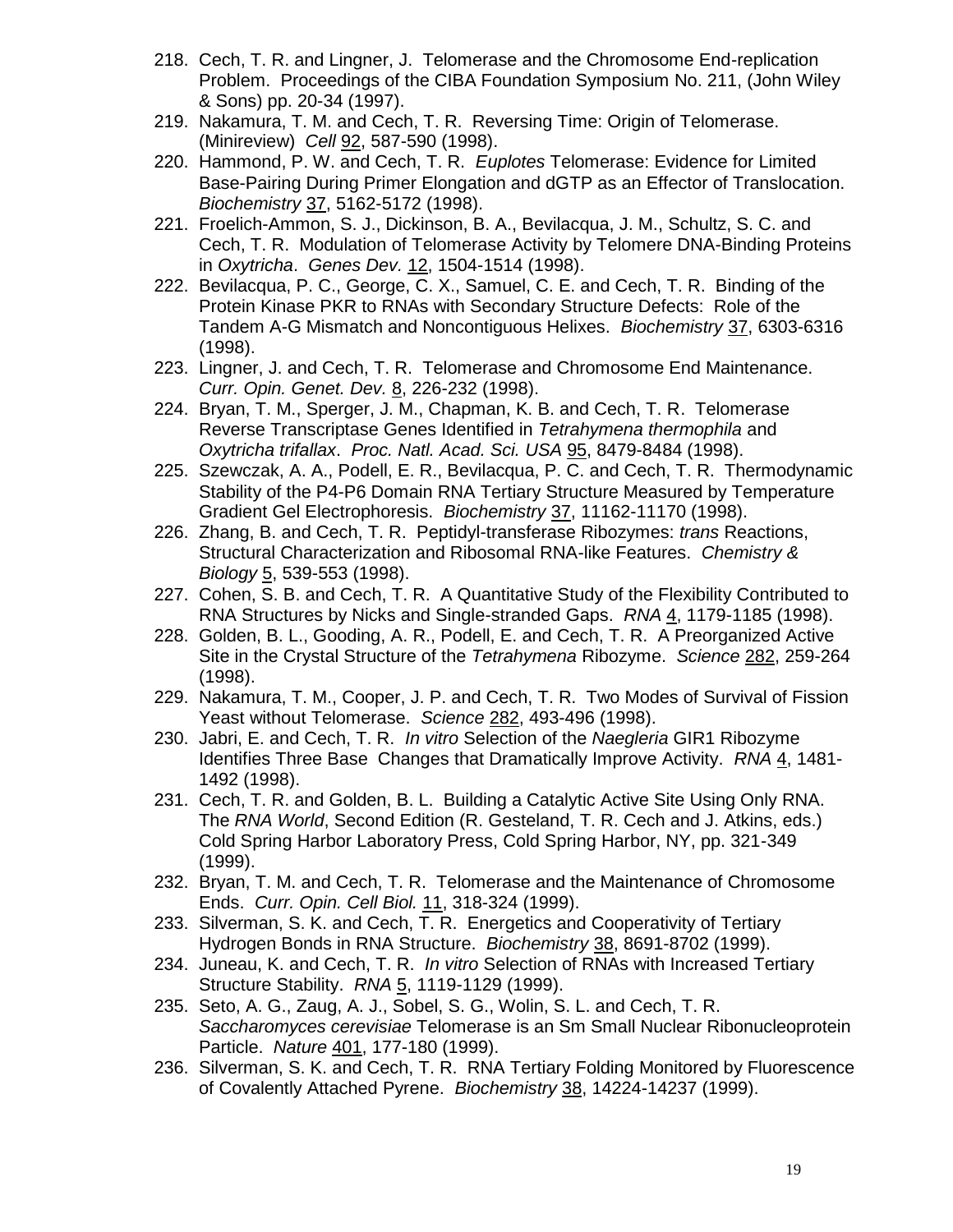218. Cech, T. R. and Lingner, J. Telomerase and the Chromosome End-replication Problem. Proceedings of the CIBA Foundation Symposium No. 211, (John Wiley & Sons) pp. 20-34 (1997).
219. Nakamura, T. M. and Cech, T. R. Reversing Time: Origin of Telomerase. (Minireview) *Cell* 92, 587-590 (1998).
220. Hammond, P. W. and Cech, T. R. *Euplotes* Telomerase: Evidence for Limited Base-Pairing During Primer Elongation and dGTP as an Effector of Translocation. *Biochemistry* 37, 5162-5172 (1998).
221. Froelich-Ammon, S. J., Dickinson, B. A., Bevilacqua, J. M., Schultz, S. C. and Cech, T. R. Modulation of Telomerase Activity by Telomere DNA-Binding Proteins in *Oxytricha*. *Genes Dev.* 12, 1504-1514 (1998).
222. Bevilacqua, P. C., George, C. X., Samuel, C. E. and Cech, T. R. Binding of the Protein Kinase PKR to RNAs with Secondary Structure Defects: Role of the Tandem A-G Mismatch and Noncontiguous Helixes. *Biochemistry* 37, 6303-6316 (1998).
223. Lingner, J. and Cech, T. R. Telomerase and Chromosome End Maintenance. *Curr. Opin. Genet. Dev.* 8, 226-232 (1998).
224. Bryan, T. M., Sperger, J. M., Chapman, K. B. and Cech, T. R. Telomerase Reverse Transcriptase Genes Identified in *Tetrahymena thermophila* and *Oxytricha trifallax*. *Proc. Natl. Acad. Sci. USA* 95, 8479-8484 (1998).
225. Szewczak, A. A., Podell, E. R., Bevilacqua, P. C. and Cech, T. R. Thermodynamic Stability of the P4-P6 Domain RNA Tertiary Structure Measured by Temperature Gradient Gel Electrophoresis. *Biochemistry* 37, 11162-11170 (1998).
226. Zhang, B. and Cech, T. R. Peptidyl-transferase Ribozymes: *trans* Reactions, Structural Characterization and Ribosomal RNA-like Features. *Chemistry & Biology* 5, 539-553 (1998).
227. Cohen, S. B. and Cech, T. R. A Quantitative Study of the Flexibility Contributed to RNA Structures by Nicks and Single-stranded Gaps. *RNA* 4, 1179-1185 (1998).
228. Golden, B. L., Gooding, A. R., Podell, E. and Cech, T. R. A Preorganized Active Site in the Crystal Structure of the *Tetrahymena* Ribozyme. *Science* 282, 259-264 (1998).
229. Nakamura, T. M., Cooper, J. P. and Cech, T. R. Two Modes of Survival of Fission Yeast without Telomerase. *Science* 282, 493-496 (1998).
230. Jabri, E. and Cech, T. R. *In vitro* Selection of the *Naegleria* GIR1 Ribozyme Identifies Three Base Changes that Dramatically Improve Activity. *RNA* 4, 1481-1492 (1998).
231. Cech, T. R. and Golden, B. L. Building a Catalytic Active Site Using Only RNA. The *RNA World*, Second Edition (R. Gesteland, T. R. Cech and J. Atkins, eds.) Cold Spring Harbor Laboratory Press, Cold Spring Harbor, NY, pp. 321-349 (1999).
232. Bryan, T. M. and Cech, T. R. Telomerase and the Maintenance of Chromosome Ends. *Curr. Opin. Cell Biol.* 11, 318-324 (1999).
233. Silverman, S. K. and Cech, T. R. Energetics and Cooperativity of Tertiary Hydrogen Bonds in RNA Structure. *Biochemistry* 38, 8691-8702 (1999).
234. Juneau, K. and Cech, T. R. *In vitro* Selection of RNAs with Increased Tertiary Structure Stability. *RNA* 5, 1119-1129 (1999).
235. Seto, A. G., Zaug, A. J., Sobel, S. G., Wolin, S. L. and Cech, T. R. *Saccharomyces cerevisiae* Telomerase is an Sm Small Nuclear Ribonucleoprotein Particle. *Nature* 401, 177-180 (1999).
236. Silverman, S. K. and Cech, T. R. RNA Tertiary Folding Monitored by Fluorescence of Covalently Attached Pyrene. *Biochemistry* 38, 14224-14237 (1999).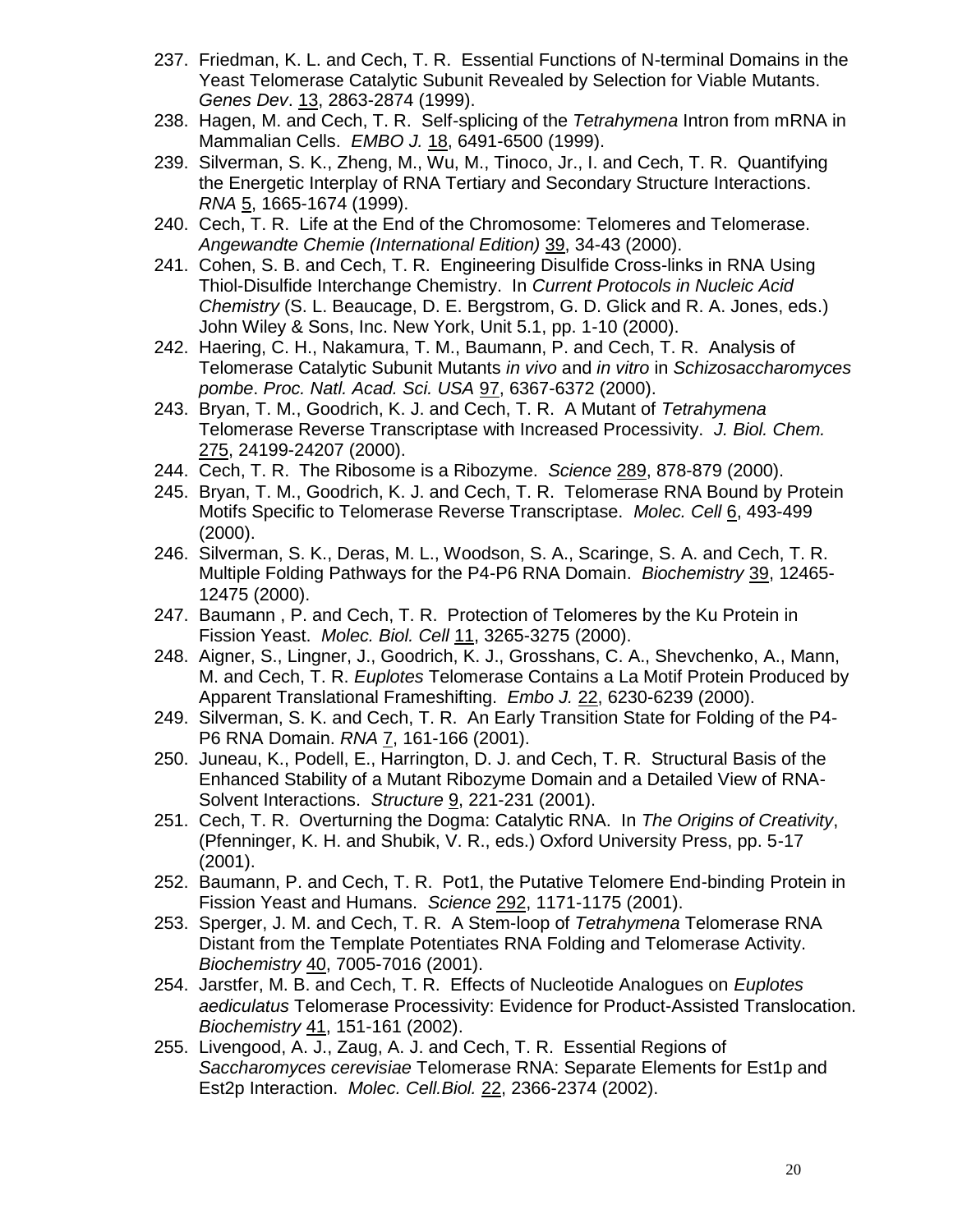237. Friedman, K. L. and Cech, T. R. Essential Functions of N-terminal Domains in the Yeast Telomerase Catalytic Subunit Revealed by Selection for Viable Mutants. *Genes Dev*. 13, 2863-2874 (1999).
238. Hagen, M. and Cech, T. R. Self-splicing of the *Tetrahymena* Intron from mRNA in Mammalian Cells. *EMBO J.* 18, 6491-6500 (1999).
239. Silverman, S. K., Zheng, M., Wu, M., Tinoco, Jr., I. and Cech, T. R. Quantifying the Energetic Interplay of RNA Tertiary and Secondary Structure Interactions. *RNA* 5, 1665-1674 (1999).
240. Cech, T. R. Life at the End of the Chromosome: Telomeres and Telomerase. *Angewandte Chemie (International Edition)* 39, 34-43 (2000).
241. Cohen, S. B. and Cech, T. R. Engineering Disulfide Cross-links in RNA Using Thiol-Disulfide Interchange Chemistry. In *Current Protocols in Nucleic Acid Chemistry* (S. L. Beaucage, D. E. Bergstrom, G. D. Glick and R. A. Jones, eds.) John Wiley & Sons, Inc. New York, Unit 5.1, pp. 1-10 (2000).
242. Haering, C. H., Nakamura, T. M., Baumann, P. and Cech, T. R. Analysis of Telomerase Catalytic Subunit Mutants *in vivo* and *in vitro* in *Schizosaccharomyces pombe*. *Proc. Natl. Acad. Sci. USA* 97, 6367-6372 (2000).
243. Bryan, T. M., Goodrich, K. J. and Cech, T. R. A Mutant of *Tetrahymena* Telomerase Reverse Transcriptase with Increased Processivity. *J. Biol. Chem.* 275, 24199-24207 (2000).
244. Cech, T. R. The Ribosome is a Ribozyme. *Science* 289, 878-879 (2000).
245. Bryan, T. M., Goodrich, K. J. and Cech, T. R. Telomerase RNA Bound by Protein Motifs Specific to Telomerase Reverse Transcriptase. *Molec. Cell* 6, 493-499 (2000).
246. Silverman, S. K., Deras, M. L., Woodson, S. A., Scaringe, S. A. and Cech, T. R. Multiple Folding Pathways for the P4-P6 RNA Domain. *Biochemistry* 39, 12465-12475 (2000).
247. Baumann , P. and Cech, T. R. Protection of Telomeres by the Ku Protein in Fission Yeast. *Molec. Biol. Cell* 11, 3265-3275 (2000).
248. Aigner, S., Lingner, J., Goodrich, K. J., Grosshans, C. A., Shevchenko, A., Mann, M. and Cech, T. R. *Euplotes* Telomerase Contains a La Motif Protein Produced by Apparent Translational Frameshifting. *Embo J.* 22, 6230-6239 (2000).
249. Silverman, S. K. and Cech, T. R. An Early Transition State for Folding of the P4-P6 RNA Domain. *RNA* 7, 161-166 (2001).
250. Juneau, K., Podell, E., Harrington, D. J. and Cech, T. R. Structural Basis of the Enhanced Stability of a Mutant Ribozyme Domain and a Detailed View of RNA-Solvent Interactions. *Structure* 9, 221-231 (2001).
251. Cech, T. R. Overturning the Dogma: Catalytic RNA. In *The Origins of Creativity*, (Pfenninger, K. H. and Shubik, V. R., eds.) Oxford University Press, pp. 5-17 (2001).
252. Baumann, P. and Cech, T. R. Pot1, the Putative Telomere End-binding Protein in Fission Yeast and Humans. *Science* 292, 1171-1175 (2001).
253. Sperger, J. M. and Cech, T. R. A Stem-loop of *Tetrahymena* Telomerase RNA Distant from the Template Potentiates RNA Folding and Telomerase Activity. *Biochemistry* 40, 7005-7016 (2001).
254. Jarstfer, M. B. and Cech, T. R. Effects of Nucleotide Analogues on *Euplotes aediculatus* Telomerase Processivity: Evidence for Product-Assisted Translocation. *Biochemistry* 41, 151-161 (2002).
255. Livengood, A. J., Zaug, A. J. and Cech, T. R. Essential Regions of *Saccharomyces cerevisiae* Telomerase RNA: Separate Elements for Est1p and Est2p Interaction. *Molec. Cell.Biol.* 22, 2366-2374 (2002).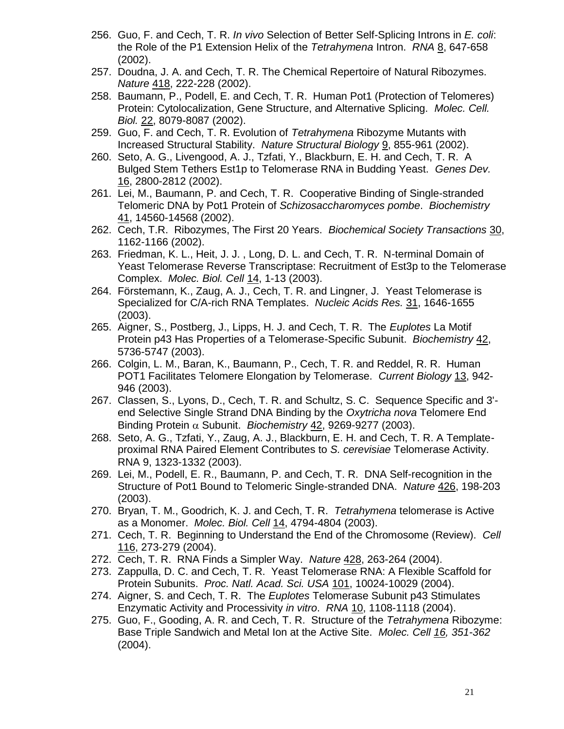256. Guo, F. and Cech, T. R. *In vivo* Selection of Better Self-Splicing Introns in *E. coli*: the Role of the P1 Extension Helix of the *Tetrahymena* Intron. *RNA* 8, 647-658 (2002).
257. Doudna, J. A. and Cech, T. R. The Chemical Repertoire of Natural Ribozymes. *Nature* 418, 222-228 (2002).
258. Baumann, P., Podell, E. and Cech, T. R. Human Pot1 (Protection of Telomeres) Protein: Cytolocalization, Gene Structure, and Alternative Splicing. *Molec. Cell. Biol.* 22, 8079-8087 (2002).
259. Guo, F. and Cech, T. R. Evolution of *Tetrahymena* Ribozyme Mutants with Increased Structural Stability. *Nature Structural Biology* 9, 855-961 (2002).
260. Seto, A. G., Livengood, A. J., Tzfati, Y., Blackburn, E. H. and Cech, T. R. A Bulged Stem Tethers Est1p to Telomerase RNA in Budding Yeast. *Genes Dev.* 16, 2800-2812 (2002).
261. Lei, M., Baumann, P. and Cech, T. R. Cooperative Binding of Single-stranded Telomeric DNA by Pot1 Protein of *Schizosaccharomyces pombe*. *Biochemistry* 41, 14560-14568 (2002).
262. Cech, T.R. Ribozymes, The First 20 Years. *Biochemical Society Transactions* 30, 1162-1166 (2002).
263. Friedman, K. L., Heit, J. J. , Long, D. L. and Cech, T. R. N-terminal Domain of Yeast Telomerase Reverse Transcriptase: Recruitment of Est3p to the Telomerase Complex. *Molec. Biol. Cell* 14, 1-13 (2003).
264. Förstemann, K., Zaug, A. J., Cech, T. R. and Lingner, J. Yeast Telomerase is Specialized for C/A-rich RNA Templates. *Nucleic Acids Res.* 31, 1646-1655 (2003).
265. Aigner, S., Postberg, J., Lipps, H. J. and Cech, T. R. The *Euplotes* La Motif Protein p43 Has Properties of a Telomerase-Specific Subunit. *Biochemistry* 42, 5736-5747 (2003).
266. Colgin, L. M., Baran, K., Baumann, P., Cech, T. R. and Reddel, R. R. Human POT1 Facilitates Telomere Elongation by Telomerase. *Current Biology* 13, 942-946 (2003).
267. Classen, S., Lyons, D., Cech, T. R. and Schultz, S. C. Sequence Specific and 3'-end Selective Single Strand DNA Binding by the *Oxytricha nova* Telomere End Binding Protein $\alpha$ Subunit. *Biochemistry* 42, 9269-9277 (2003).
268. Seto, A. G., Tzfati, Y., Zaug, A. J., Blackburn, E. H. and Cech, T. R. A Template-proximal RNA Paired Element Contributes to *S. cerevisiae* Telomerase Activity. RNA 9, 1323-1332 (2003).
269. Lei, M., Podell, E. R., Baumann, P. and Cech, T. R. DNA Self-recognition in the Structure of Pot1 Bound to Telomeric Single-stranded DNA. *Nature* 426, 198-203 (2003).
270. Bryan, T. M., Goodrich, K. J. and Cech, T. R. *Tetrahymena* telomerase is Active as a Monomer. *Molec. Biol. Cell* 14, 4794-4804 (2003).
271. Cech, T. R. Beginning to Understand the End of the Chromosome (Review). *Cell* 116, 273-279 (2004).
272. Cech, T. R. RNA Finds a Simpler Way. *Nature* 428, 263-264 (2004).
273. Zappulla, D. C. and Cech, T. R. Yeast Telomerase RNA: A Flexible Scaffold for Protein Subunits. *Proc. Natl. Acad. Sci. USA* 101, 10024-10029 (2004).
274. Aigner, S. and Cech, T. R. The *Euplotes* Telomerase Subunit p43 Stimulates Enzymatic Activity and Processivity *in vitro*. *RNA* 10, 1108-1118 (2004).
275. Guo, F., Gooding, A. R. and Cech, T. R. Structure of the *Tetrahymena* Ribozyme: Base Triple Sandwich and Metal Ion at the Active Site. *Molec. Cell 16, 351-362* (2004).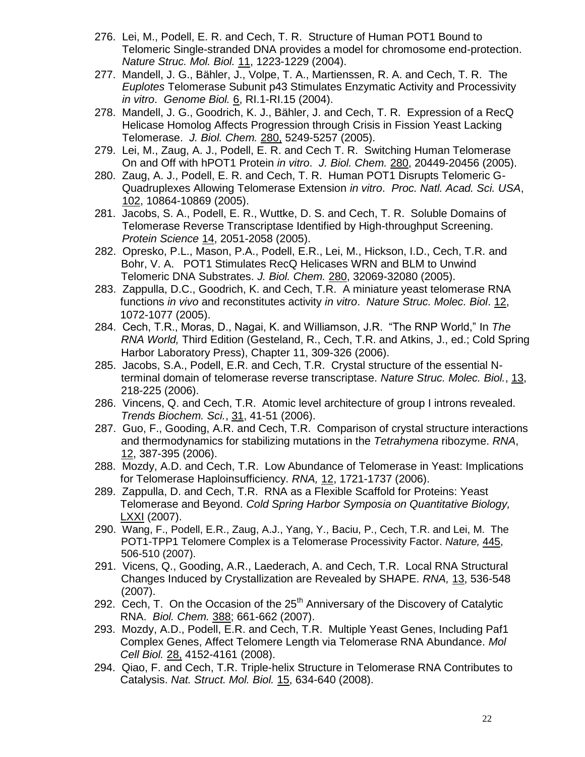276. Lei, M., Podell, E. R. and Cech, T. R. Structure of Human POT1 Bound to Telomeric Single-stranded DNA provides a model for chromosome end-protection. *Nature Struc. Mol. Biol.* 11, 1223-1229 (2004).

277. Mandell, J. G., Bähler, J., Volpe, T. A., Martienssen, R. A. and Cech, T. R. The *Euplotes* Telomerase Subunit p43 Stimulates Enzymatic Activity and Processivity *in vitro*. *Genome Biol.* 6, RI.1-RI.15 (2004).

278. Mandell, J. G., Goodrich, K. J., Bähler, J. and Cech, T. R. Expression of a RecQ Helicase Homolog Affects Progression through Crisis in Fission Yeast Lacking Telomerase. *J. Biol. Chem.* 280, 5249-5257 (2005).

279. Lei, M., Zaug, A. J., Podell, E. R. and Cech T. R. Switching Human Telomerase On and Off with hPOT1 Protein *in vitro*. *J. Biol. Chem.* 280, 20449-20456 (2005).

280. Zaug, A. J., Podell, E. R. and Cech, T. R. Human POT1 Disrupts Telomeric G-Quadruplexes Allowing Telomerase Extension *in vitro*. *Proc. Natl. Acad. Sci. USA*, 102, 10864-10869 (2005).

281. Jacobs, S. A., Podell, E. R., Wuttke, D. S. and Cech, T. R. Soluble Domains of Telomerase Reverse Transcriptase Identified by High-throughput Screening. *Protein Science* 14, 2051-2058 (2005).

282. Opresko, P.L., Mason, P.A., Podell, E.R., Lei, M., Hickson, I.D., Cech, T.R. and Bohr, V. A. POT1 Stimulates RecQ Helicases WRN and BLM to Unwind Telomeric DNA Substrates. *J. Biol. Chem.* 280, 32069-32080 (2005).

283. Zappulla, D.C., Goodrich, K. and Cech, T.R. A miniature yeast telomerase RNA functions *in vivo* and reconstitutes activity *in vitro*. *Nature Struc. Molec. Biol*. 12, 1072-1077 (2005).

284. Cech, T.R., Moras, D., Nagai, K. and Williamson, J.R. "The RNP World," In *The RNA World,* Third Edition (Gesteland, R., Cech, T.R. and Atkins, J., ed.; Cold Spring Harbor Laboratory Press), Chapter 11, 309-326 (2006).

285. Jacobs, S.A., Podell, E.R. and Cech, T.R. Crystal structure of the essential N-terminal domain of telomerase reverse transcriptase. *Nature Struc. Molec. Biol.*, 13, 218-225 (2006).

286. Vincens, Q. and Cech, T.R. Atomic level architecture of group I introns revealed. *Trends Biochem. Sci.*, 31, 41-51 (2006).

287. Guo, F., Gooding, A.R. and Cech, T.R. Comparison of crystal structure interactions and thermodynamics for stabilizing mutations in the *Tetrahymena* ribozyme. *RNA*, 12, 387-395 (2006).

288. Mozdy, A.D. and Cech, T.R. Low Abundance of Telomerase in Yeast: Implications for Telomerase Haploinsufficiency. *RNA,* 12, 1721-1737 (2006).

289. Zappulla, D. and Cech, T.R. RNA as a Flexible Scaffold for Proteins: Yeast Telomerase and Beyond. *Cold Spring Harbor Symposia on Quantitative Biology,* LXXI (2007).

290. Wang, F., Podell, E.R., Zaug, A.J., Yang, Y., Baciu, P., Cech, T.R. and Lei, M. The POT1-TPP1 Telomere Complex is a Telomerase Processivity Factor. *Nature,* 445, 506-510 (2007).

291. Vicens, Q., Gooding, A.R., Laederach, A. and Cech, T.R. Local RNA Structural Changes Induced by Crystallization are Revealed by SHAPE. *RNA,* 13, 536-548 (2007).

292. Cech, T. On the Occasion of the 25th Anniversary of the Discovery of Catalytic RNA. *Biol. Chem.* 388; 661-662 (2007).

293. Mozdy, A.D., Podell, E.R. and Cech, T.R. Multiple Yeast Genes, Including Paf1 Complex Genes, Affect Telomere Length via Telomerase RNA Abundance. *Mol Cell Biol.* 28, 4152-4161 (2008).

294. Qiao, F. and Cech, T.R. Triple-helix Structure in Telomerase RNA Contributes to Catalysis. *Nat. Struct. Mol. Biol.* 15, 634-640 (2008).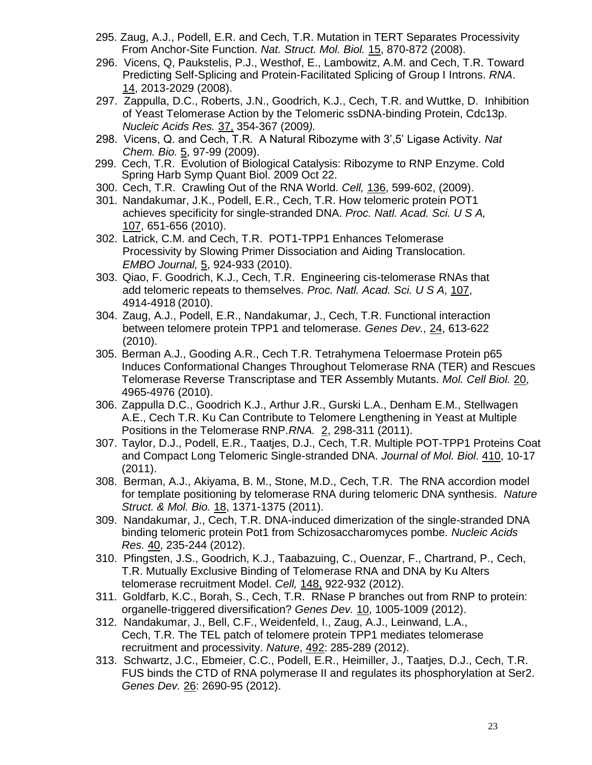295. Zaug, A.J., Podell, E.R. and Cech, T.R. Mutation in TERT Separates Processivity From Anchor-Site Function. *Nat. Struct. Mol. Biol.* 15, 870-872 (2008).

296. Vicens, Q, Paukstelis, P.J., Westhof, E., Lambowitz, A.M. and Cech, T.R. Toward Predicting Self-Splicing and Protein-Facilitated Splicing of Group I Introns. *RNA*. 14, 2013-2029 (2008).

297. Zappulla, D.C., Roberts, J.N., Goodrich, K.J., Cech, T.R. and Wuttke, D. Inhibition of Yeast Telomerase Action by the Telomeric ssDNA-binding Protein, Cdc13p. *Nucleic Acids Res.* 37, 354-367 (2009).

298. Vicens, Q. and Cech, T.R. A Natural Ribozyme with 3',5' Ligase Activity. *Nat Chem. Bio.* 5, 97-99 (2009).

299. Cech, T.R. Evolution of Biological Catalysis: Ribozyme to RNP Enzyme. Cold Spring Harb Symp Quant Biol. 2009 Oct 22.

300. Cech, T.R. Crawling Out of the RNA World. *Cell,* 136, 599-602, (2009).

301. Nandakumar, J.K., Podell, E.R., Cech, T.R. How telomeric protein POT1 achieves specificity for single-stranded DNA. *Proc. Natl. Acad. Sci. U S A,* 107, 651-656 (2010).

302. Latrick, C.M. and Cech, T.R. POT1-TPP1 Enhances Telomerase Processivity by Slowing Primer Dissociation and Aiding Translocation. *EMBO Journal,* 5, 924-933 (2010).

303. Qiao, F. Goodrich, K.J., Cech, T.R. Engineering cis-telomerase RNAs that add telomeric repeats to themselves. *Proc. Natl. Acad. Sci. U S A,* 107, 4914-4918 (2010).

304. Zaug, A.J., Podell, E.R., Nandakumar, J., Cech, T.R. Functional interaction between telomere protein TPP1 and telomerase. *Genes Dev.,* 24, 613-622 (2010).

305. Berman A.J., Gooding A.R., Cech T.R. Tetrahymena Teloermase Protein p65 Induces Conformational Changes Throughout Telomerase RNA (TER) and Rescues Telomerase Reverse Transcriptase and TER Assembly Mutants. *Mol. Cell Biol.* 20, 4965-4976 (2010).

306. Zappulla D.C., Goodrich K.J., Arthur J.R., Gurski L.A., Denham E.M., Stellwagen A.E., Cech T.R. Ku Can Contribute to Telomere Lengthening in Yeast at Multiple Positions in the Telomerase RNP.*RNA.* 2, 298-311 (2011).

307. Taylor, D.J., Podell, E.R., Taatjes, D.J., Cech, T.R. Multiple POT-TPP1 Proteins Coat and Compact Long Telomeric Single-stranded DNA. *Journal of Mol. Biol*. 410, 10-17 (2011).

308. Berman, A.J., Akiyama, B. M., Stone, M.D., Cech, T.R. The RNA accordion model for template positioning by telomerase RNA during telomeric DNA synthesis. *Nature Struct. & Mol. Bio.* 18, 1371-1375 (2011).

309. Nandakumar, J., Cech, T.R. DNA-induced dimerization of the single-stranded DNA binding telomeric protein Pot1 from Schizosaccharomyces pombe. *Nucleic Acids Res.* 40, 235-244 (2012).

310. Pfingsten, J.S., Goodrich, K.J., Taabazuing, C., Ouenzar, F., Chartrand, P., Cech, T.R. Mutually Exclusive Binding of Telomerase RNA and DNA by Ku Alters telomerase recruitment Model. *Cell,* 148, 922-932 (2012).

311. Goldfarb, K.C., Borah, S., Cech, T.R. RNase P branches out from RNP to protein: organelle-triggered diversification? *Genes Dev.* 10, 1005-1009 (2012).

312. Nandakumar, J., Bell, C.F., Weidenfeld, I., Zaug, A.J., Leinwand, L.A., Cech, T.R. The TEL patch of telomere protein TPP1 mediates telomerase recruitment and processivity. *Nature*, 492: 285-289 (2012).

313. Schwartz, J.C., Ebmeier, C.C., Podell, E.R., Heimiller, J., Taatjes, D.J., Cech, T.R. FUS binds the CTD of RNA polymerase II and regulates its phosphorylation at Ser2. *Genes Dev.* 26: 2690-95 (2012).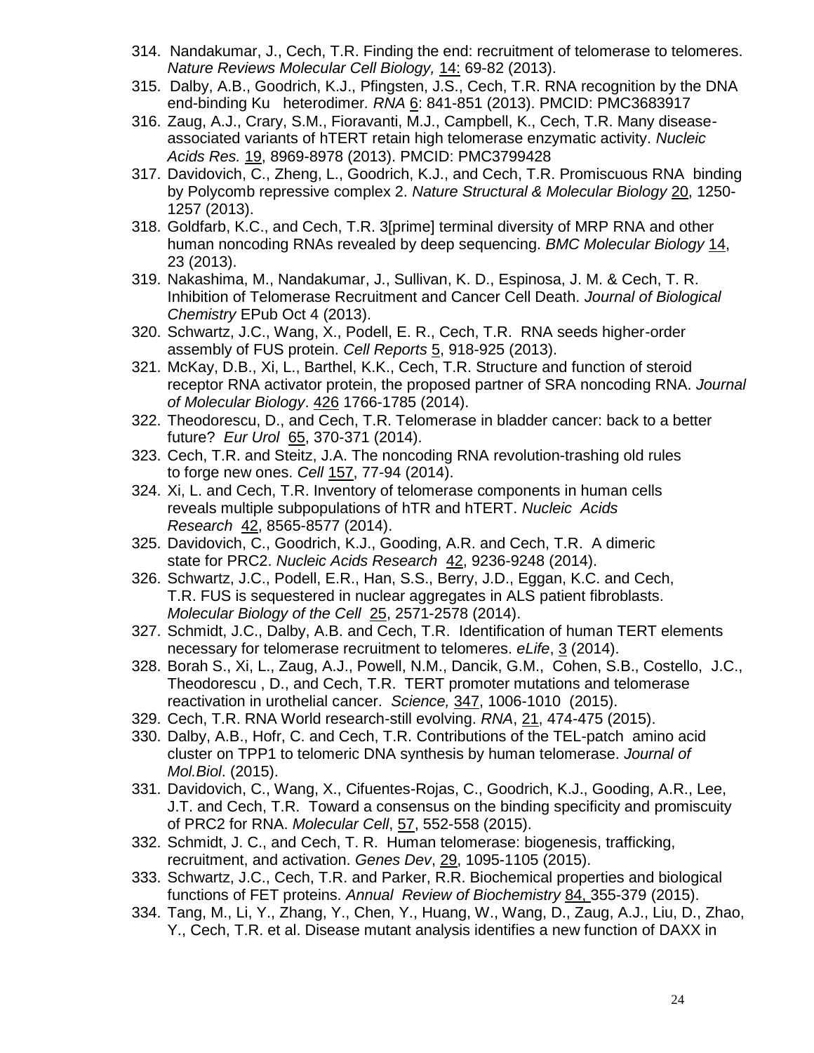314. Nandakumar, J., Cech, T.R. Finding the end: recruitment of telomerase to telomeres. *Nature Reviews Molecular Cell Biology,* 14: 69-82 (2013).
315. Dalby, A.B., Goodrich, K.J., Pfingsten, J.S., Cech, T.R. RNA recognition by the DNA end-binding Ku heterodimer*. RNA* 6: 841-851 (2013). PMCID: PMC3683917
316. Zaug, A.J., Crary, S.M., Fioravanti, M.J., Campbell, K., Cech, T.R. Many disease-associated variants of hTERT retain high telomerase enzymatic activity. *Nucleic Acids Res.* 19, 8969-8978 (2013). PMCID: PMC3799428
317. Davidovich, C., Zheng, L., Goodrich, K.J., and Cech, T.R. Promiscuous RNA binding by Polycomb repressive complex 2. *Nature Structural & Molecular Biology* 20, 1250-1257 (2013).
318. Goldfarb, K.C., and Cech, T.R. 3[prime] terminal diversity of MRP RNA and other human noncoding RNAs revealed by deep sequencing. *BMC Molecular Biology* 14, 23 (2013).
319. Nakashima, M., Nandakumar, J., Sullivan, K. D., Espinosa, J. M. & Cech, T. R. Inhibition of Telomerase Recruitment and Cancer Cell Death. *Journal of Biological Chemistry* EPub Oct 4 (2013).
320. Schwartz, J.C., Wang, X., Podell, E. R., Cech, T.R. RNA seeds higher-order assembly of FUS protein. *Cell Reports* 5, 918-925 (2013).
321. McKay, D.B., Xi, L., Barthel, K.K., Cech, T.R. Structure and function of steroid receptor RNA activator protein, the proposed partner of SRA noncoding RNA. *Journal of Molecular Biology*. 426 1766-1785 (2014).
322. Theodorescu, D., and Cech, T.R. Telomerase in bladder cancer: back to a better future? *Eur Urol* 65, 370-371 (2014).
323. Cech, T.R. and Steitz, J.A. The noncoding RNA revolution-trashing old rules to forge new ones. *Cell* 157, 77-94 (2014).
324. Xi, L. and Cech, T.R. Inventory of telomerase components in human cells reveals multiple subpopulations of hTR and hTERT. *Nucleic Acids Research* 42, 8565-8577 (2014).
325. Davidovich, C., Goodrich, K.J., Gooding, A.R. and Cech, T.R. A dimeric state for PRC2. *Nucleic Acids Research* 42, 9236-9248 (2014).
326. Schwartz, J.C., Podell, E.R., Han, S.S., Berry, J.D., Eggan, K.C. and Cech, T.R. FUS is sequestered in nuclear aggregates in ALS patient fibroblasts. *Molecular Biology of the Cell* 25, 2571-2578 (2014).
327. Schmidt, J.C., Dalby, A.B. and Cech, T.R. Identification of human TERT elements necessary for telomerase recruitment to telomeres. *eLife*, 3 (2014).
328. Borah S., Xi, L., Zaug, A.J., Powell, N.M., Dancik, G.M., Cohen, S.B., Costello, J.C., Theodorescu , D., and Cech, T.R. TERT promoter mutations and telomerase reactivation in urothelial cancer. *Science,* 347, 1006-1010 (2015).
329. Cech, T.R. RNA World research-still evolving. *RNA*, 21, 474-475 (2015).
330. Dalby, A.B., Hofr, C. and Cech, T.R. Contributions of the TEL-patch amino acid cluster on TPP1 to telomeric DNA synthesis by human telomerase. *Journal of Mol.Biol*. (2015).
331. Davidovich, C., Wang, X., Cifuentes-Rojas, C., Goodrich, K.J., Gooding, A.R., Lee, J.T. and Cech, T.R. Toward a consensus on the binding specificity and promiscuity of PRC2 for RNA. *Molecular Cell*, 57, 552-558 (2015).
332. Schmidt, J. C., and Cech, T. R. Human telomerase: biogenesis, trafficking, recruitment, and activation. *Genes Dev*, 29, 1095-1105 (2015).
333. Schwartz, J.C., Cech, T.R. and Parker, R.R. Biochemical properties and biological functions of FET proteins. *Annual Review of Biochemistry* 84, 355-379 (2015).
334. Tang, M., Li, Y., Zhang, Y., Chen, Y., Huang, W., Wang, D., Zaug, A.J., Liu, D., Zhao, Y., Cech, T.R. et al. Disease mutant analysis identifies a new function of DAXX in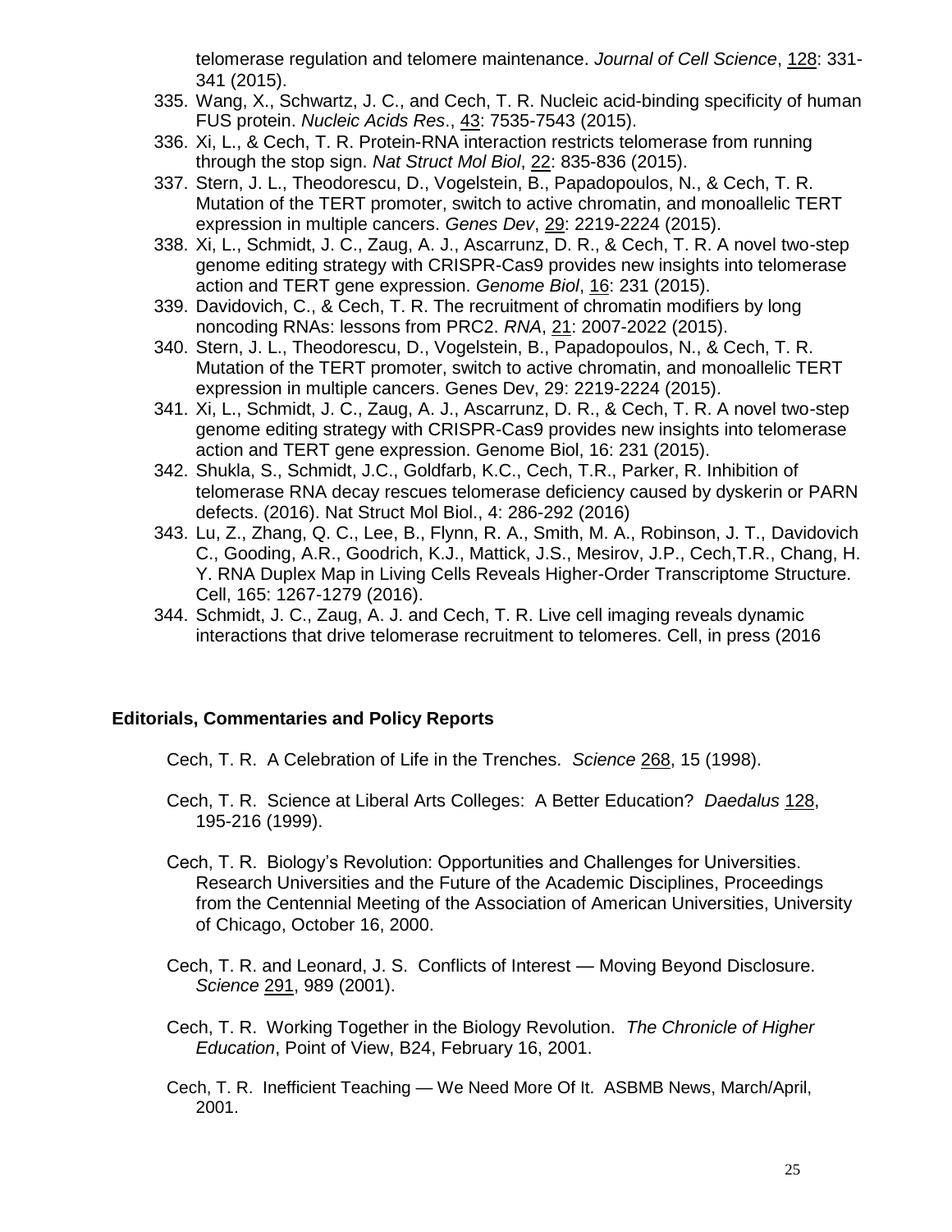telomerase regulation and telomere maintenance. *Journal of Cell Science*, 128: 331-341 (2015).

335. Wang, X., Schwartz, J. C., and Cech, T. R. Nucleic acid-binding specificity of human FUS protein. *Nucleic Acids Res*., 43: 7535-7543 (2015).
336. Xi, L., & Cech, T. R. Protein-RNA interaction restricts telomerase from running through the stop sign. *Nat Struct Mol Biol*, 22: 835-836 (2015).
337. Stern, J. L., Theodorescu, D., Vogelstein, B., Papadopoulos, N., & Cech, T. R. Mutation of the TERT promoter, switch to active chromatin, and monoallelic TERT expression in multiple cancers. *Genes Dev*, 29: 2219-2224 (2015).
338. Xi, L., Schmidt, J. C., Zaug, A. J., Ascarrunz, D. R., & Cech, T. R. A novel two-step genome editing strategy with CRISPR-Cas9 provides new insights into telomerase action and TERT gene expression. *Genome Biol*, 16: 231 (2015).
339. Davidovich, C., & Cech, T. R. The recruitment of chromatin modifiers by long noncoding RNAs: lessons from PRC2. *RNA*, 21: 2007-2022 (2015).
340. Stern, J. L., Theodorescu, D., Vogelstein, B., Papadopoulos, N., & Cech, T. R. Mutation of the TERT promoter, switch to active chromatin, and monoallelic TERT expression in multiple cancers. Genes Dev, 29: 2219-2224 (2015).
341. Xi, L., Schmidt, J. C., Zaug, A. J., Ascarrunz, D. R., & Cech, T. R. A novel two-step genome editing strategy with CRISPR-Cas9 provides new insights into telomerase action and TERT gene expression. Genome Biol, 16: 231 (2015).
342. Shukla, S., Schmidt, J.C., Goldfarb, K.C., Cech, T.R., Parker, R. Inhibition of telomerase RNA decay rescues telomerase deficiency caused by dyskerin or PARN defects. (2016). Nat Struct Mol Biol., 4: 286-292 (2016)
343. Lu, Z., Zhang, Q. C., Lee, B., Flynn, R. A., Smith, M. A., Robinson, J. T., Davidovich C., Gooding, A.R., Goodrich, K.J., Mattick, J.S., Mesirov, J.P., Cech,T.R., Chang, H. Y. RNA Duplex Map in Living Cells Reveals Higher-Order Transcriptome Structure. Cell, 165: 1267-1279 (2016).
344. Schmidt, J. C., Zaug, A. J. and Cech, T. R. Live cell imaging reveals dynamic interactions that drive telomerase recruitment to telomeres. Cell, in press (2016

## Editorials, Commentaries and Policy Reports

Cech, T. R. A Celebration of Life in the Trenches. *Science* 268, 15 (1998).

Cech, T. R. Science at Liberal Arts Colleges: A Better Education? *Daedalus* 128, 195-216 (1999).

Cech, T. R. Biology's Revolution: Opportunities and Challenges for Universities. Research Universities and the Future of the Academic Disciplines, Proceedings from the Centennial Meeting of the Association of American Universities, University of Chicago, October 16, 2000.

Cech, T. R. and Leonard, J. S. Conflicts of Interest — Moving Beyond Disclosure. *Science* 291, 989 (2001).

Cech, T. R. Working Together in the Biology Revolution. *The Chronicle of Higher Education*, Point of View, B24, February 16, 2001.

Cech, T. R. Inefficient Teaching — We Need More Of It. ASBMB News, March/April, 2001.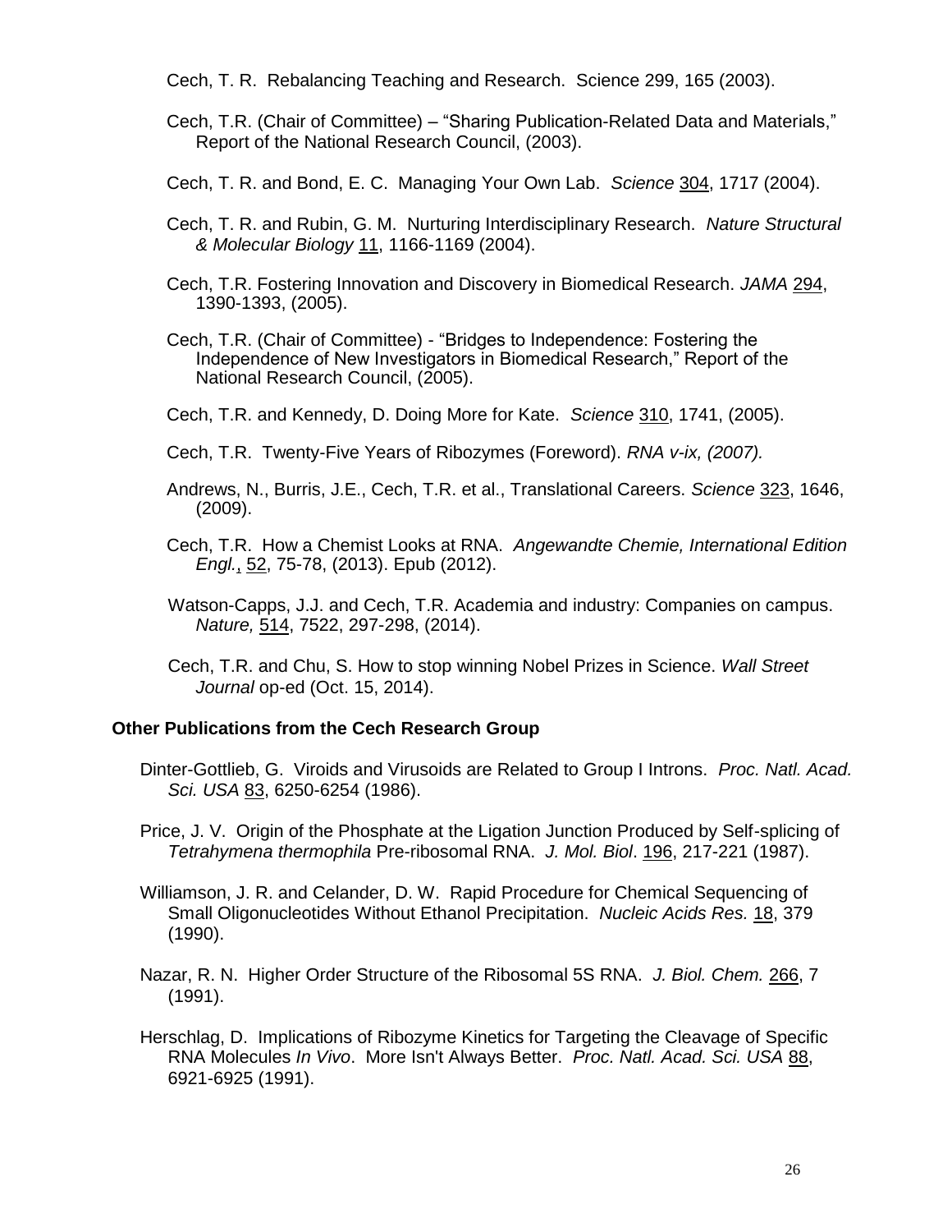Cech, T. R. Rebalancing Teaching and Research. Science 299, 165 (2003).

Cech, T.R. (Chair of Committee) – "Sharing Publication-Related Data and Materials," Report of the National Research Council, (2003).

Cech, T. R. and Bond, E. C. Managing Your Own Lab. *Science* 304, 1717 (2004).

Cech, T. R. and Rubin, G. M. Nurturing Interdisciplinary Research. *Nature Structural & Molecular Biology* 11, 1166-1169 (2004).

Cech, T.R. Fostering Innovation and Discovery in Biomedical Research. *JAMA* 294, 1390-1393, (2005).

Cech, T.R. (Chair of Committee) - "Bridges to Independence: Fostering the Independence of New Investigators in Biomedical Research," Report of the National Research Council, (2005).

Cech, T.R. and Kennedy, D. Doing More for Kate. *Science* 310, 1741, (2005).

Cech, T.R. Twenty-Five Years of Ribozymes (Foreword). *RNA v-ix, (2007).*

Andrews, N., Burris, J.E., Cech, T.R. et al., Translational Careers. *Science* 323, 1646, (2009).

Cech, T.R. How a Chemist Looks at RNA. *Angewandte Chemie, International Edition Engl.*, 52, 75-78, (2013). Epub (2012).

Watson-Capps, J.J. and Cech, T.R. Academia and industry: Companies on campus. *Nature,* 514, 7522, 297-298, (2014).

Cech, T.R. and Chu, S. How to stop winning Nobel Prizes in Science. *Wall Street Journal* op-ed (Oct. 15, 2014).

**Other Publications from the Cech Research Group**

Dinter-Gottlieb, G. Viroids and Virusoids are Related to Group I Introns. *Proc. Natl. Acad. Sci. USA* 83, 6250-6254 (1986).

Price, J. V. Origin of the Phosphate at the Ligation Junction Produced by Self-splicing of *Tetrahymena thermophila* Pre-ribosomal RNA. *J. Mol. Biol*. 196, 217-221 (1987).

Williamson, J. R. and Celander, D. W. Rapid Procedure for Chemical Sequencing of Small Oligonucleotides Without Ethanol Precipitation. *Nucleic Acids Res.* 18, 379 (1990).

Nazar, R. N. Higher Order Structure of the Ribosomal 5S RNA. *J. Biol. Chem.* 266, 7 (1991).

Herschlag, D. Implications of Ribozyme Kinetics for Targeting the Cleavage of Specific RNA Molecules *In Vivo*. More Isn't Always Better. *Proc. Natl. Acad. Sci. USA* 88, 6921-6925 (1991).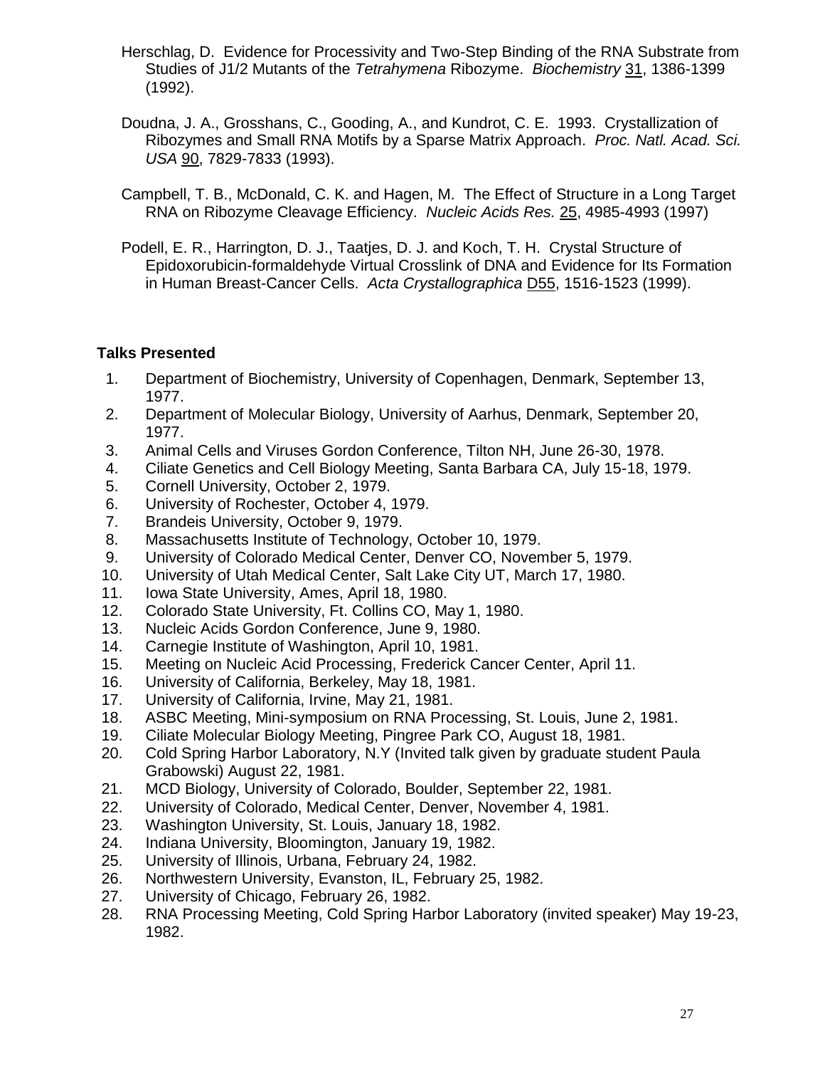Herschlag, D. Evidence for Processivity and Two-Step Binding of the RNA Substrate from Studies of J1/2 Mutants of the *Tetrahymena* Ribozyme. *Biochemistry* 31, 1386-1399 (1992).

Doudna, J. A., Grosshans, C., Gooding, A., and Kundrot, C. E. 1993. Crystallization of Ribozymes and Small RNA Motifs by a Sparse Matrix Approach. *Proc. Natl. Acad. Sci. USA* 90, 7829-7833 (1993).

Campbell, T. B., McDonald, C. K. and Hagen, M. The Effect of Structure in a Long Target RNA on Ribozyme Cleavage Efficiency. *Nucleic Acids Res.* 25, 4985-4993 (1997)

Podell, E. R., Harrington, D. J., Taatjes, D. J. and Koch, T. H. Crystal Structure of Epidoxorubicin-formaldehyde Virtual Crosslink of DNA and Evidence for Its Formation in Human Breast-Cancer Cells. *Acta Crystallographica* D55, 1516-1523 (1999).

## Talks Presented

1. Department of Biochemistry, University of Copenhagen, Denmark, September 13, 1977.
2. Department of Molecular Biology, University of Aarhus, Denmark, September 20, 1977.
3. Animal Cells and Viruses Gordon Conference, Tilton NH, June 26-30, 1978.
4. Ciliate Genetics and Cell Biology Meeting, Santa Barbara CA, July 15-18, 1979.
5. Cornell University, October 2, 1979.
6. University of Rochester, October 4, 1979.
7. Brandeis University, October 9, 1979.
8. Massachusetts Institute of Technology, October 10, 1979.
9. University of Colorado Medical Center, Denver CO, November 5, 1979.
10. University of Utah Medical Center, Salt Lake City UT, March 17, 1980.
11. Iowa State University, Ames, April 18, 1980.
12. Colorado State University, Ft. Collins CO, May 1, 1980.
13. Nucleic Acids Gordon Conference, June 9, 1980.
14. Carnegie Institute of Washington, April 10, 1981.
15. Meeting on Nucleic Acid Processing, Frederick Cancer Center, April 11.
16. University of California, Berkeley, May 18, 1981.
17. University of California, Irvine, May 21, 1981.
18. ASBC Meeting, Mini-symposium on RNA Processing, St. Louis, June 2, 1981.
19. Ciliate Molecular Biology Meeting, Pingree Park CO, August 18, 1981.
20. Cold Spring Harbor Laboratory, N.Y (Invited talk given by graduate student Paula Grabowski) August 22, 1981.
21. MCD Biology, University of Colorado, Boulder, September 22, 1981.
22. University of Colorado, Medical Center, Denver, November 4, 1981.
23. Washington University, St. Louis, January 18, 1982.
24. Indiana University, Bloomington, January 19, 1982.
25. University of Illinois, Urbana, February 24, 1982.
26. Northwestern University, Evanston, IL, February 25, 1982.
27. University of Chicago, February 26, 1982.
28. RNA Processing Meeting, Cold Spring Harbor Laboratory (invited speaker) May 19-23, 1982.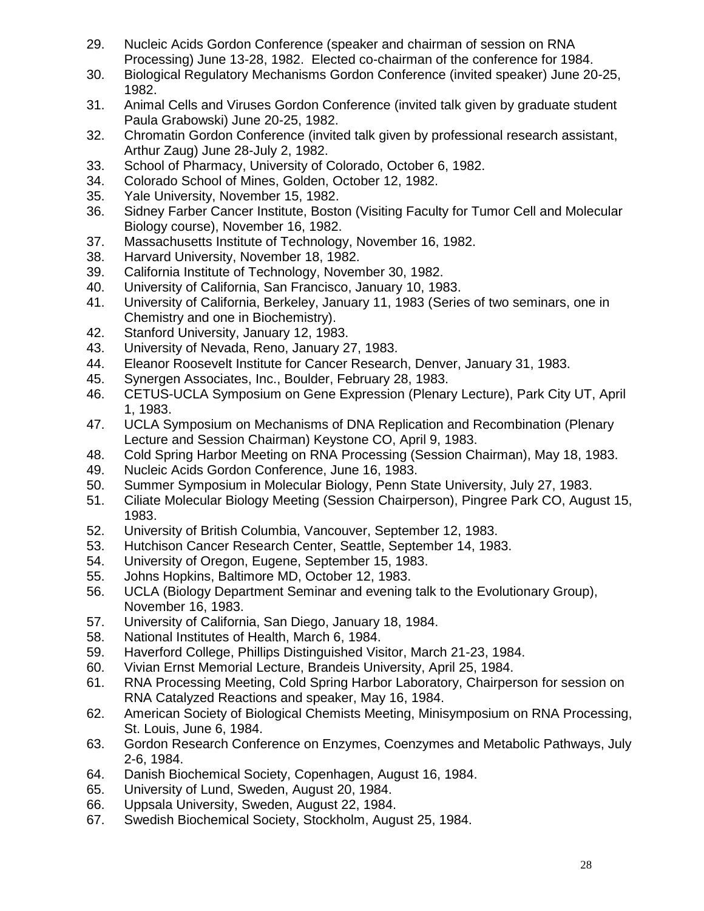29. Nucleic Acids Gordon Conference (speaker and chairman of session on RNA Processing) June 13-28, 1982. Elected co-chairman of the conference for 1984.
30. Biological Regulatory Mechanisms Gordon Conference (invited speaker) June 20-25, 1982.
31. Animal Cells and Viruses Gordon Conference (invited talk given by graduate student Paula Grabowski) June 20-25, 1982.
32. Chromatin Gordon Conference (invited talk given by professional research assistant, Arthur Zaug) June 28-July 2, 1982.
33. School of Pharmacy, University of Colorado, October 6, 1982.
34. Colorado School of Mines, Golden, October 12, 1982.
35. Yale University, November 15, 1982.
36. Sidney Farber Cancer Institute, Boston (Visiting Faculty for Tumor Cell and Molecular Biology course), November 16, 1982.
37. Massachusetts Institute of Technology, November 16, 1982.
38. Harvard University, November 18, 1982.
39. California Institute of Technology, November 30, 1982.
40. University of California, San Francisco, January 10, 1983.
41. University of California, Berkeley, January 11, 1983 (Series of two seminars, one in Chemistry and one in Biochemistry).
42. Stanford University, January 12, 1983.
43. University of Nevada, Reno, January 27, 1983.
44. Eleanor Roosevelt Institute for Cancer Research, Denver, January 31, 1983.
45. Synergen Associates, Inc., Boulder, February 28, 1983.
46. CETUS-UCLA Symposium on Gene Expression (Plenary Lecture), Park City UT, April 1, 1983.
47. UCLA Symposium on Mechanisms of DNA Replication and Recombination (Plenary Lecture and Session Chairman) Keystone CO, April 9, 1983.
48. Cold Spring Harbor Meeting on RNA Processing (Session Chairman), May 18, 1983.
49. Nucleic Acids Gordon Conference, June 16, 1983.
50. Summer Symposium in Molecular Biology, Penn State University, July 27, 1983.
51. Ciliate Molecular Biology Meeting (Session Chairperson), Pingree Park CO, August 15, 1983.
52. University of British Columbia, Vancouver, September 12, 1983.
53. Hutchison Cancer Research Center, Seattle, September 14, 1983.
54. University of Oregon, Eugene, September 15, 1983.
55. Johns Hopkins, Baltimore MD, October 12, 1983.
56. UCLA (Biology Department Seminar and evening talk to the Evolutionary Group), November 16, 1983.
57. University of California, San Diego, January 18, 1984.
58. National Institutes of Health, March 6, 1984.
59. Haverford College, Phillips Distinguished Visitor, March 21-23, 1984.
60. Vivian Ernst Memorial Lecture, Brandeis University, April 25, 1984.
61. RNA Processing Meeting, Cold Spring Harbor Laboratory, Chairperson for session on RNA Catalyzed Reactions and speaker, May 16, 1984.
62. American Society of Biological Chemists Meeting, Minisymposium on RNA Processing, St. Louis, June 6, 1984.
63. Gordon Research Conference on Enzymes, Coenzymes and Metabolic Pathways, July 2-6, 1984.
64. Danish Biochemical Society, Copenhagen, August 16, 1984.
65. University of Lund, Sweden, August 20, 1984.
66. Uppsala University, Sweden, August 22, 1984.
67. Swedish Biochemical Society, Stockholm, August 25, 1984.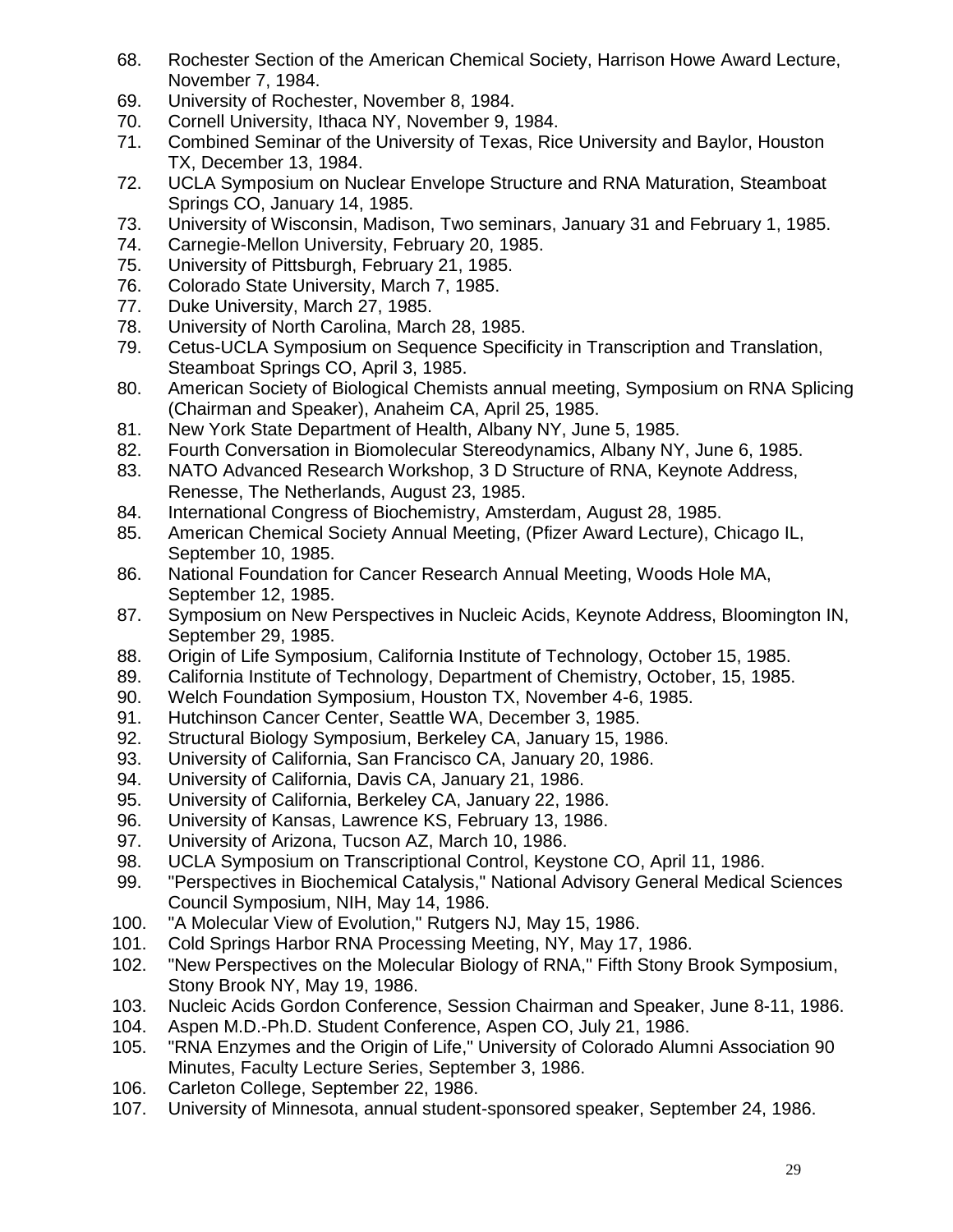68. Rochester Section of the American Chemical Society, Harrison Howe Award Lecture, November 7, 1984.
69. University of Rochester, November 8, 1984.
70. Cornell University, Ithaca NY, November 9, 1984.
71. Combined Seminar of the University of Texas, Rice University and Baylor, Houston TX, December 13, 1984.
72. UCLA Symposium on Nuclear Envelope Structure and RNA Maturation, Steamboat Springs CO, January 14, 1985.
73. University of Wisconsin, Madison, Two seminars, January 31 and February 1, 1985.
74. Carnegie-Mellon University, February 20, 1985.
75. University of Pittsburgh, February 21, 1985.
76. Colorado State University, March 7, 1985.
77. Duke University, March 27, 1985.
78. University of North Carolina, March 28, 1985.
79. Cetus-UCLA Symposium on Sequence Specificity in Transcription and Translation, Steamboat Springs CO, April 3, 1985.
80. American Society of Biological Chemists annual meeting, Symposium on RNA Splicing (Chairman and Speaker), Anaheim CA, April 25, 1985.
81. New York State Department of Health, Albany NY, June 5, 1985.
82. Fourth Conversation in Biomolecular Stereodynamics, Albany NY, June 6, 1985.
83. NATO Advanced Research Workshop, 3 D Structure of RNA, Keynote Address, Renesse, The Netherlands, August 23, 1985.
84. International Congress of Biochemistry, Amsterdam, August 28, 1985.
85. American Chemical Society Annual Meeting, (Pfizer Award Lecture), Chicago IL, September 10, 1985.
86. National Foundation for Cancer Research Annual Meeting, Woods Hole MA, September 12, 1985.
87. Symposium on New Perspectives in Nucleic Acids, Keynote Address, Bloomington IN, September 29, 1985.
88. Origin of Life Symposium, California Institute of Technology, October 15, 1985.
89. California Institute of Technology, Department of Chemistry, October, 15, 1985.
90. Welch Foundation Symposium, Houston TX, November 4-6, 1985.
91. Hutchinson Cancer Center, Seattle WA, December 3, 1985.
92. Structural Biology Symposium, Berkeley CA, January 15, 1986.
93. University of California, San Francisco CA, January 20, 1986.
94. University of California, Davis CA, January 21, 1986.
95. University of California, Berkeley CA, January 22, 1986.
96. University of Kansas, Lawrence KS, February 13, 1986.
97. University of Arizona, Tucson AZ, March 10, 1986.
98. UCLA Symposium on Transcriptional Control, Keystone CO, April 11, 1986.
99. "Perspectives in Biochemical Catalysis," National Advisory General Medical Sciences Council Symposium, NIH, May 14, 1986.
100. "A Molecular View of Evolution," Rutgers NJ, May 15, 1986.
101. Cold Springs Harbor RNA Processing Meeting, NY, May 17, 1986.
102. "New Perspectives on the Molecular Biology of RNA," Fifth Stony Brook Symposium, Stony Brook NY, May 19, 1986.
103. Nucleic Acids Gordon Conference, Session Chairman and Speaker, June 8-11, 1986.
104. Aspen M.D.-Ph.D. Student Conference, Aspen CO, July 21, 1986.
105. "RNA Enzymes and the Origin of Life," University of Colorado Alumni Association 90 Minutes, Faculty Lecture Series, September 3, 1986.
106. Carleton College, September 22, 1986.
107. University of Minnesota, annual student-sponsored speaker, September 24, 1986.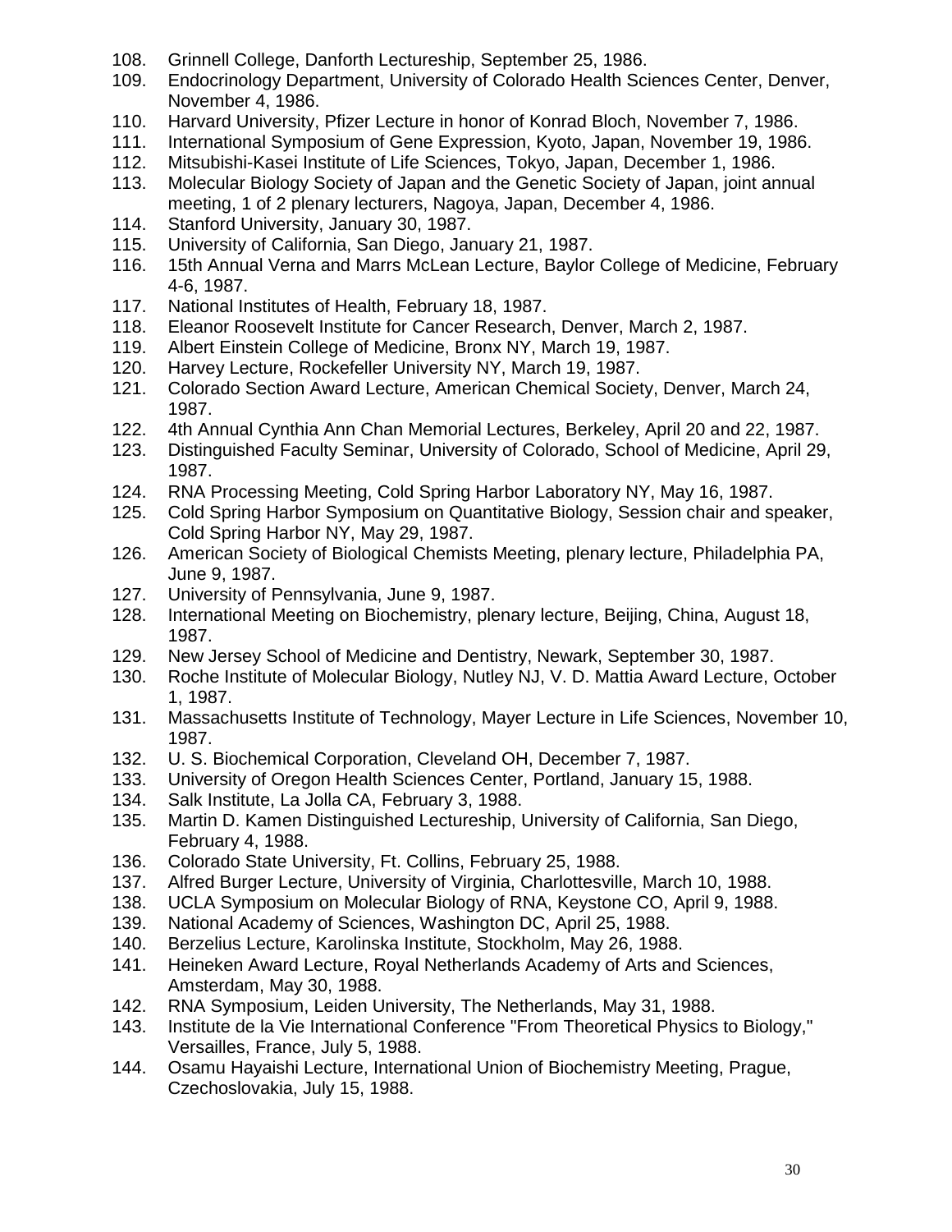108. Grinnell College, Danforth Lectureship, September 25, 1986.
109. Endocrinology Department, University of Colorado Health Sciences Center, Denver, November 4, 1986.
110. Harvard University, Pfizer Lecture in honor of Konrad Bloch, November 7, 1986.
111. International Symposium of Gene Expression, Kyoto, Japan, November 19, 1986.
112. Mitsubishi-Kasei Institute of Life Sciences, Tokyo, Japan, December 1, 1986.
113. Molecular Biology Society of Japan and the Genetic Society of Japan, joint annual meeting, 1 of 2 plenary lecturers, Nagoya, Japan, December 4, 1986.
114. Stanford University, January 30, 1987.
115. University of California, San Diego, January 21, 1987.
116. 15th Annual Verna and Marrs McLean Lecture, Baylor College of Medicine, February 4-6, 1987.
117. National Institutes of Health, February 18, 1987.
118. Eleanor Roosevelt Institute for Cancer Research, Denver, March 2, 1987.
119. Albert Einstein College of Medicine, Bronx NY, March 19, 1987.
120. Harvey Lecture, Rockefeller University NY, March 19, 1987.
121. Colorado Section Award Lecture, American Chemical Society, Denver, March 24, 1987.
122. 4th Annual Cynthia Ann Chan Memorial Lectures, Berkeley, April 20 and 22, 1987.
123. Distinguished Faculty Seminar, University of Colorado, School of Medicine, April 29, 1987.
124. RNA Processing Meeting, Cold Spring Harbor Laboratory NY, May 16, 1987.
125. Cold Spring Harbor Symposium on Quantitative Biology, Session chair and speaker, Cold Spring Harbor NY, May 29, 1987.
126. American Society of Biological Chemists Meeting, plenary lecture, Philadelphia PA, June 9, 1987.
127. University of Pennsylvania, June 9, 1987.
128. International Meeting on Biochemistry, plenary lecture, Beijing, China, August 18, 1987.
129. New Jersey School of Medicine and Dentistry, Newark, September 30, 1987.
130. Roche Institute of Molecular Biology, Nutley NJ, V. D. Mattia Award Lecture, October 1, 1987.
131. Massachusetts Institute of Technology, Mayer Lecture in Life Sciences, November 10, 1987.
132. U. S. Biochemical Corporation, Cleveland OH, December 7, 1987.
133. University of Oregon Health Sciences Center, Portland, January 15, 1988.
134. Salk Institute, La Jolla CA, February 3, 1988.
135. Martin D. Kamen Distinguished Lectureship, University of California, San Diego, February 4, 1988.
136. Colorado State University, Ft. Collins, February 25, 1988.
137. Alfred Burger Lecture, University of Virginia, Charlottesville, March 10, 1988.
138. UCLA Symposium on Molecular Biology of RNA, Keystone CO, April 9, 1988.
139. National Academy of Sciences, Washington DC, April 25, 1988.
140. Berzelius Lecture, Karolinska Institute, Stockholm, May 26, 1988.
141. Heineken Award Lecture, Royal Netherlands Academy of Arts and Sciences, Amsterdam, May 30, 1988.
142. RNA Symposium, Leiden University, The Netherlands, May 31, 1988.
143. Institute de la Vie International Conference "From Theoretical Physics to Biology," Versailles, France, July 5, 1988.
144. Osamu Hayaishi Lecture, International Union of Biochemistry Meeting, Prague, Czechoslovakia, July 15, 1988.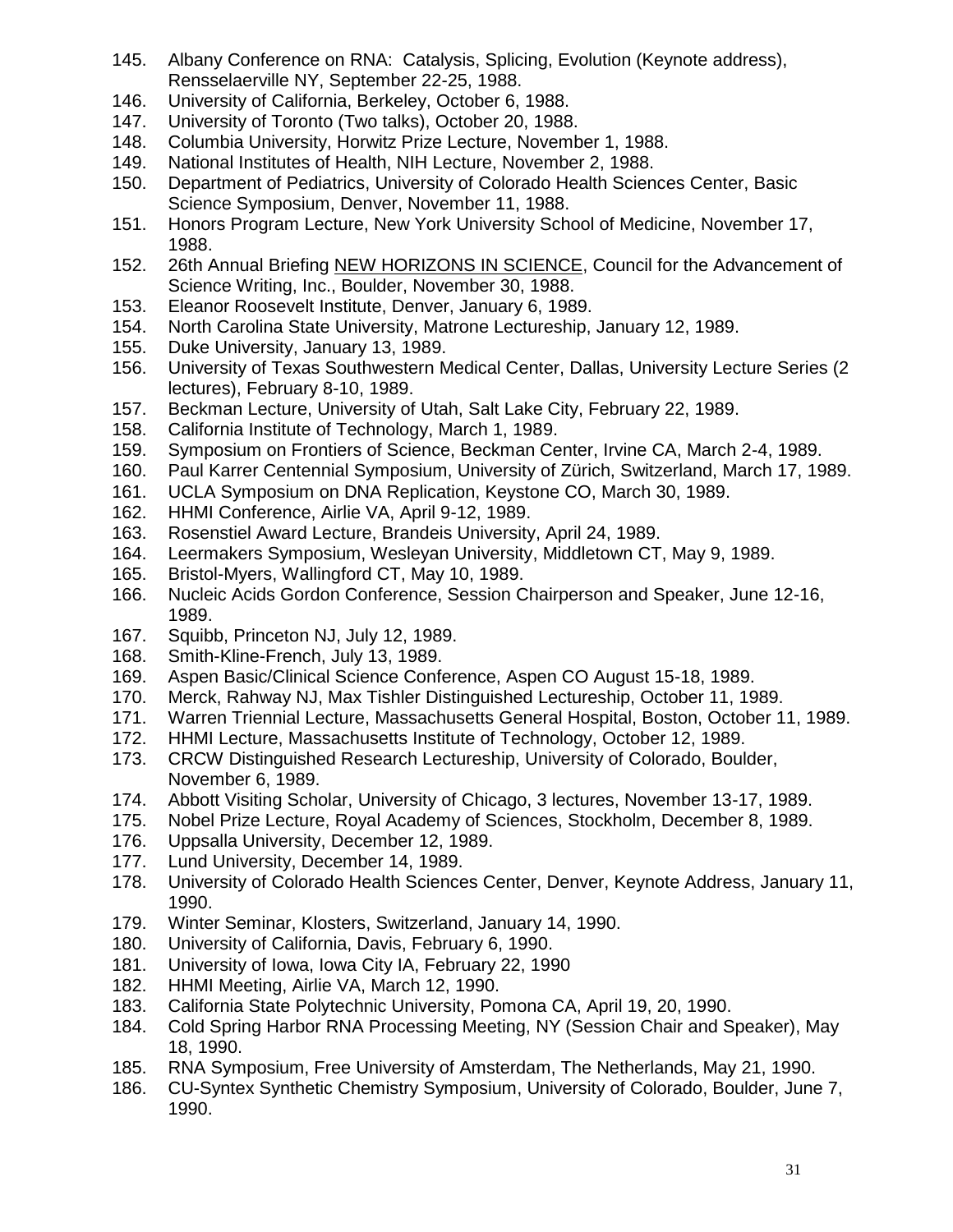145. Albany Conference on RNA: Catalysis, Splicing, Evolution (Keynote address), Rensselaerville NY, September 22-25, 1988.
146. University of California, Berkeley, October 6, 1988.
147. University of Toronto (Two talks), October 20, 1988.
148. Columbia University, Horwitz Prize Lecture, November 1, 1988.
149. National Institutes of Health, NIH Lecture, November 2, 1988.
150. Department of Pediatrics, University of Colorado Health Sciences Center, Basic Science Symposium, Denver, November 11, 1988.
151. Honors Program Lecture, New York University School of Medicine, November 17, 1988.
152. 26th Annual Briefing <u>NEW HORIZONS IN SCIENCE</u>, Council for the Advancement of Science Writing, Inc., Boulder, November 30, 1988.
153. Eleanor Roosevelt Institute, Denver, January 6, 1989.
154. North Carolina State University, Matrone Lectureship, January 12, 1989.
155. Duke University, January 13, 1989.
156. University of Texas Southwestern Medical Center, Dallas, University Lecture Series (2 lectures), February 8-10, 1989.
157. Beckman Lecture, University of Utah, Salt Lake City, February 22, 1989.
158. California Institute of Technology, March 1, 1989.
159. Symposium on Frontiers of Science, Beckman Center, Irvine CA, March 2-4, 1989.
160. Paul Karrer Centennial Symposium, University of Zürich, Switzerland, March 17, 1989.
161. UCLA Symposium on DNA Replication, Keystone CO, March 30, 1989.
162. HHMI Conference, Airlie VA, April 9-12, 1989.
163. Rosenstiel Award Lecture, Brandeis University, April 24, 1989.
164. Leermakers Symposium, Wesleyan University, Middletown CT, May 9, 1989.
165. Bristol-Myers, Wallingford CT, May 10, 1989.
166. Nucleic Acids Gordon Conference, Session Chairperson and Speaker, June 12-16, 1989.
167. Squibb, Princeton NJ, July 12, 1989.
168. Smith-Kline-French, July 13, 1989.
169. Aspen Basic/Clinical Science Conference, Aspen CO August 15-18, 1989.
170. Merck, Rahway NJ, Max Tishler Distinguished Lectureship, October 11, 1989.
171. Warren Triennial Lecture, Massachusetts General Hospital, Boston, October 11, 1989.
172. HHMI Lecture, Massachusetts Institute of Technology, October 12, 1989.
173. CRCW Distinguished Research Lectureship, University of Colorado, Boulder, November 6, 1989.
174. Abbott Visiting Scholar, University of Chicago, 3 lectures, November 13-17, 1989.
175. Nobel Prize Lecture, Royal Academy of Sciences, Stockholm, December 8, 1989.
176. Uppsalla University, December 12, 1989.
177. Lund University, December 14, 1989.
178. University of Colorado Health Sciences Center, Denver, Keynote Address, January 11, 1990.
179. Winter Seminar, Klosters, Switzerland, January 14, 1990.
180. University of California, Davis, February 6, 1990.
181. University of Iowa, Iowa City IA, February 22, 1990
182. HHMI Meeting, Airlie VA, March 12, 1990.
183. California State Polytechnic University, Pomona CA, April 19, 20, 1990.
184. Cold Spring Harbor RNA Processing Meeting, NY (Session Chair and Speaker), May 18, 1990.
185. RNA Symposium, Free University of Amsterdam, The Netherlands, May 21, 1990.
186. CU-Syntex Synthetic Chemistry Symposium, University of Colorado, Boulder, June 7, 1990.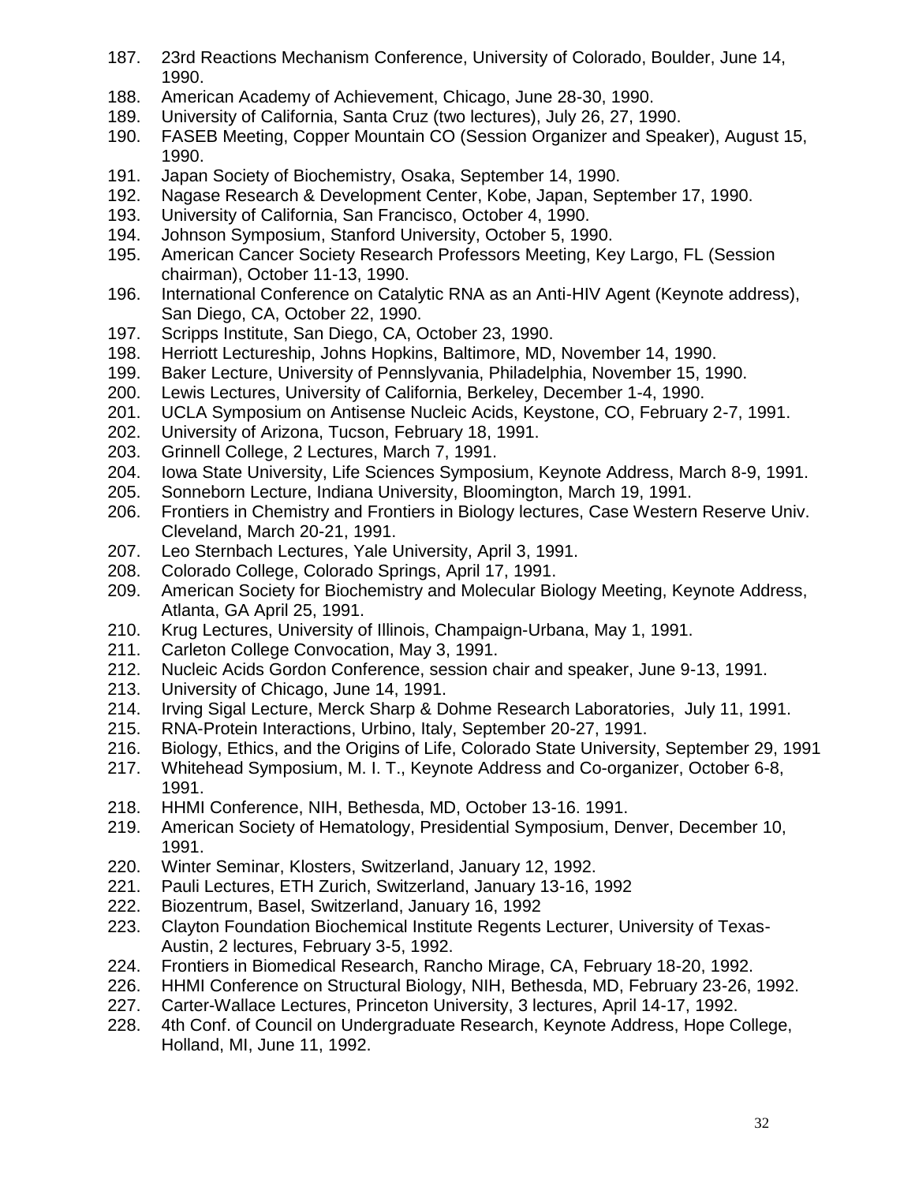187. 23rd Reactions Mechanism Conference, University of Colorado, Boulder, June 14, 1990.
188. American Academy of Achievement, Chicago, June 28-30, 1990.
189. University of California, Santa Cruz (two lectures), July 26, 27, 1990.
190. FASEB Meeting, Copper Mountain CO (Session Organizer and Speaker), August 15, 1990.
191. Japan Society of Biochemistry, Osaka, September 14, 1990.
192. Nagase Research & Development Center, Kobe, Japan, September 17, 1990.
193. University of California, San Francisco, October 4, 1990.
194. Johnson Symposium, Stanford University, October 5, 1990.
195. American Cancer Society Research Professors Meeting, Key Largo, FL (Session chairman), October 11-13, 1990.
196. International Conference on Catalytic RNA as an Anti-HIV Agent (Keynote address), San Diego, CA, October 22, 1990.
197. Scripps Institute, San Diego, CA, October 23, 1990.
198. Herriott Lectureship, Johns Hopkins, Baltimore, MD, November 14, 1990.
199. Baker Lecture, University of Pennslyvania, Philadelphia, November 15, 1990.
200. Lewis Lectures, University of California, Berkeley, December 1-4, 1990.
201. UCLA Symposium on Antisense Nucleic Acids, Keystone, CO, February 2-7, 1991.
202. University of Arizona, Tucson, February 18, 1991.
203. Grinnell College, 2 Lectures, March 7, 1991.
204. Iowa State University, Life Sciences Symposium, Keynote Address, March 8-9, 1991.
205. Sonneborn Lecture, Indiana University, Bloomington, March 19, 1991.
206. Frontiers in Chemistry and Frontiers in Biology lectures, Case Western Reserve Univ. Cleveland, March 20-21, 1991.
207. Leo Sternbach Lectures, Yale University, April 3, 1991.
208. Colorado College, Colorado Springs, April 17, 1991.
209. American Society for Biochemistry and Molecular Biology Meeting, Keynote Address, Atlanta, GA April 25, 1991.
210. Krug Lectures, University of Illinois, Champaign-Urbana, May 1, 1991.
211. Carleton College Convocation, May 3, 1991.
212. Nucleic Acids Gordon Conference, session chair and speaker, June 9-13, 1991.
213. University of Chicago, June 14, 1991.
214. Irving Sigal Lecture, Merck Sharp & Dohme Research Laboratories, July 11, 1991.
215. RNA-Protein Interactions, Urbino, Italy, September 20-27, 1991.
216. Biology, Ethics, and the Origins of Life, Colorado State University, September 29, 1991
217. Whitehead Symposium, M. I. T., Keynote Address and Co-organizer, October 6-8, 1991.
218. HHMI Conference, NIH, Bethesda, MD, October 13-16. 1991.
219. American Society of Hematology, Presidential Symposium, Denver, December 10, 1991.
220. Winter Seminar, Klosters, Switzerland, January 12, 1992.
221. Pauli Lectures, ETH Zurich, Switzerland, January 13-16, 1992
222. Biozentrum, Basel, Switzerland, January 16, 1992
223. Clayton Foundation Biochemical Institute Regents Lecturer, University of Texas-Austin, 2 lectures, February 3-5, 1992.
224. Frontiers in Biomedical Research, Rancho Mirage, CA, February 18-20, 1992.
226. HHMI Conference on Structural Biology, NIH, Bethesda, MD, February 23-26, 1992.
227. Carter-Wallace Lectures, Princeton University, 3 lectures, April 14-17, 1992.
228. 4th Conf. of Council on Undergraduate Research, Keynote Address, Hope College, Holland, MI, June 11, 1992.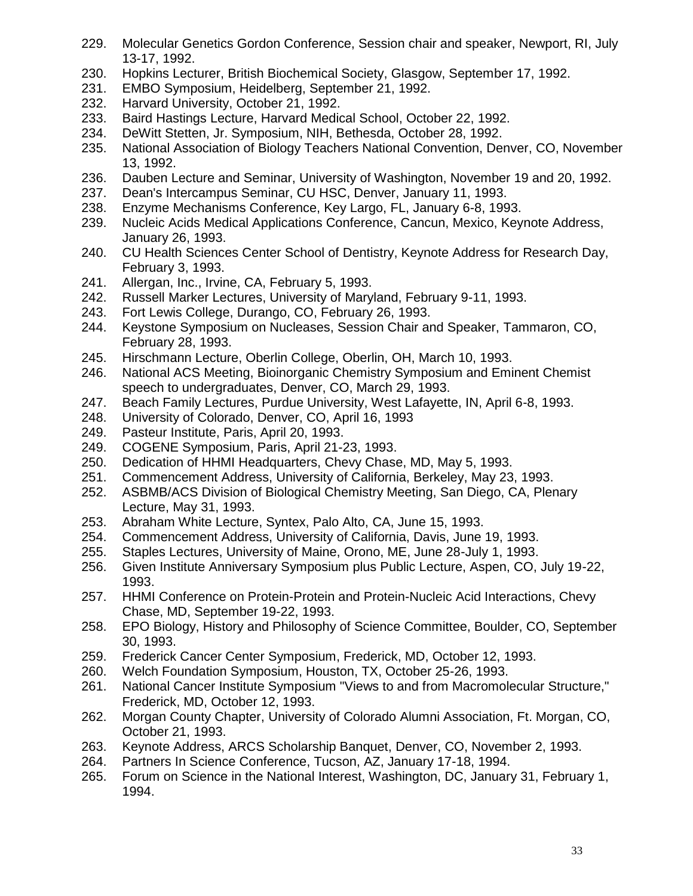229. Molecular Genetics Gordon Conference, Session chair and speaker, Newport, RI, July 13-17, 1992.
230. Hopkins Lecturer, British Biochemical Society, Glasgow, September 17, 1992.
231. EMBO Symposium, Heidelberg, September 21, 1992.
232. Harvard University, October 21, 1992.
233. Baird Hastings Lecture, Harvard Medical School, October 22, 1992.
234. DeWitt Stetten, Jr. Symposium, NIH, Bethesda, October 28, 1992.
235. National Association of Biology Teachers National Convention, Denver, CO, November 13, 1992.
236. Dauben Lecture and Seminar, University of Washington, November 19 and 20, 1992.
237. Dean's Intercampus Seminar, CU HSC, Denver, January 11, 1993.
238. Enzyme Mechanisms Conference, Key Largo, FL, January 6-8, 1993.
239. Nucleic Acids Medical Applications Conference, Cancun, Mexico, Keynote Address, January 26, 1993.
240. CU Health Sciences Center School of Dentistry, Keynote Address for Research Day, February 3, 1993.
241. Allergan, Inc., Irvine, CA, February 5, 1993.
242. Russell Marker Lectures, University of Maryland, February 9-11, 1993.
243. Fort Lewis College, Durango, CO, February 26, 1993.
244. Keystone Symposium on Nucleases, Session Chair and Speaker, Tammaron, CO, February 28, 1993.
245. Hirschmann Lecture, Oberlin College, Oberlin, OH, March 10, 1993.
246. National ACS Meeting, Bioinorganic Chemistry Symposium and Eminent Chemist speech to undergraduates, Denver, CO, March 29, 1993.
247. Beach Family Lectures, Purdue University, West Lafayette, IN, April 6-8, 1993.
248. University of Colorado, Denver, CO, April 16, 1993
249. Pasteur Institute, Paris, April 20, 1993.
249. COGENE Symposium, Paris, April 21-23, 1993.
250. Dedication of HHMI Headquarters, Chevy Chase, MD, May 5, 1993.
251. Commencement Address, University of California, Berkeley, May 23, 1993.
252. ASBMB/ACS Division of Biological Chemistry Meeting, San Diego, CA, Plenary Lecture, May 31, 1993.
253. Abraham White Lecture, Syntex, Palo Alto, CA, June 15, 1993.
254. Commencement Address, University of California, Davis, June 19, 1993.
255. Staples Lectures, University of Maine, Orono, ME, June 28-July 1, 1993.
256. Given Institute Anniversary Symposium plus Public Lecture, Aspen, CO, July 19-22, 1993.
257. HHMI Conference on Protein-Protein and Protein-Nucleic Acid Interactions, Chevy Chase, MD, September 19-22, 1993.
258. EPO Biology, History and Philosophy of Science Committee, Boulder, CO, September 30, 1993.
259. Frederick Cancer Center Symposium, Frederick, MD, October 12, 1993.
260. Welch Foundation Symposium, Houston, TX, October 25-26, 1993.
261. National Cancer Institute Symposium "Views to and from Macromolecular Structure," Frederick, MD, October 12, 1993.
262. Morgan County Chapter, University of Colorado Alumni Association, Ft. Morgan, CO, October 21, 1993.
263. Keynote Address, ARCS Scholarship Banquet, Denver, CO, November 2, 1993.
264. Partners In Science Conference, Tucson, AZ, January 17-18, 1994.
265. Forum on Science in the National Interest, Washington, DC, January 31, February 1, 1994.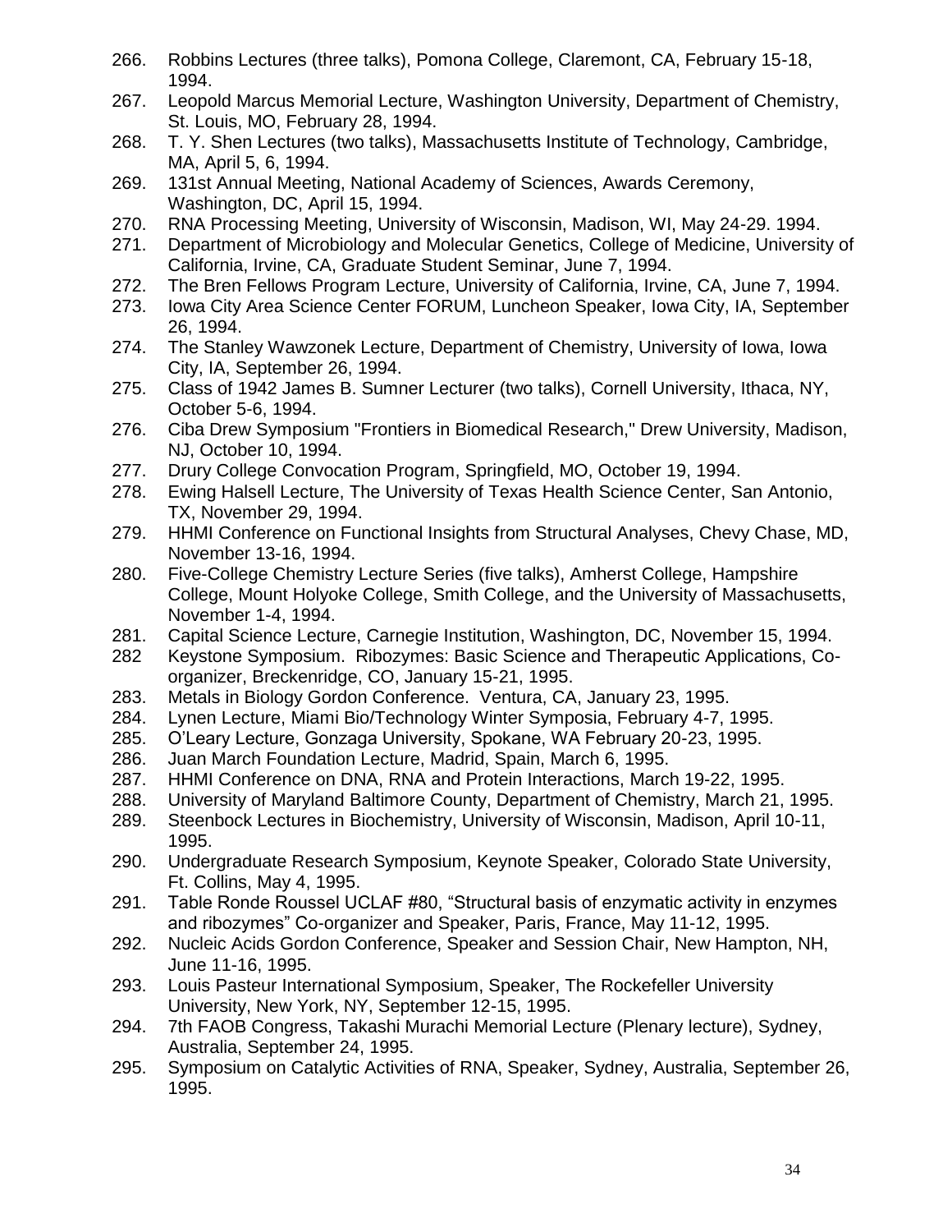266. Robbins Lectures (three talks), Pomona College, Claremont, CA, February 15-18, 1994.
267. Leopold Marcus Memorial Lecture, Washington University, Department of Chemistry, St. Louis, MO, February 28, 1994.
268. T. Y. Shen Lectures (two talks), Massachusetts Institute of Technology, Cambridge, MA, April 5, 6, 1994.
269. 131st Annual Meeting, National Academy of Sciences, Awards Ceremony, Washington, DC, April 15, 1994.
270. RNA Processing Meeting, University of Wisconsin, Madison, WI, May 24-29. 1994.
271. Department of Microbiology and Molecular Genetics, College of Medicine, University of California, Irvine, CA, Graduate Student Seminar, June 7, 1994.
272. The Bren Fellows Program Lecture, University of California, Irvine, CA, June 7, 1994.
273. Iowa City Area Science Center FORUM, Luncheon Speaker, Iowa City, IA, September 26, 1994.
274. The Stanley Wawzonek Lecture, Department of Chemistry, University of Iowa, Iowa City, IA, September 26, 1994.
275. Class of 1942 James B. Sumner Lecturer (two talks), Cornell University, Ithaca, NY, October 5-6, 1994.
276. Ciba Drew Symposium "Frontiers in Biomedical Research," Drew University, Madison, NJ, October 10, 1994.
277. Drury College Convocation Program, Springfield, MO, October 19, 1994.
278. Ewing Halsell Lecture, The University of Texas Health Science Center, San Antonio, TX, November 29, 1994.
279. HHMI Conference on Functional Insights from Structural Analyses, Chevy Chase, MD, November 13-16, 1994.
280. Five-College Chemistry Lecture Series (five talks), Amherst College, Hampshire College, Mount Holyoke College, Smith College, and the University of Massachusetts, November 1-4, 1994.
281. Capital Science Lecture, Carnegie Institution, Washington, DC, November 15, 1994.
282 Keystone Symposium. Ribozymes: Basic Science and Therapeutic Applications, Co-organizer, Breckenridge, CO, January 15-21, 1995.
283. Metals in Biology Gordon Conference. Ventura, CA, January 23, 1995.
284. Lynen Lecture, Miami Bio/Technology Winter Symposia, February 4-7, 1995.
285. O'Leary Lecture, Gonzaga University, Spokane, WA February 20-23, 1995.
286. Juan March Foundation Lecture, Madrid, Spain, March 6, 1995.
287. HHMI Conference on DNA, RNA and Protein Interactions, March 19-22, 1995.
288. University of Maryland Baltimore County, Department of Chemistry, March 21, 1995.
289. Steenbock Lectures in Biochemistry, University of Wisconsin, Madison, April 10-11, 1995.
290. Undergraduate Research Symposium, Keynote Speaker, Colorado State University, Ft. Collins, May 4, 1995.
291. Table Ronde Roussel UCLAF #80, "Structural basis of enzymatic activity in enzymes and ribozymes" Co-organizer and Speaker, Paris, France, May 11-12, 1995.
292. Nucleic Acids Gordon Conference, Speaker and Session Chair, New Hampton, NH, June 11-16, 1995.
293. Louis Pasteur International Symposium, Speaker, The Rockefeller University University, New York, NY, September 12-15, 1995.
294. 7th FAOB Congress, Takashi Murachi Memorial Lecture (Plenary lecture), Sydney, Australia, September 24, 1995.
295. Symposium on Catalytic Activities of RNA, Speaker, Sydney, Australia, September 26, 1995.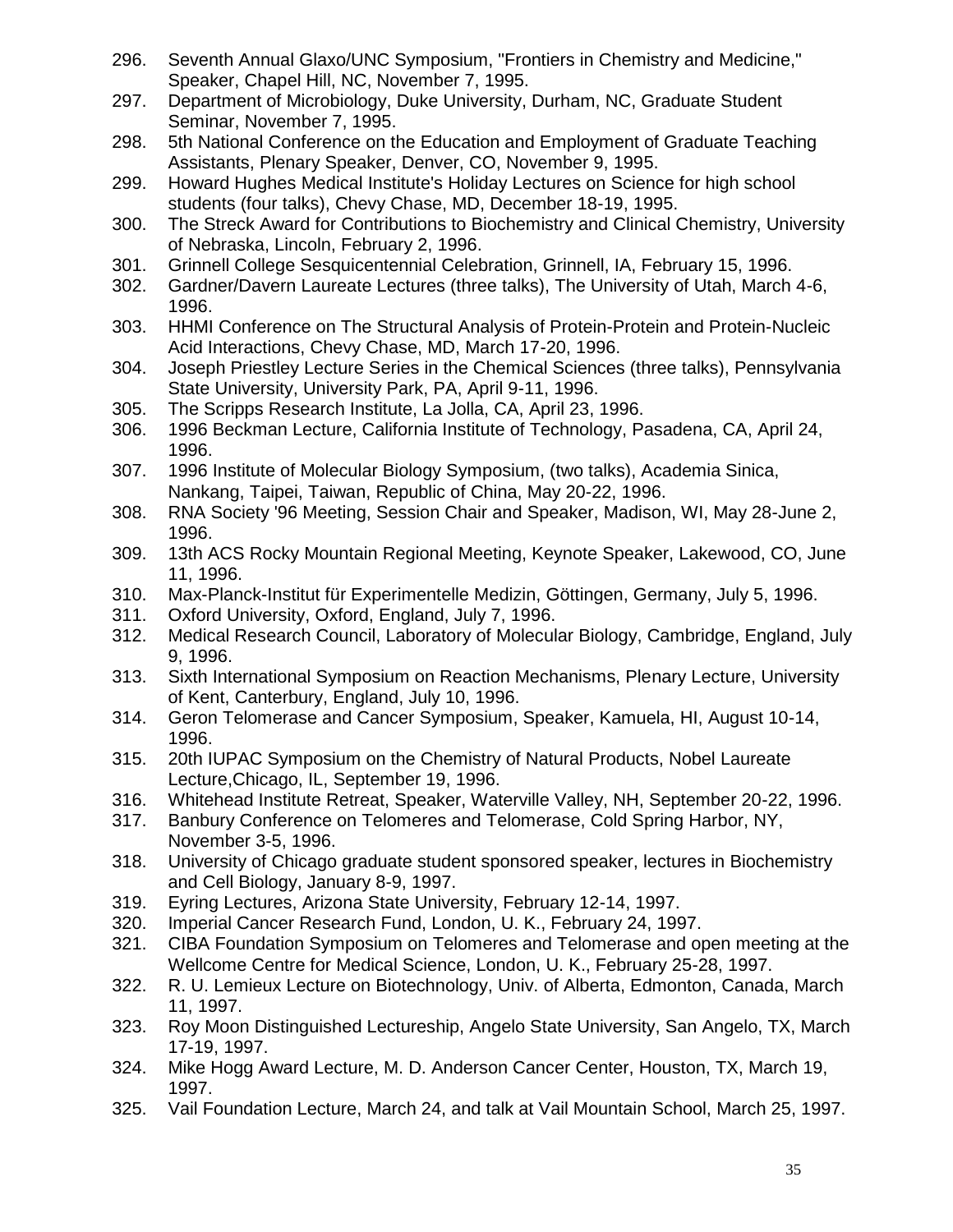296. Seventh Annual Glaxo/UNC Symposium, "Frontiers in Chemistry and Medicine," Speaker, Chapel Hill, NC, November 7, 1995.
297. Department of Microbiology, Duke University, Durham, NC, Graduate Student Seminar, November 7, 1995.
298. 5th National Conference on the Education and Employment of Graduate Teaching Assistants, Plenary Speaker, Denver, CO, November 9, 1995.
299. Howard Hughes Medical Institute's Holiday Lectures on Science for high school students (four talks), Chevy Chase, MD, December 18-19, 1995.
300. The Streck Award for Contributions to Biochemistry and Clinical Chemistry, University of Nebraska, Lincoln, February 2, 1996.
301. Grinnell College Sesquicentennial Celebration, Grinnell, IA, February 15, 1996.
302. Gardner/Davern Laureate Lectures (three talks), The University of Utah, March 4-6, 1996.
303. HHMI Conference on The Structural Analysis of Protein-Protein and Protein-Nucleic Acid Interactions, Chevy Chase, MD, March 17-20, 1996.
304. Joseph Priestley Lecture Series in the Chemical Sciences (three talks), Pennsylvania State University, University Park, PA, April 9-11, 1996.
305. The Scripps Research Institute, La Jolla, CA, April 23, 1996.
306. 1996 Beckman Lecture, California Institute of Technology, Pasadena, CA, April 24, 1996.
307. 1996 Institute of Molecular Biology Symposium, (two talks), Academia Sinica, Nankang, Taipei, Taiwan, Republic of China, May 20-22, 1996.
308. RNA Society '96 Meeting, Session Chair and Speaker, Madison, WI, May 28-June 2, 1996.
309. 13th ACS Rocky Mountain Regional Meeting, Keynote Speaker, Lakewood, CO, June 11, 1996.
310. Max-Planck-Institut für Experimentelle Medizin, Göttingen, Germany, July 5, 1996.
311. Oxford University, Oxford, England, July 7, 1996.
312. Medical Research Council, Laboratory of Molecular Biology, Cambridge, England, July 9, 1996.
313. Sixth International Symposium on Reaction Mechanisms, Plenary Lecture, University of Kent, Canterbury, England, July 10, 1996.
314. Geron Telomerase and Cancer Symposium, Speaker, Kamuela, HI, August 10-14, 1996.
315. 20th IUPAC Symposium on the Chemistry of Natural Products, Nobel Laureate Lecture,Chicago, IL, September 19, 1996.
316. Whitehead Institute Retreat, Speaker, Waterville Valley, NH, September 20-22, 1996.
317. Banbury Conference on Telomeres and Telomerase, Cold Spring Harbor, NY, November 3-5, 1996.
318. University of Chicago graduate student sponsored speaker, lectures in Biochemistry and Cell Biology, January 8-9, 1997.
319. Eyring Lectures, Arizona State University, February 12-14, 1997.
320. Imperial Cancer Research Fund, London, U. K., February 24, 1997.
321. CIBA Foundation Symposium on Telomeres and Telomerase and open meeting at the Wellcome Centre for Medical Science, London, U. K., February 25-28, 1997.
322. R. U. Lemieux Lecture on Biotechnology, Univ. of Alberta, Edmonton, Canada, March 11, 1997.
323. Roy Moon Distinguished Lectureship, Angelo State University, San Angelo, TX, March 17-19, 1997.
324. Mike Hogg Award Lecture, M. D. Anderson Cancer Center, Houston, TX, March 19, 1997.
325. Vail Foundation Lecture, March 24, and talk at Vail Mountain School, March 25, 1997.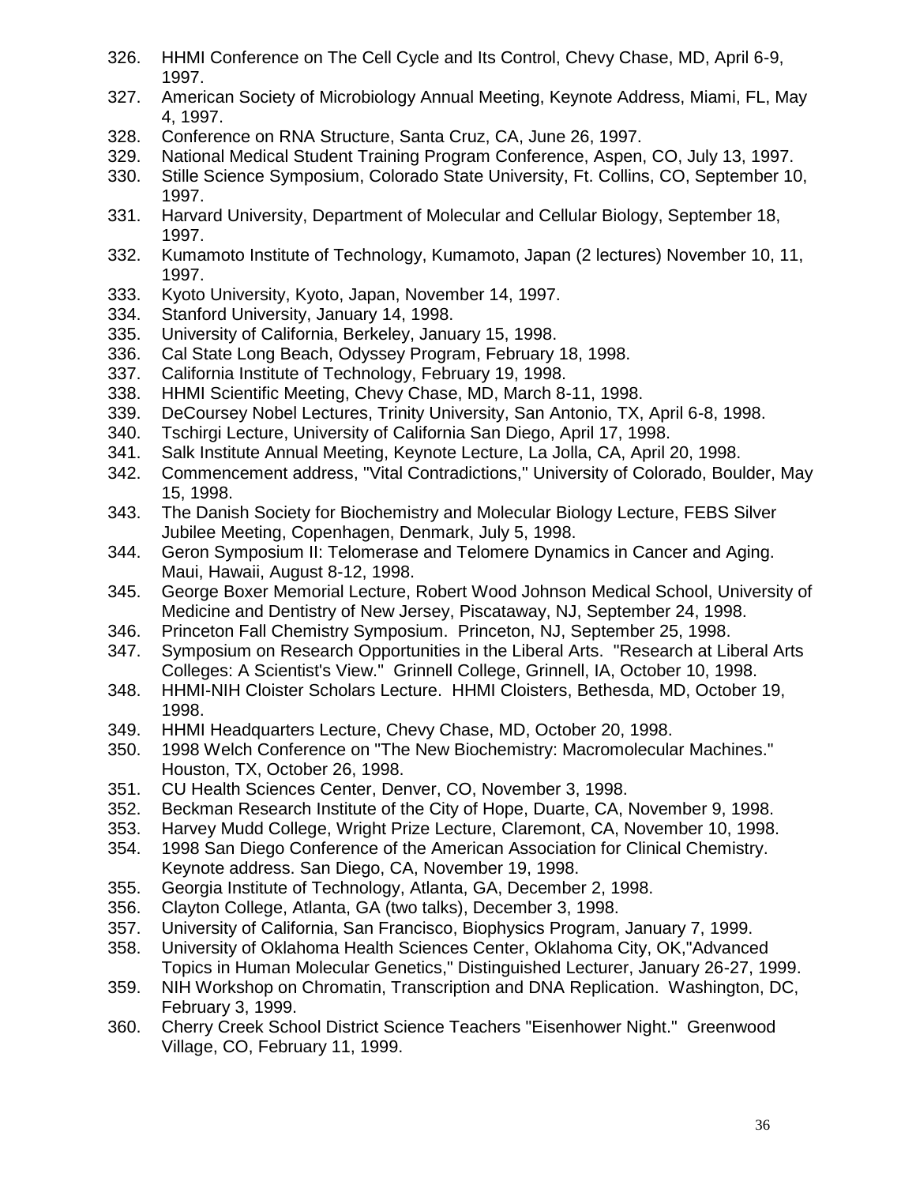326. HHMI Conference on The Cell Cycle and Its Control, Chevy Chase, MD, April 6-9, 1997.
327. American Society of Microbiology Annual Meeting, Keynote Address, Miami, FL, May 4, 1997.
328. Conference on RNA Structure, Santa Cruz, CA, June 26, 1997.
329. National Medical Student Training Program Conference, Aspen, CO, July 13, 1997.
330. Stille Science Symposium, Colorado State University, Ft. Collins, CO, September 10, 1997.
331. Harvard University, Department of Molecular and Cellular Biology, September 18, 1997.
332. Kumamoto Institute of Technology, Kumamoto, Japan (2 lectures) November 10, 11, 1997.
333. Kyoto University, Kyoto, Japan, November 14, 1997.
334. Stanford University, January 14, 1998.
335. University of California, Berkeley, January 15, 1998.
336. Cal State Long Beach, Odyssey Program, February 18, 1998.
337. California Institute of Technology, February 19, 1998.
338. HHMI Scientific Meeting, Chevy Chase, MD, March 8-11, 1998.
339. DeCoursey Nobel Lectures, Trinity University, San Antonio, TX, April 6-8, 1998.
340. Tschirgi Lecture, University of California San Diego, April 17, 1998.
341. Salk Institute Annual Meeting, Keynote Lecture, La Jolla, CA, April 20, 1998.
342. Commencement address, "Vital Contradictions," University of Colorado, Boulder, May 15, 1998.
343. The Danish Society for Biochemistry and Molecular Biology Lecture, FEBS Silver Jubilee Meeting, Copenhagen, Denmark, July 5, 1998.
344. Geron Symposium II: Telomerase and Telomere Dynamics in Cancer and Aging. Maui, Hawaii, August 8-12, 1998.
345. George Boxer Memorial Lecture, Robert Wood Johnson Medical School, University of Medicine and Dentistry of New Jersey, Piscataway, NJ, September 24, 1998.
346. Princeton Fall Chemistry Symposium. Princeton, NJ, September 25, 1998.
347. Symposium on Research Opportunities in the Liberal Arts. "Research at Liberal Arts Colleges: A Scientist's View." Grinnell College, Grinnell, IA, October 10, 1998.
348. HHMI-NIH Cloister Scholars Lecture. HHMI Cloisters, Bethesda, MD, October 19, 1998.
349. HHMI Headquarters Lecture, Chevy Chase, MD, October 20, 1998.
350. 1998 Welch Conference on "The New Biochemistry: Macromolecular Machines." Houston, TX, October 26, 1998.
351. CU Health Sciences Center, Denver, CO, November 3, 1998.
352. Beckman Research Institute of the City of Hope, Duarte, CA, November 9, 1998.
353. Harvey Mudd College, Wright Prize Lecture, Claremont, CA, November 10, 1998.
354. 1998 San Diego Conference of the American Association for Clinical Chemistry. Keynote address. San Diego, CA, November 19, 1998.
355. Georgia Institute of Technology, Atlanta, GA, December 2, 1998.
356. Clayton College, Atlanta, GA (two talks), December 3, 1998.
357. University of California, San Francisco, Biophysics Program, January 7, 1999.
358. University of Oklahoma Health Sciences Center, Oklahoma City, OK,"Advanced Topics in Human Molecular Genetics," Distinguished Lecturer, January 26-27, 1999.
359. NIH Workshop on Chromatin, Transcription and DNA Replication. Washington, DC, February 3, 1999.
360. Cherry Creek School District Science Teachers "Eisenhower Night." Greenwood Village, CO, February 11, 1999.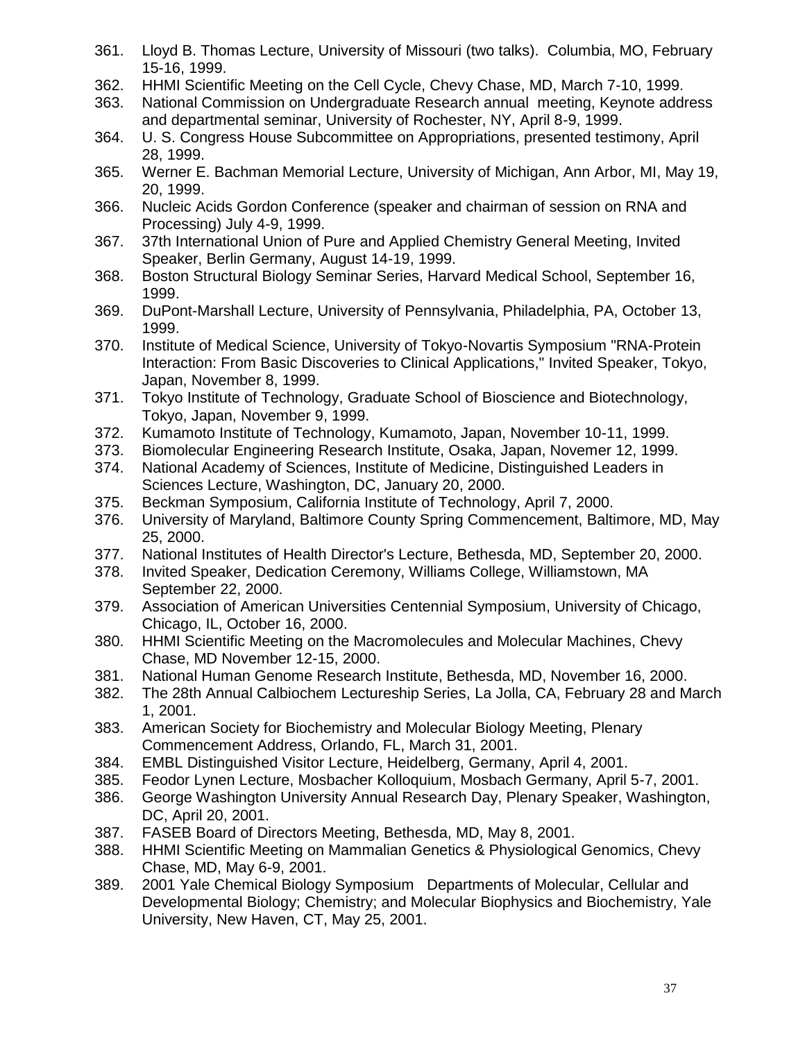361. Lloyd B. Thomas Lecture, University of Missouri (two talks). Columbia, MO, February 15-16, 1999.
362. HHMI Scientific Meeting on the Cell Cycle, Chevy Chase, MD, March 7-10, 1999.
363. National Commission on Undergraduate Research annual meeting, Keynote address and departmental seminar, University of Rochester, NY, April 8-9, 1999.
364. U. S. Congress House Subcommittee on Appropriations, presented testimony, April 28, 1999.
365. Werner E. Bachman Memorial Lecture, University of Michigan, Ann Arbor, MI, May 19, 20, 1999.
366. Nucleic Acids Gordon Conference (speaker and chairman of session on RNA and Processing) July 4-9, 1999.
367. 37th International Union of Pure and Applied Chemistry General Meeting, Invited Speaker, Berlin Germany, August 14-19, 1999.
368. Boston Structural Biology Seminar Series, Harvard Medical School, September 16, 1999.
369. DuPont-Marshall Lecture, University of Pennsylvania, Philadelphia, PA, October 13, 1999.
370. Institute of Medical Science, University of Tokyo-Novartis Symposium "RNA-Protein Interaction: From Basic Discoveries to Clinical Applications," Invited Speaker, Tokyo, Japan, November 8, 1999.
371. Tokyo Institute of Technology, Graduate School of Bioscience and Biotechnology, Tokyo, Japan, November 9, 1999.
372. Kumamoto Institute of Technology, Kumamoto, Japan, November 10-11, 1999.
373. Biomolecular Engineering Research Institute, Osaka, Japan, Novemer 12, 1999.
374. National Academy of Sciences, Institute of Medicine, Distinguished Leaders in Sciences Lecture, Washington, DC, January 20, 2000.
375. Beckman Symposium, California Institute of Technology, April 7, 2000.
376. University of Maryland, Baltimore County Spring Commencement, Baltimore, MD, May 25, 2000.
377. National Institutes of Health Director's Lecture, Bethesda, MD, September 20, 2000.
378. Invited Speaker, Dedication Ceremony, Williams College, Williamstown, MA September 22, 2000.
379. Association of American Universities Centennial Symposium, University of Chicago, Chicago, IL, October 16, 2000.
380. HHMI Scientific Meeting on the Macromolecules and Molecular Machines, Chevy Chase, MD November 12-15, 2000.
381. National Human Genome Research Institute, Bethesda, MD, November 16, 2000.
382. The 28th Annual Calbiochem Lectureship Series, La Jolla, CA, February 28 and March 1, 2001.
383. American Society for Biochemistry and Molecular Biology Meeting, Plenary Commencement Address, Orlando, FL, March 31, 2001.
384. EMBL Distinguished Visitor Lecture, Heidelberg, Germany, April 4, 2001.
385. Feodor Lynen Lecture, Mosbacher Kolloquium, Mosbach Germany, April 5-7, 2001.
386. George Washington University Annual Research Day, Plenary Speaker, Washington, DC, April 20, 2001.
387. FASEB Board of Directors Meeting, Bethesda, MD, May 8, 2001.
388. HHMI Scientific Meeting on Mammalian Genetics & Physiological Genomics, Chevy Chase, MD, May 6-9, 2001.
389. 2001 Yale Chemical Biology Symposium Departments of Molecular, Cellular and Developmental Biology; Chemistry; and Molecular Biophysics and Biochemistry, Yale University, New Haven, CT, May 25, 2001.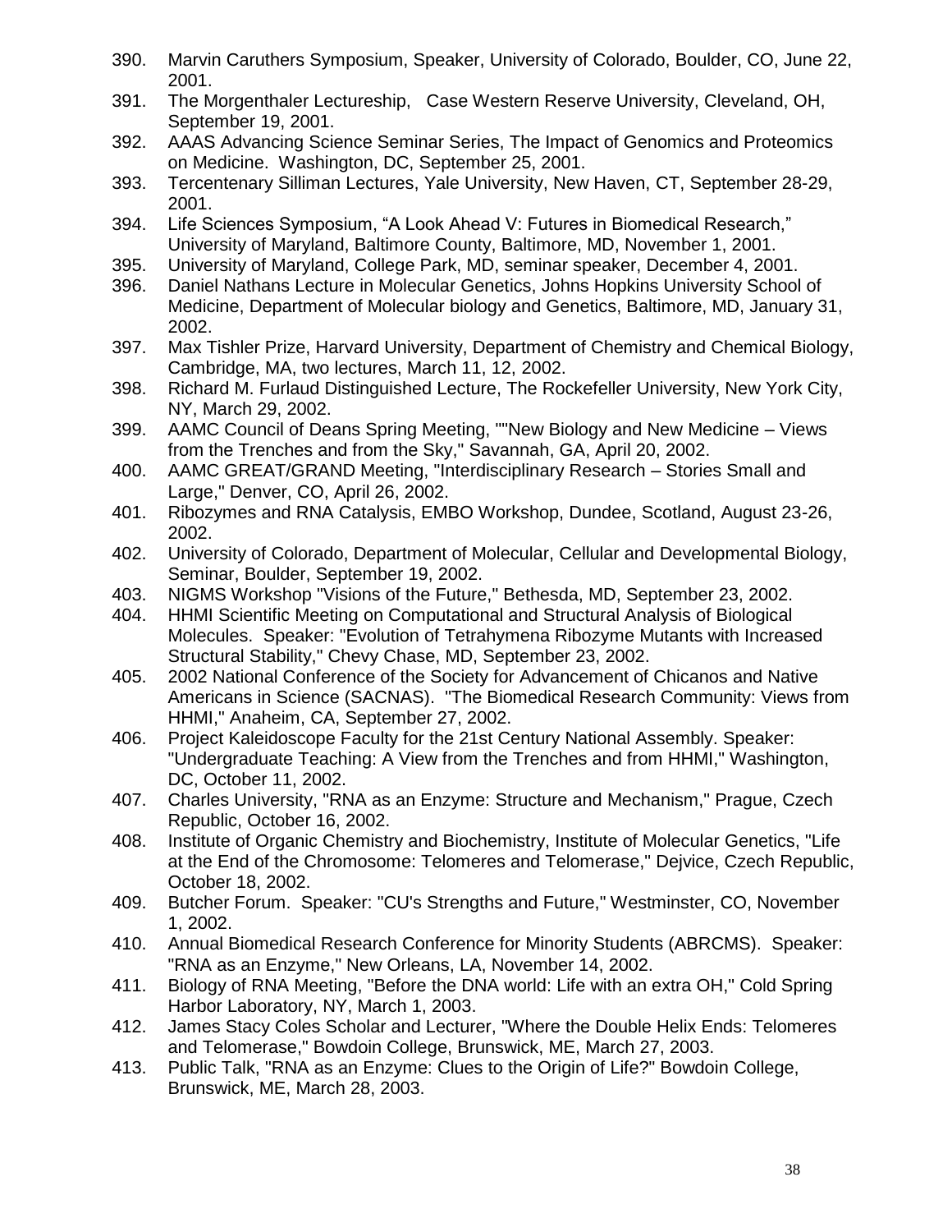390. Marvin Caruthers Symposium, Speaker, University of Colorado, Boulder, CO, June 22, 2001.
391. The Morgenthaler Lectureship, Case Western Reserve University, Cleveland, OH, September 19, 2001.
392. AAAS Advancing Science Seminar Series, The Impact of Genomics and Proteomics on Medicine. Washington, DC, September 25, 2001.
393. Tercentenary Silliman Lectures, Yale University, New Haven, CT, September 28-29, 2001.
394. Life Sciences Symposium, "A Look Ahead V: Futures in Biomedical Research," University of Maryland, Baltimore County, Baltimore, MD, November 1, 2001.
395. University of Maryland, College Park, MD, seminar speaker, December 4, 2001.
396. Daniel Nathans Lecture in Molecular Genetics, Johns Hopkins University School of Medicine, Department of Molecular biology and Genetics, Baltimore, MD, January 31, 2002.
397. Max Tishler Prize, Harvard University, Department of Chemistry and Chemical Biology, Cambridge, MA, two lectures, March 11, 12, 2002.
398. Richard M. Furlaud Distinguished Lecture, The Rockefeller University, New York City, NY, March 29, 2002.
399. AAMC Council of Deans Spring Meeting, ""New Biology and New Medicine – Views from the Trenches and from the Sky," Savannah, GA, April 20, 2002.
400. AAMC GREAT/GRAND Meeting, "Interdisciplinary Research – Stories Small and Large," Denver, CO, April 26, 2002.
401. Ribozymes and RNA Catalysis, EMBO Workshop, Dundee, Scotland, August 23-26, 2002.
402. University of Colorado, Department of Molecular, Cellular and Developmental Biology, Seminar, Boulder, September 19, 2002.
403. NIGMS Workshop "Visions of the Future," Bethesda, MD, September 23, 2002.
404. HHMI Scientific Meeting on Computational and Structural Analysis of Biological Molecules. Speaker: "Evolution of Tetrahymena Ribozyme Mutants with Increased Structural Stability," Chevy Chase, MD, September 23, 2002.
405. 2002 National Conference of the Society for Advancement of Chicanos and Native Americans in Science (SACNAS). "The Biomedical Research Community: Views from HHMI," Anaheim, CA, September 27, 2002.
406. Project Kaleidoscope Faculty for the 21st Century National Assembly. Speaker: "Undergraduate Teaching: A View from the Trenches and from HHMI," Washington, DC, October 11, 2002.
407. Charles University, "RNA as an Enzyme: Structure and Mechanism," Prague, Czech Republic, October 16, 2002.
408. Institute of Organic Chemistry and Biochemistry, Institute of Molecular Genetics, "Life at the End of the Chromosome: Telomeres and Telomerase," Dejvice, Czech Republic, October 18, 2002.
409. Butcher Forum. Speaker: "CU's Strengths and Future," Westminster, CO, November 1, 2002.
410. Annual Biomedical Research Conference for Minority Students (ABRCMS). Speaker: "RNA as an Enzyme," New Orleans, LA, November 14, 2002.
411. Biology of RNA Meeting, "Before the DNA world: Life with an extra OH," Cold Spring Harbor Laboratory, NY, March 1, 2003.
412. James Stacy Coles Scholar and Lecturer, "Where the Double Helix Ends: Telomeres and Telomerase," Bowdoin College, Brunswick, ME, March 27, 2003.
413. Public Talk, "RNA as an Enzyme: Clues to the Origin of Life?" Bowdoin College, Brunswick, ME, March 28, 2003.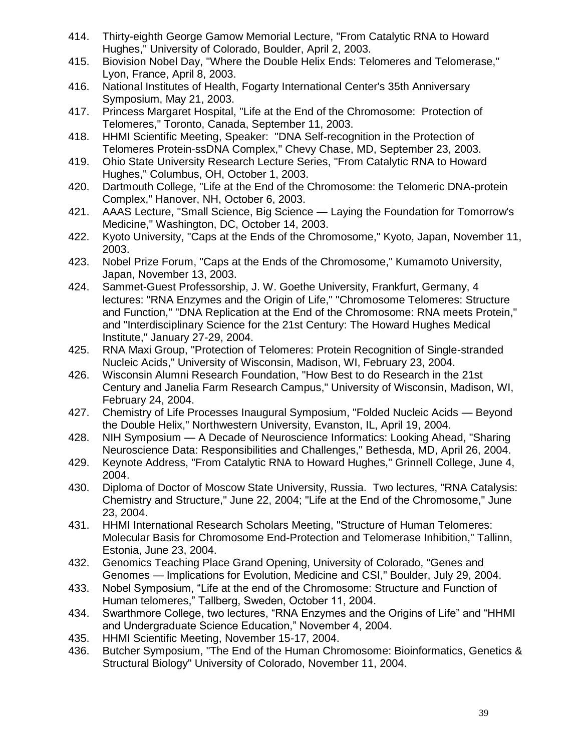414. Thirty-eighth George Gamow Memorial Lecture, "From Catalytic RNA to Howard Hughes," University of Colorado, Boulder, April 2, 2003.
415. Biovision Nobel Day, "Where the Double Helix Ends: Telomeres and Telomerase," Lyon, France, April 8, 2003.
416. National Institutes of Health, Fogarty International Center's 35th Anniversary Symposium, May 21, 2003.
417. Princess Margaret Hospital, "Life at the End of the Chromosome: Protection of Telomeres," Toronto, Canada, September 11, 2003.
418. HHMI Scientific Meeting, Speaker: "DNA Self-recognition in the Protection of Telomeres Protein-ssDNA Complex," Chevy Chase, MD, September 23, 2003.
419. Ohio State University Research Lecture Series, "From Catalytic RNA to Howard Hughes," Columbus, OH, October 1, 2003.
420. Dartmouth College, "Life at the End of the Chromosome: the Telomeric DNA-protein Complex," Hanover, NH, October 6, 2003.
421. AAAS Lecture, "Small Science, Big Science — Laying the Foundation for Tomorrow's Medicine," Washington, DC, October 14, 2003.
422. Kyoto University, "Caps at the Ends of the Chromosome," Kyoto, Japan, November 11, 2003.
423. Nobel Prize Forum, "Caps at the Ends of the Chromosome," Kumamoto University, Japan, November 13, 2003.
424. Sammet-Guest Professorship, J. W. Goethe University, Frankfurt, Germany, 4 lectures: "RNA Enzymes and the Origin of Life," "Chromosome Telomeres: Structure and Function," "DNA Replication at the End of the Chromosome: RNA meets Protein," and "Interdisciplinary Science for the 21st Century: The Howard Hughes Medical Institute," January 27-29, 2004.
425. RNA Maxi Group, "Protection of Telomeres: Protein Recognition of Single-stranded Nucleic Acids," University of Wisconsin, Madison, WI, February 23, 2004.
426. Wisconsin Alumni Research Foundation, "How Best to do Research in the 21st Century and Janelia Farm Research Campus," University of Wisconsin, Madison, WI, February 24, 2004.
427. Chemistry of Life Processes Inaugural Symposium, "Folded Nucleic Acids — Beyond the Double Helix," Northwestern University, Evanston, IL, April 19, 2004.
428. NIH Symposium — A Decade of Neuroscience Informatics: Looking Ahead, "Sharing Neuroscience Data: Responsibilities and Challenges," Bethesda, MD, April 26, 2004.
429. Keynote Address, "From Catalytic RNA to Howard Hughes," Grinnell College, June 4, 2004.
430. Diploma of Doctor of Moscow State University, Russia. Two lectures, "RNA Catalysis: Chemistry and Structure," June 22, 2004; "Life at the End of the Chromosome," June 23, 2004.
431. HHMI International Research Scholars Meeting, "Structure of Human Telomeres: Molecular Basis for Chromosome End-Protection and Telomerase Inhibition," Tallinn, Estonia, June 23, 2004.
432. Genomics Teaching Place Grand Opening, University of Colorado, "Genes and Genomes — Implications for Evolution, Medicine and CSI," Boulder, July 29, 2004.
433. Nobel Symposium, "Life at the end of the Chromosome: Structure and Function of Human telomeres," Tallberg, Sweden, October 11, 2004.
434. Swarthmore College, two lectures, "RNA Enzymes and the Origins of Life" and "HHMI and Undergraduate Science Education," November 4, 2004.
435. HHMI Scientific Meeting, November 15-17, 2004.
436. Butcher Symposium, "The End of the Human Chromosome: Bioinformatics, Genetics & Structural Biology" University of Colorado, November 11, 2004.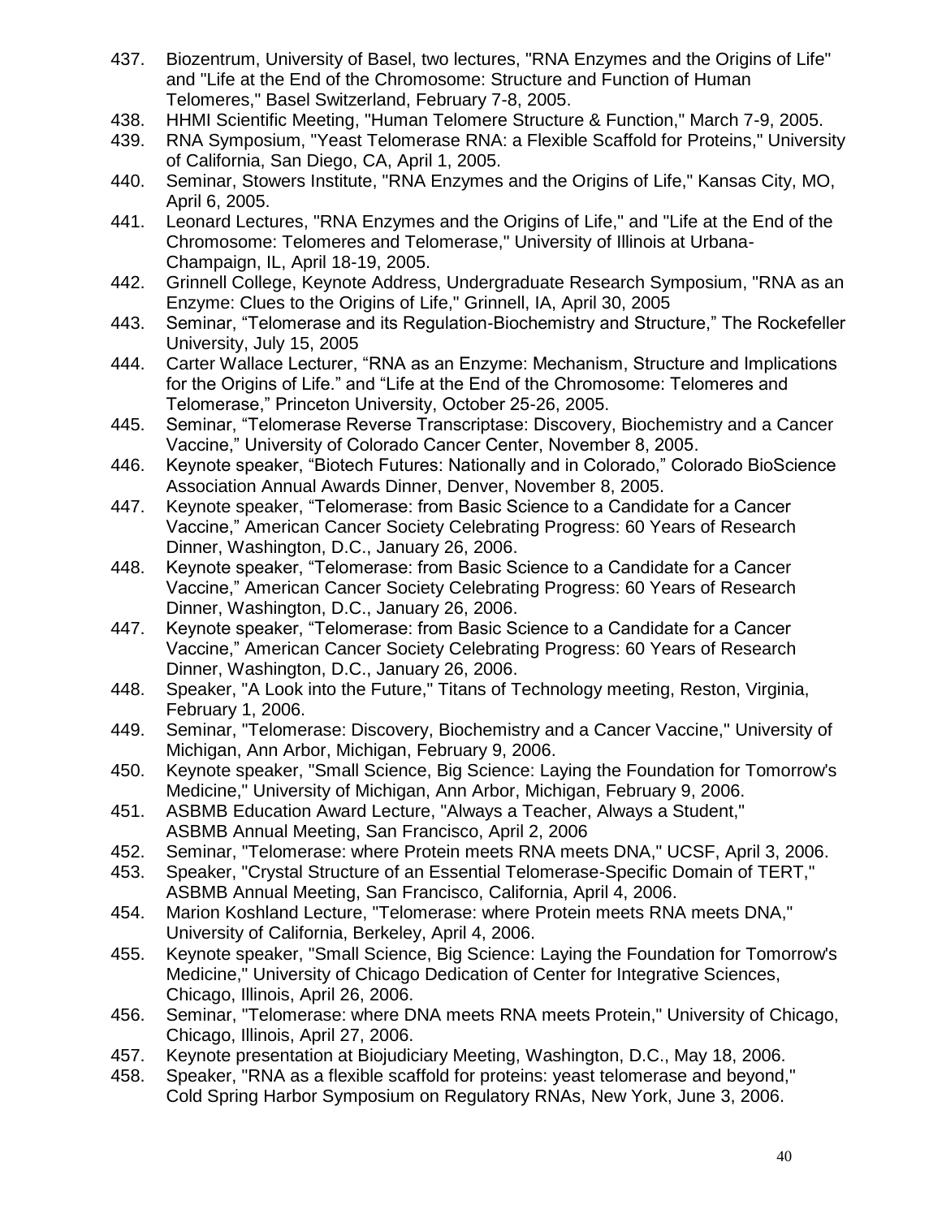437. Biozentrum, University of Basel, two lectures, "RNA Enzymes and the Origins of Life" and "Life at the End of the Chromosome: Structure and Function of Human Telomeres," Basel Switzerland, February 7-8, 2005.
438. HHMI Scientific Meeting, "Human Telomere Structure & Function," March 7-9, 2005.
439. RNA Symposium, "Yeast Telomerase RNA: a Flexible Scaffold for Proteins," University of California, San Diego, CA, April 1, 2005.
440. Seminar, Stowers Institute, "RNA Enzymes and the Origins of Life," Kansas City, MO, April 6, 2005.
441. Leonard Lectures, "RNA Enzymes and the Origins of Life," and "Life at the End of the Chromosome: Telomeres and Telomerase," University of Illinois at Urbana-Champaign, IL, April 18-19, 2005.
442. Grinnell College, Keynote Address, Undergraduate Research Symposium, "RNA as an Enzyme: Clues to the Origins of Life," Grinnell, IA, April 30, 2005
443. Seminar, "Telomerase and its Regulation-Biochemistry and Structure," The Rockefeller University, July 15, 2005
444. Carter Wallace Lecturer, "RNA as an Enzyme: Mechanism, Structure and Implications for the Origins of Life." and "Life at the End of the Chromosome: Telomeres and Telomerase," Princeton University, October 25-26, 2005.
445. Seminar, "Telomerase Reverse Transcriptase: Discovery, Biochemistry and a Cancer Vaccine," University of Colorado Cancer Center, November 8, 2005.
446. Keynote speaker, "Biotech Futures: Nationally and in Colorado," Colorado BioScience Association Annual Awards Dinner, Denver, November 8, 2005.
447. Keynote speaker, "Telomerase: from Basic Science to a Candidate for a Cancer Vaccine," American Cancer Society Celebrating Progress: 60 Years of Research Dinner, Washington, D.C., January 26, 2006.
448. Keynote speaker, "Telomerase: from Basic Science to a Candidate for a Cancer Vaccine," American Cancer Society Celebrating Progress: 60 Years of Research Dinner, Washington, D.C., January 26, 2006.
447. Keynote speaker, "Telomerase: from Basic Science to a Candidate for a Cancer Vaccine," American Cancer Society Celebrating Progress: 60 Years of Research Dinner, Washington, D.C., January 26, 2006.
448. Speaker, "A Look into the Future," Titans of Technology meeting, Reston, Virginia, February 1, 2006.
449. Seminar, "Telomerase: Discovery, Biochemistry and a Cancer Vaccine," University of Michigan, Ann Arbor, Michigan, February 9, 2006.
450. Keynote speaker, "Small Science, Big Science: Laying the Foundation for Tomorrow's Medicine," University of Michigan, Ann Arbor, Michigan, February 9, 2006.
451. ASBMB Education Award Lecture, "Always a Teacher, Always a Student," ASBMB Annual Meeting, San Francisco, April 2, 2006
452. Seminar, "Telomerase: where Protein meets RNA meets DNA," UCSF, April 3, 2006.
453. Speaker, "Crystal Structure of an Essential Telomerase-Specific Domain of TERT," ASBMB Annual Meeting, San Francisco, California, April 4, 2006.
454. Marion Koshland Lecture, "Telomerase: where Protein meets RNA meets DNA," University of California, Berkeley, April 4, 2006.
455. Keynote speaker, "Small Science, Big Science: Laying the Foundation for Tomorrow's Medicine," University of Chicago Dedication of Center for Integrative Sciences, Chicago, Illinois, April 26, 2006.
456. Seminar, "Telomerase: where DNA meets RNA meets Protein," University of Chicago, Chicago, Illinois, April 27, 2006.
457. Keynote presentation at Biojudiciary Meeting, Washington, D.C., May 18, 2006.
458. Speaker, "RNA as a flexible scaffold for proteins: yeast telomerase and beyond," Cold Spring Harbor Symposium on Regulatory RNAs, New York, June 3, 2006.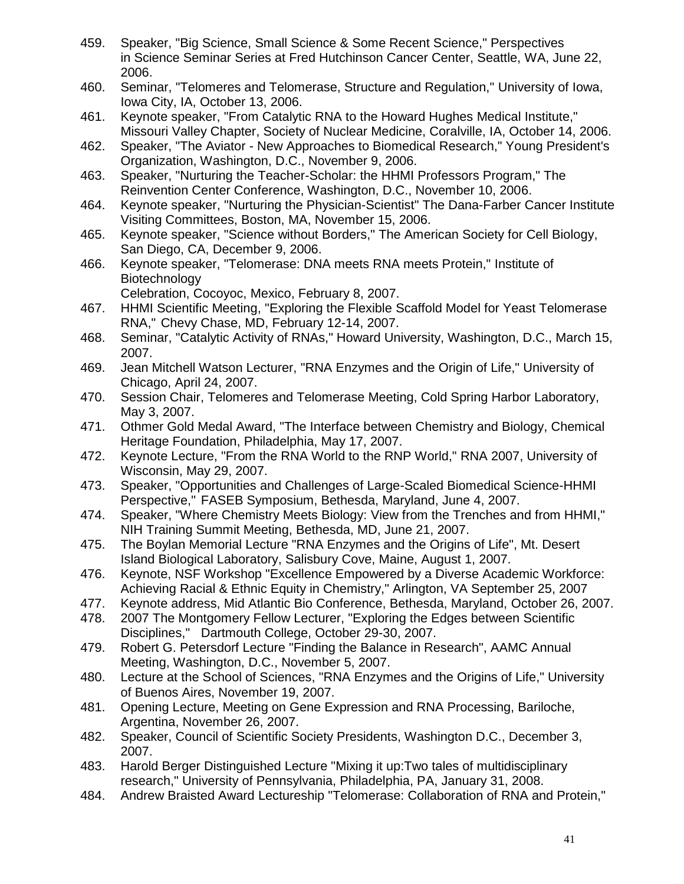459. Speaker, "Big Science, Small Science & Some Recent Science," Perspectives in Science Seminar Series at Fred Hutchinson Cancer Center, Seattle, WA, June 22, 2006.
460. Seminar, "Telomeres and Telomerase, Structure and Regulation," University of Iowa, Iowa City, IA, October 13, 2006.
461. Keynote speaker, "From Catalytic RNA to the Howard Hughes Medical Institute," Missouri Valley Chapter, Society of Nuclear Medicine, Coralville, IA, October 14, 2006.
462. Speaker, "The Aviator - New Approaches to Biomedical Research," Young President's Organization, Washington, D.C., November 9, 2006.
463. Speaker, "Nurturing the Teacher-Scholar: the HHMI Professors Program," The Reinvention Center Conference, Washington, D.C., November 10, 2006.
464. Keynote speaker, "Nurturing the Physician-Scientist" The Dana-Farber Cancer Institute Visiting Committees, Boston, MA, November 15, 2006.
465. Keynote speaker, "Science without Borders," The American Society for Cell Biology, San Diego, CA, December 9, 2006.
466. Keynote speaker, "Telomerase: DNA meets RNA meets Protein," Institute of Biotechnology Celebration, Cocoyoc, Mexico, February 8, 2007.
467. HHMI Scientific Meeting, "Exploring the Flexible Scaffold Model for Yeast Telomerase RNA," Chevy Chase, MD, February 12-14, 2007.
468. Seminar, "Catalytic Activity of RNAs," Howard University, Washington, D.C., March 15, 2007.
469. Jean Mitchell Watson Lecturer, "RNA Enzymes and the Origin of Life," University of Chicago, April 24, 2007.
470. Session Chair, Telomeres and Telomerase Meeting, Cold Spring Harbor Laboratory, May 3, 2007.
471. Othmer Gold Medal Award, "The Interface between Chemistry and Biology, Chemical Heritage Foundation, Philadelphia, May 17, 2007.
472. Keynote Lecture, "From the RNA World to the RNP World," RNA 2007, University of Wisconsin, May 29, 2007.
473. Speaker, "Opportunities and Challenges of Large-Scaled Biomedical Science-HHMI Perspective," FASEB Symposium, Bethesda, Maryland, June 4, 2007.
474. Speaker, "Where Chemistry Meets Biology: View from the Trenches and from HHMI," NIH Training Summit Meeting, Bethesda, MD, June 21, 2007.
475. The Boylan Memorial Lecture "RNA Enzymes and the Origins of Life", Mt. Desert Island Biological Laboratory, Salisbury Cove, Maine, August 1, 2007.
476. Keynote, NSF Workshop "Excellence Empowered by a Diverse Academic Workforce: Achieving Racial & Ethnic Equity in Chemistry," Arlington, VA September 25, 2007
477. Keynote address, Mid Atlantic Bio Conference, Bethesda, Maryland, October 26, 2007.
478. 2007 The Montgomery Fellow Lecturer, "Exploring the Edges between Scientific Disciplines," Dartmouth College, October 29-30, 2007.
479. Robert G. Petersdorf Lecture "Finding the Balance in Research", AAMC Annual Meeting, Washington, D.C., November 5, 2007.
480. Lecture at the School of Sciences, "RNA Enzymes and the Origins of Life," University of Buenos Aires, November 19, 2007.
481. Opening Lecture, Meeting on Gene Expression and RNA Processing, Bariloche, Argentina, November 26, 2007.
482. Speaker, Council of Scientific Society Presidents, Washington D.C., December 3, 2007.
483. Harold Berger Distinguished Lecture "Mixing it up:Two tales of multidisciplinary research," University of Pennsylvania, Philadelphia, PA, January 31, 2008.
484. Andrew Braisted Award Lectureship "Telomerase: Collaboration of RNA and Protein,"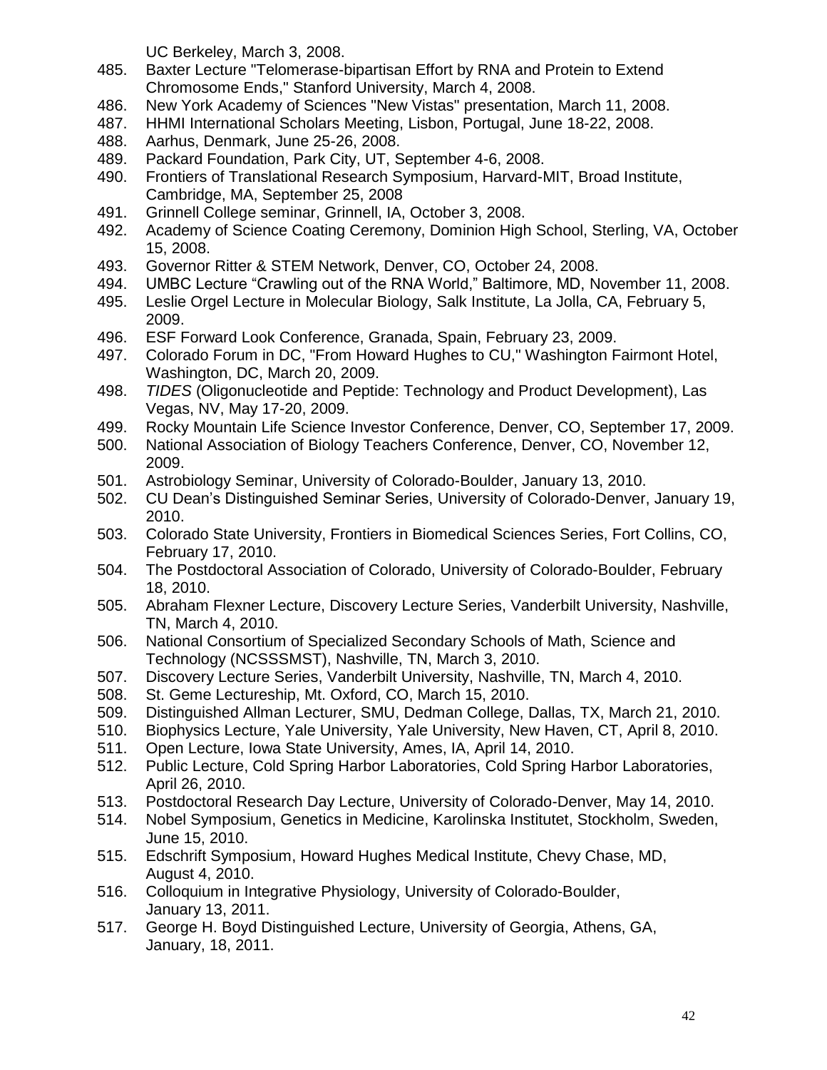UC Berkeley, March 3, 2008.

485. Baxter Lecture "Telomerase-bipartisan Effort by RNA and Protein to Extend Chromosome Ends," Stanford University, March 4, 2008.
486. New York Academy of Sciences "New Vistas" presentation, March 11, 2008.
487. HHMI International Scholars Meeting, Lisbon, Portugal, June 18-22, 2008.
488. Aarhus, Denmark, June 25-26, 2008.
489. Packard Foundation, Park City, UT, September 4-6, 2008.
490. Frontiers of Translational Research Symposium, Harvard-MIT, Broad Institute, Cambridge, MA, September 25, 2008
491. Grinnell College seminar, Grinnell, IA, October 3, 2008.
492. Academy of Science Coating Ceremony, Dominion High School, Sterling, VA, October 15, 2008.
493. Governor Ritter & STEM Network, Denver, CO, October 24, 2008.
494. UMBC Lecture "Crawling out of the RNA World," Baltimore, MD, November 11, 2008.
495. Leslie Orgel Lecture in Molecular Biology, Salk Institute, La Jolla, CA, February 5, 2009.
496. ESF Forward Look Conference, Granada, Spain, February 23, 2009.
497. Colorado Forum in DC, "From Howard Hughes to CU," Washington Fairmont Hotel, Washington, DC, March 20, 2009.
498. *TIDES* (Oligonucleotide and Peptide: Technology and Product Development), Las Vegas, NV, May 17-20, 2009.
499. Rocky Mountain Life Science Investor Conference, Denver, CO, September 17, 2009.
500. National Association of Biology Teachers Conference, Denver, CO, November 12, 2009.
501. Astrobiology Seminar, University of Colorado-Boulder, January 13, 2010.
502. CU Dean's Distinguished Seminar Series, University of Colorado-Denver, January 19, 2010.
503. Colorado State University, Frontiers in Biomedical Sciences Series, Fort Collins, CO, February 17, 2010.
504. The Postdoctoral Association of Colorado, University of Colorado-Boulder, February 18, 2010.
505. Abraham Flexner Lecture, Discovery Lecture Series, Vanderbilt University, Nashville, TN, March 4, 2010.
506. National Consortium of Specialized Secondary Schools of Math, Science and Technology (NCSSSMST), Nashville, TN, March 3, 2010.
507. Discovery Lecture Series, Vanderbilt University, Nashville, TN, March 4, 2010.
508. St. Geme Lectureship, Mt. Oxford, CO, March 15, 2010.
509. Distinguished Allman Lecturer, SMU, Dedman College, Dallas, TX, March 21, 2010.
510. Biophysics Lecture, Yale University, Yale University, New Haven, CT, April 8, 2010.
511. Open Lecture, Iowa State University, Ames, IA, April 14, 2010.
512. Public Lecture, Cold Spring Harbor Laboratories, Cold Spring Harbor Laboratories, April 26, 2010.
513. Postdoctoral Research Day Lecture, University of Colorado-Denver, May 14, 2010.
514. Nobel Symposium, Genetics in Medicine, Karolinska Institutet, Stockholm, Sweden, June 15, 2010.
515. Edschrift Symposium, Howard Hughes Medical Institute, Chevy Chase, MD, August 4, 2010.
516. Colloquium in Integrative Physiology, University of Colorado-Boulder, January 13, 2011.
517. George H. Boyd Distinguished Lecture, University of Georgia, Athens, GA, January, 18, 2011.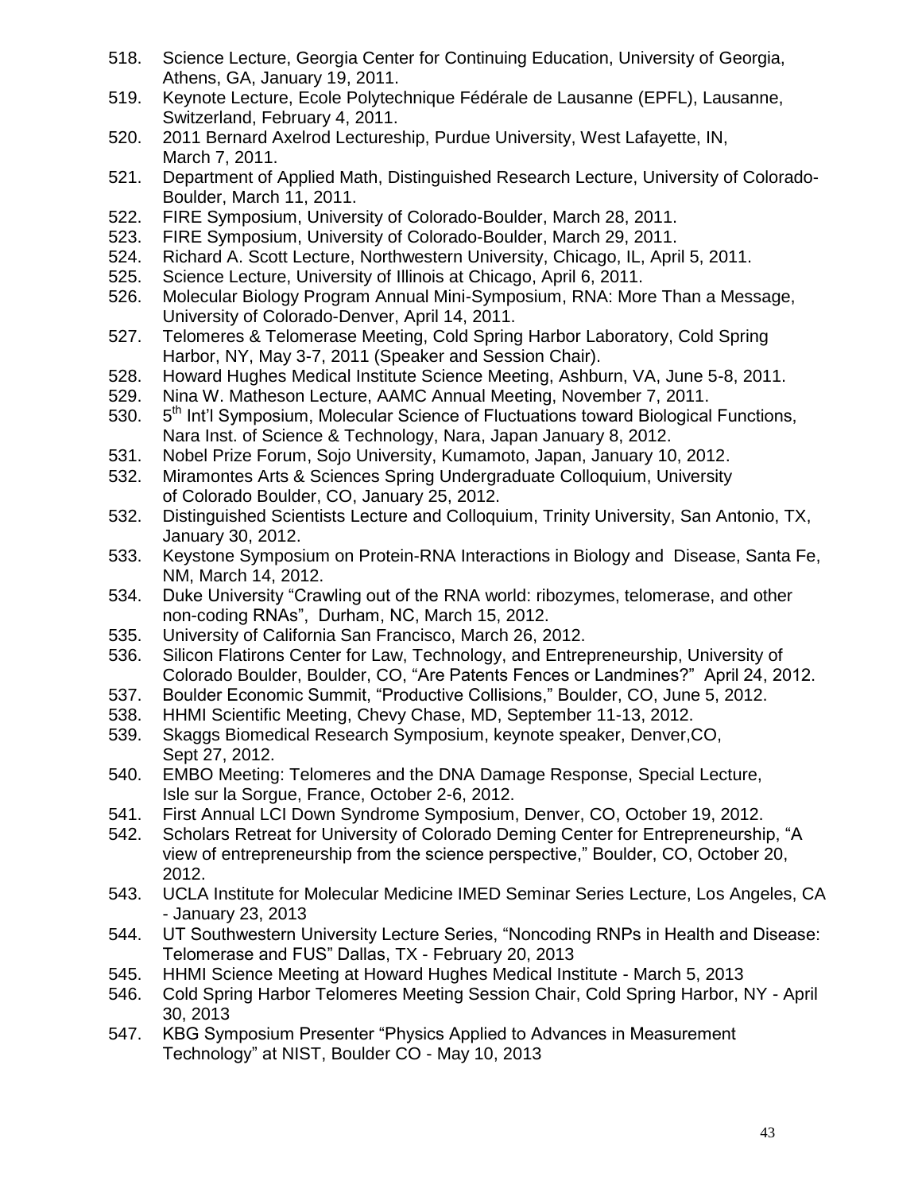518. Science Lecture, Georgia Center for Continuing Education, University of Georgia, Athens, GA, January 19, 2011.
519. Keynote Lecture, Ecole Polytechnique Fédérale de Lausanne (EPFL), Lausanne, Switzerland, February 4, 2011.
520. 2011 Bernard Axelrod Lectureship, Purdue University, West Lafayette, IN, March 7, 2011.
521. Department of Applied Math, Distinguished Research Lecture, University of Colorado-Boulder, March 11, 2011.
522. FIRE Symposium, University of Colorado-Boulder, March 28, 2011.
523. FIRE Symposium, University of Colorado-Boulder, March 29, 2011.
524. Richard A. Scott Lecture, Northwestern University, Chicago, IL, April 5, 2011.
525. Science Lecture, University of Illinois at Chicago, April 6, 2011.
526. Molecular Biology Program Annual Mini-Symposium, RNA: More Than a Message, University of Colorado-Denver, April 14, 2011.
527. Telomeres & Telomerase Meeting, Cold Spring Harbor Laboratory, Cold Spring Harbor, NY, May 3-7, 2011 (Speaker and Session Chair).
528. Howard Hughes Medical Institute Science Meeting, Ashburn, VA, June 5-8, 2011.
529. Nina W. Matheson Lecture, AAMC Annual Meeting, November 7, 2011.
530. 5th Int'l Symposium, Molecular Science of Fluctuations toward Biological Functions, Nara Inst. of Science & Technology, Nara, Japan January 8, 2012.
531. Nobel Prize Forum, Sojo University, Kumamoto, Japan, January 10, 2012.
532. Miramontes Arts & Sciences Spring Undergraduate Colloquium, University of Colorado Boulder, CO, January 25, 2012.
532. Distinguished Scientists Lecture and Colloquium, Trinity University, San Antonio, TX, January 30, 2012.
533. Keystone Symposium on Protein-RNA Interactions in Biology and Disease, Santa Fe, NM, March 14, 2012.
534. Duke University "Crawling out of the RNA world: ribozymes, telomerase, and other non-coding RNAs", Durham, NC, March 15, 2012.
535. University of California San Francisco, March 26, 2012.
536. Silicon Flatirons Center for Law, Technology, and Entrepreneurship, University of Colorado Boulder, Boulder, CO, "Are Patents Fences or Landmines?" April 24, 2012.
537. Boulder Economic Summit, "Productive Collisions," Boulder, CO, June 5, 2012.
538. HHMI Scientific Meeting, Chevy Chase, MD, September 11-13, 2012.
539. Skaggs Biomedical Research Symposium, keynote speaker, Denver,CO, Sept 27, 2012.
540. EMBO Meeting: Telomeres and the DNA Damage Response, Special Lecture, Isle sur la Sorgue, France, October 2-6, 2012.
541. First Annual LCI Down Syndrome Symposium, Denver, CO, October 19, 2012.
542. Scholars Retreat for University of Colorado Deming Center for Entrepreneurship, "A view of entrepreneurship from the science perspective," Boulder, CO, October 20, 2012.
543. UCLA Institute for Molecular Medicine IMED Seminar Series Lecture, Los Angeles, CA - January 23, 2013
544. UT Southwestern University Lecture Series, "Noncoding RNPs in Health and Disease: Telomerase and FUS" Dallas, TX - February 20, 2013
545. HHMI Science Meeting at Howard Hughes Medical Institute - March 5, 2013
546. Cold Spring Harbor Telomeres Meeting Session Chair, Cold Spring Harbor, NY - April 30, 2013
547. KBG Symposium Presenter "Physics Applied to Advances in Measurement Technology" at NIST, Boulder CO - May 10, 2013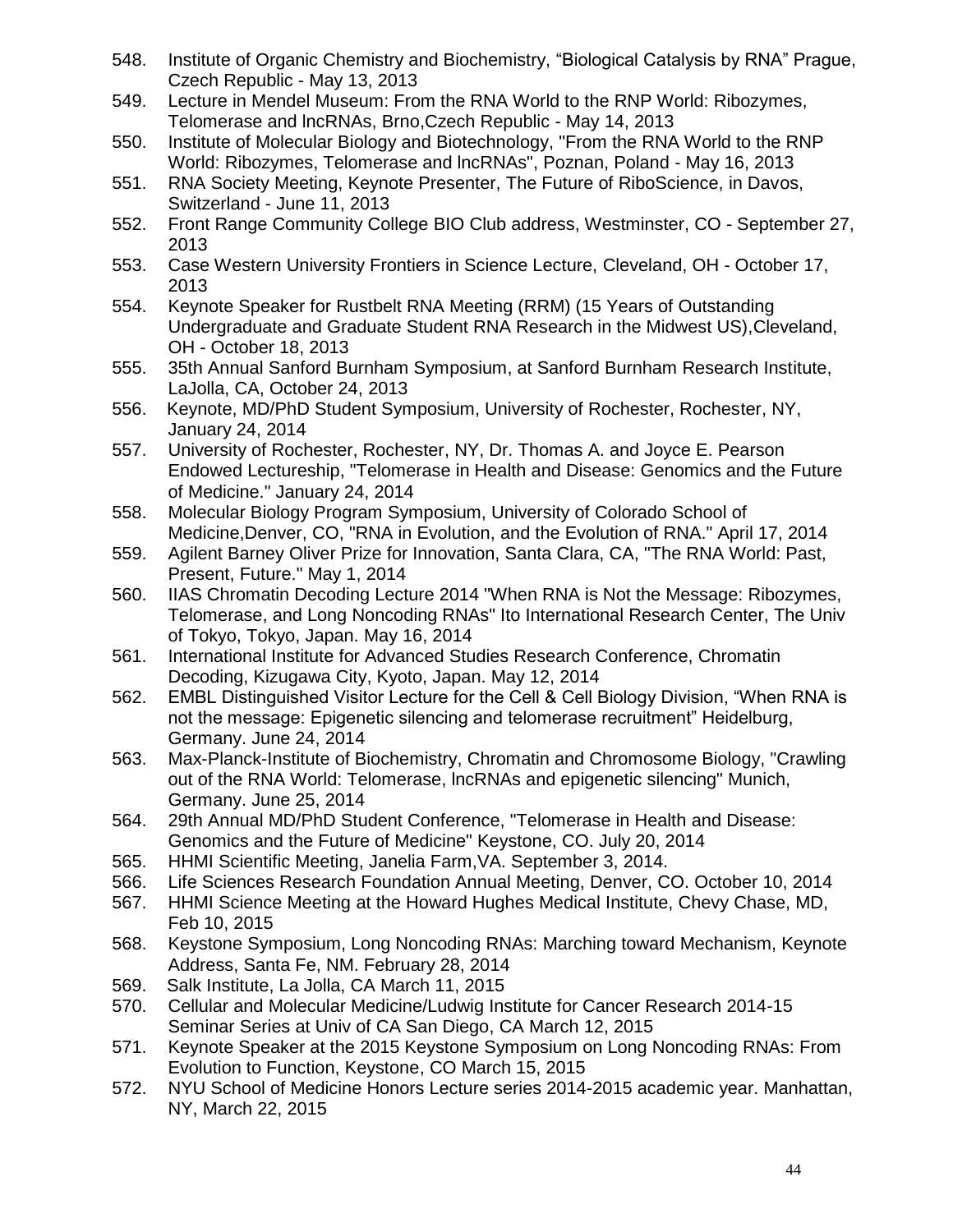548. Institute of Organic Chemistry and Biochemistry, “Biological Catalysis by RNA” Prague, Czech Republic - May 13, 2013
549. Lecture in Mendel Museum: From the RNA World to the RNP World: Ribozymes, Telomerase and lncRNAs, Brno,Czech Republic - May 14, 2013
550. Institute of Molecular Biology and Biotechnology, "From the RNA World to the RNP World: Ribozymes, Telomerase and lncRNAs", Poznan, Poland - May 16, 2013
551. RNA Society Meeting, Keynote Presenter, The Future of RiboScience, in Davos, Switzerland - June 11, 2013
552. Front Range Community College BIO Club address, Westminster, CO - September 27, 2013
553. Case Western University Frontiers in Science Lecture, Cleveland, OH - October 17, 2013
554. Keynote Speaker for Rustbelt RNA Meeting (RRM) (15 Years of Outstanding Undergraduate and Graduate Student RNA Research in the Midwest US),Cleveland, OH - October 18, 2013
555. 35th Annual Sanford Burnham Symposium, at Sanford Burnham Research Institute, LaJolla, CA, October 24, 2013
556. Keynote, MD/PhD Student Symposium, University of Rochester, Rochester, NY, January 24, 2014
557. University of Rochester, Rochester, NY, Dr. Thomas A. and Joyce E. Pearson Endowed Lectureship, "Telomerase in Health and Disease: Genomics and the Future of Medicine." January 24, 2014
558. Molecular Biology Program Symposium, University of Colorado School of Medicine,Denver, CO, "RNA in Evolution, and the Evolution of RNA." April 17, 2014
559. Agilent Barney Oliver Prize for Innovation, Santa Clara, CA, "The RNA World: Past, Present, Future." May 1, 2014
560. IIAS Chromatin Decoding Lecture 2014 "When RNA is Not the Message: Ribozymes, Telomerase, and Long Noncoding RNAs" Ito International Research Center, The Univ of Tokyo, Tokyo, Japan. May 16, 2014
561. International Institute for Advanced Studies Research Conference, Chromatin Decoding, Kizugawa City, Kyoto, Japan. May 12, 2014
562. EMBL Distinguished Visitor Lecture for the Cell & Cell Biology Division, “When RNA is not the message: Epigenetic silencing and telomerase recruitment” Heidelburg, Germany. June 24, 2014
563. Max-Planck-Institute of Biochemistry, Chromatin and Chromosome Biology, "Crawling out of the RNA World: Telomerase, lncRNAs and epigenetic silencing" Munich, Germany. June 25, 2014
564. 29th Annual MD/PhD Student Conference, "Telomerase in Health and Disease: Genomics and the Future of Medicine" Keystone, CO. July 20, 2014
565. HHMI Scientific Meeting, Janelia Farm,VA. September 3, 2014.
566. Life Sciences Research Foundation Annual Meeting, Denver, CO. October 10, 2014
567. HHMI Science Meeting at the Howard Hughes Medical Institute, Chevy Chase, MD, Feb 10, 2015
568. Keystone Symposium, Long Noncoding RNAs: Marching toward Mechanism, Keynote Address, Santa Fe, NM. February 28, 2014
569. Salk Institute, La Jolla, CA March 11, 2015
570. Cellular and Molecular Medicine/Ludwig Institute for Cancer Research 2014-15 Seminar Series at Univ of CA San Diego, CA March 12, 2015
571. Keynote Speaker at the 2015 Keystone Symposium on Long Noncoding RNAs: From Evolution to Function, Keystone, CO March 15, 2015
572. NYU School of Medicine Honors Lecture series 2014-2015 academic year. Manhattan, NY, March 22, 2015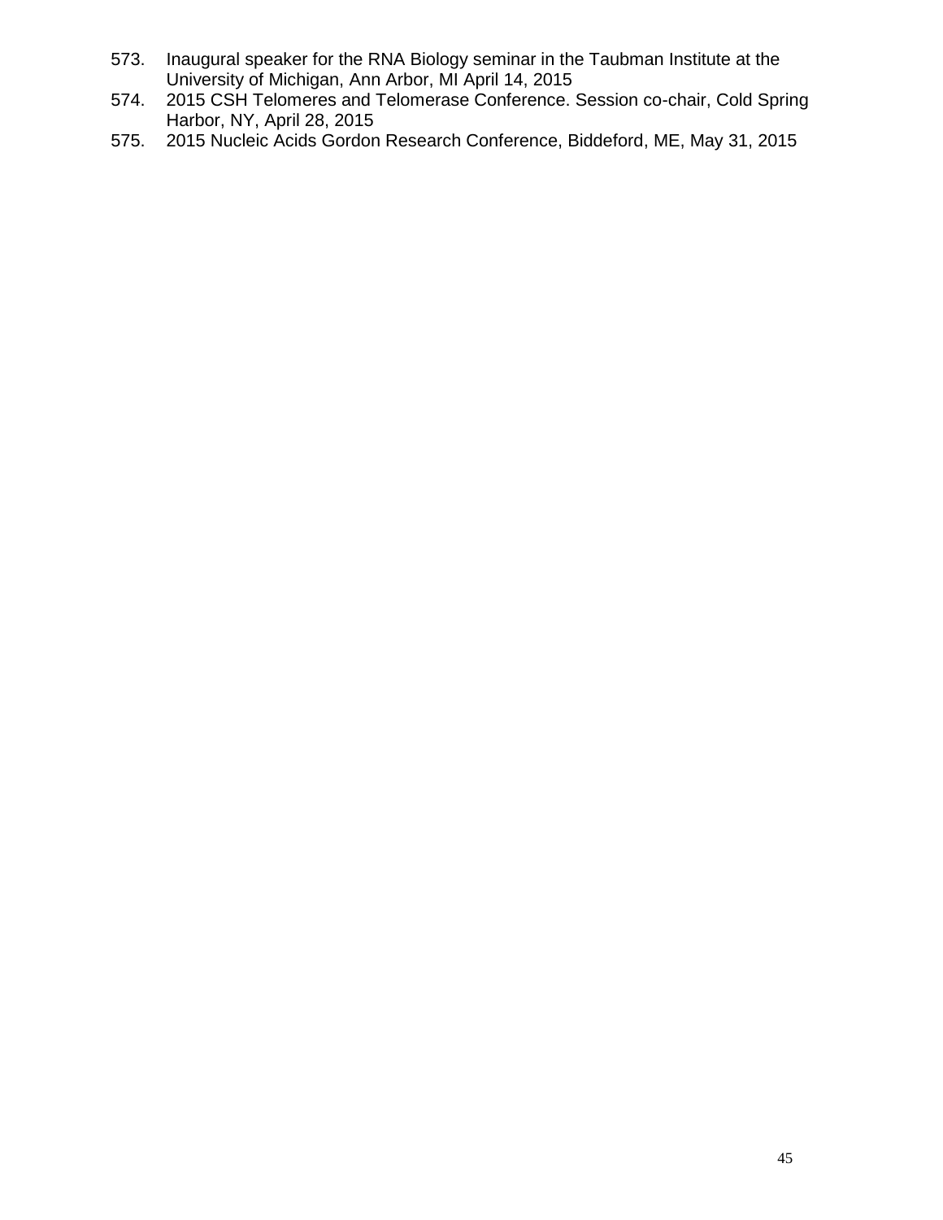573. Inaugural speaker for the RNA Biology seminar in the Taubman Institute at the University of Michigan, Ann Arbor, MI April 14, 2015
574. 2015 CSH Telomeres and Telomerase Conference. Session co-chair, Cold Spring Harbor, NY, April 28, 2015
575. 2015 Nucleic Acids Gordon Research Conference, Biddeford, ME, May 31, 2015